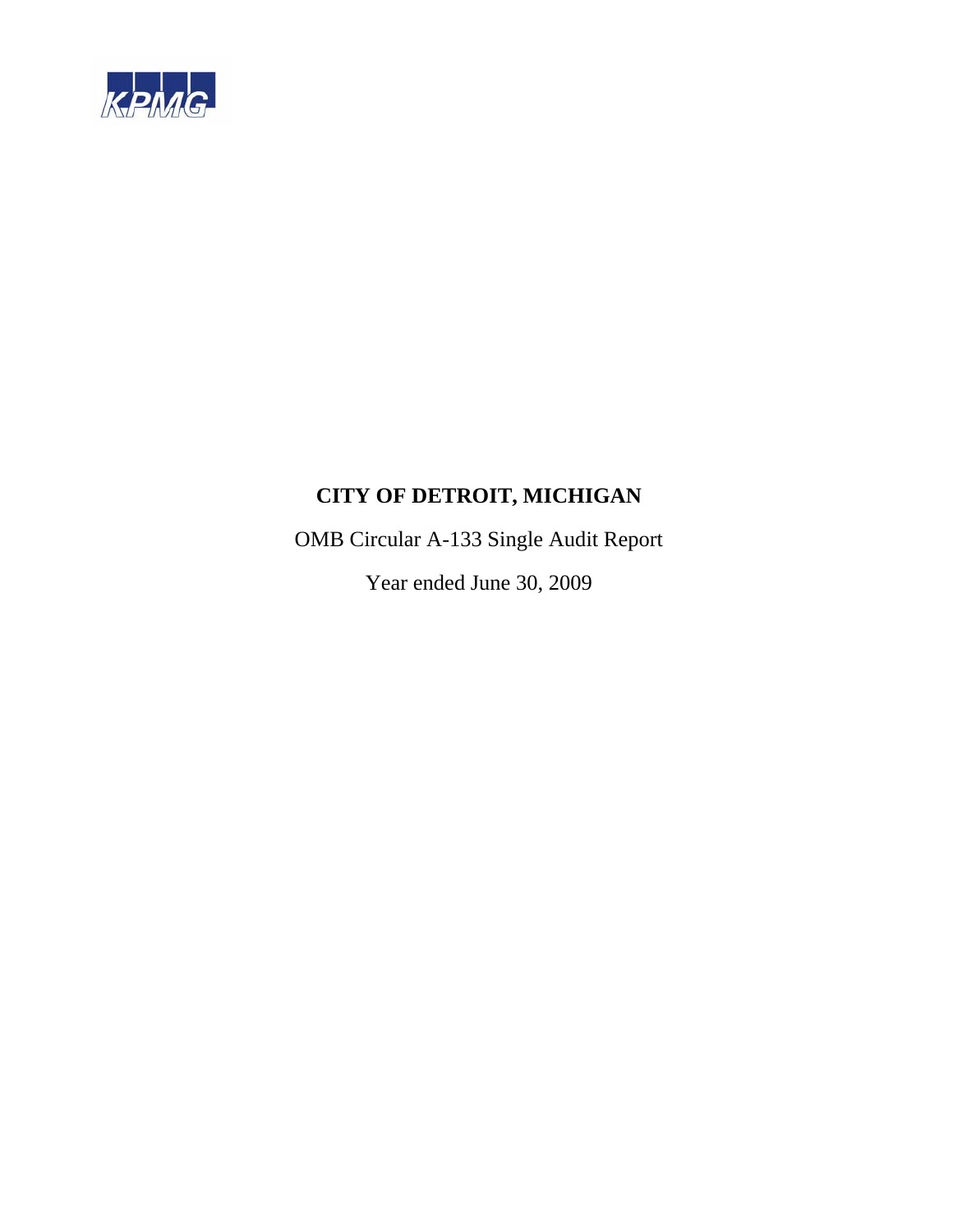KPMG

# CITY OF DETROIT, MICHIGAN

OMB Circular A-133 Single Audit Report

Year ended June 30, 2009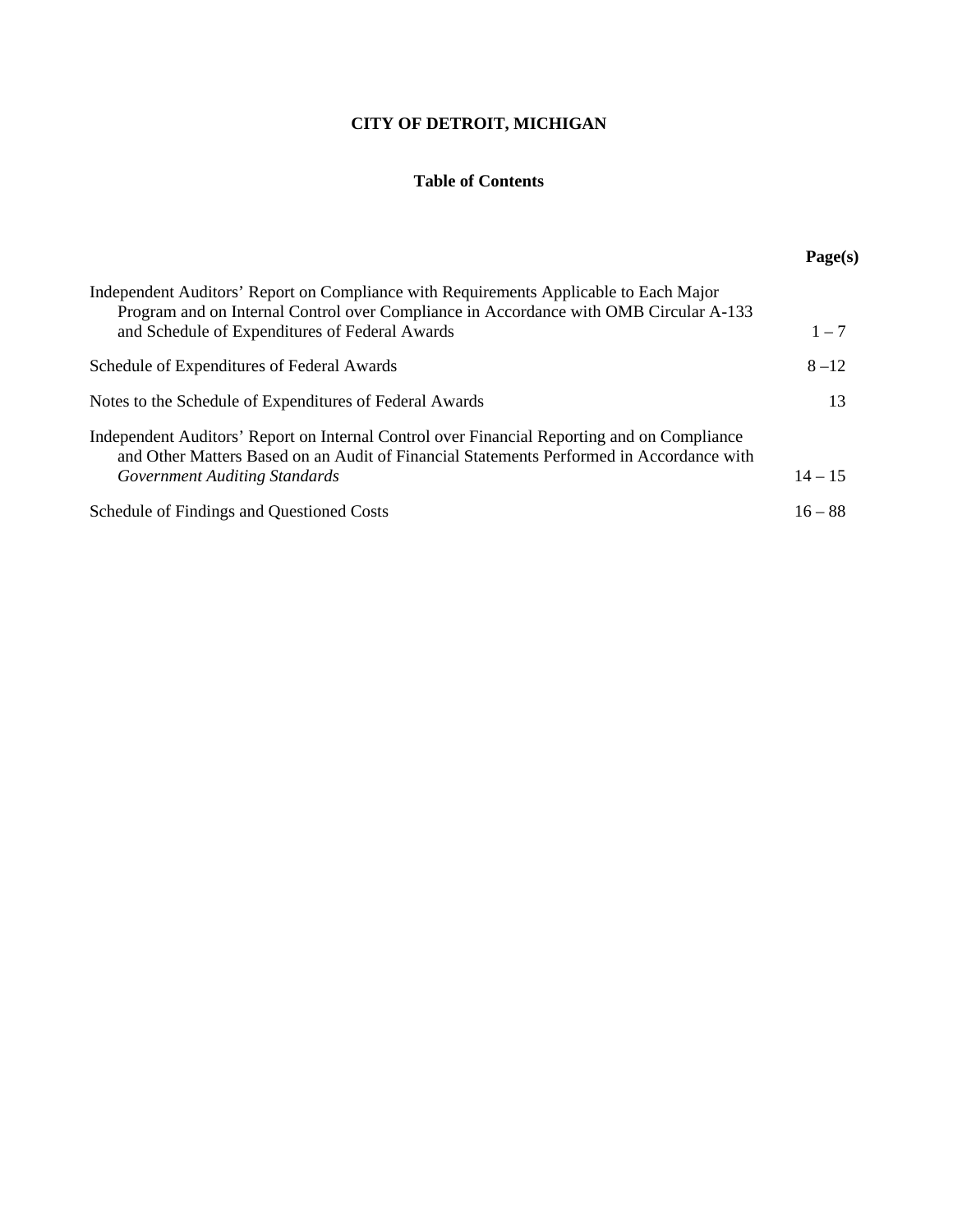# CITY OF DETROIT, MICHIGAN

## Table of Contents

| | Page(s) |
|---|---|
| Independent Auditors' Report on Compliance with Requirements Applicable to Each Major Program and on Internal Control over Compliance in Accordance with OMB Circular A-133 and Schedule of Expenditures of Federal Awards | 1 – 7 |
| Schedule of Expenditures of Federal Awards | 8 –12 |
| Notes to the Schedule of Expenditures of Federal Awards | 13 |
| Independent Auditors' Report on Internal Control over Financial Reporting and on Compliance and Other Matters Based on an Audit of Financial Statements Performed in Accordance with *Government Auditing Standards* | 14 – 15 |
| Schedule of Findings and Questioned Costs | 16 – 88 |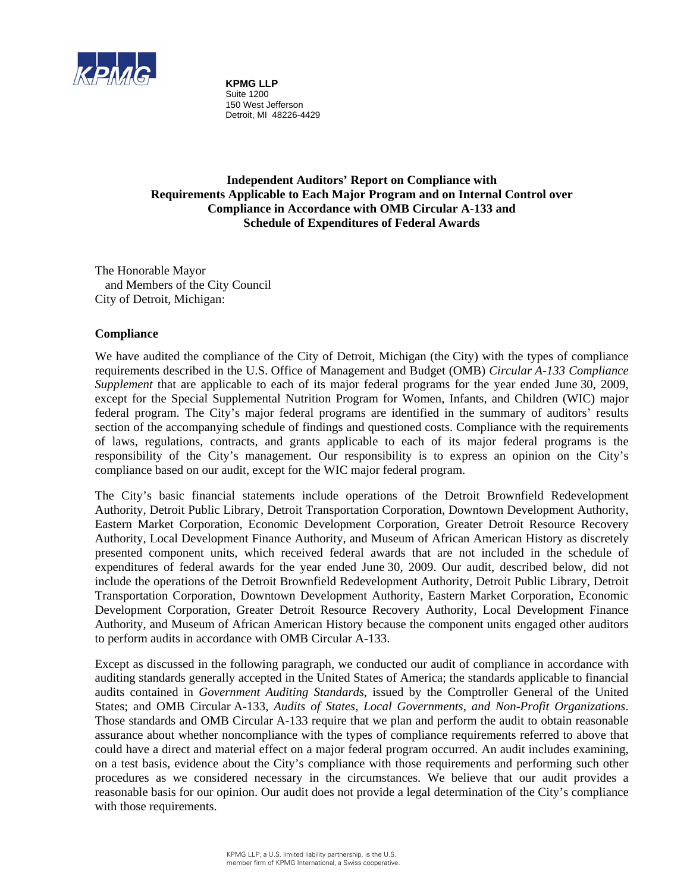**KPMG LLP**
Suite 1200
150 West Jefferson
Detroit, MI 48226-4429

## Independent Auditors' Report on Compliance with Requirements Applicable to Each Major Program and on Internal Control over Compliance in Accordance with OMB Circular A-133 and Schedule of Expenditures of Federal Awards

The Honorable Mayor
and Members of the City Council
City of Detroit, Michigan:

### Compliance

We have audited the compliance of the City of Detroit, Michigan (the City) with the types of compliance requirements described in the U.S. Office of Management and Budget (OMB) *Circular A-133 Compliance Supplement* that are applicable to each of its major federal programs for the year ended June 30, 2009, except for the Special Supplemental Nutrition Program for Women, Infants, and Children (WIC) major federal program. The City's major federal programs are identified in the summary of auditors' results section of the accompanying schedule of findings and questioned costs. Compliance with the requirements of laws, regulations, contracts, and grants applicable to each of its major federal programs is the responsibility of the City's management. Our responsibility is to express an opinion on the City's compliance based on our audit, except for the WIC major federal program.

The City's basic financial statements include operations of the Detroit Brownfield Redevelopment Authority, Detroit Public Library, Detroit Transportation Corporation, Downtown Development Authority, Eastern Market Corporation, Economic Development Corporation, Greater Detroit Resource Recovery Authority, Local Development Finance Authority, and Museum of African American History as discretely presented component units, which received federal awards that are not included in the schedule of expenditures of federal awards for the year ended June 30, 2009. Our audit, described below, did not include the operations of the Detroit Brownfield Redevelopment Authority, Detroit Public Library, Detroit Transportation Corporation, Downtown Development Authority, Eastern Market Corporation, Economic Development Corporation, Greater Detroit Resource Recovery Authority, Local Development Finance Authority, and Museum of African American History because the component units engaged other auditors to perform audits in accordance with OMB Circular A-133.

Except as discussed in the following paragraph, we conducted our audit of compliance in accordance with auditing standards generally accepted in the United States of America; the standards applicable to financial audits contained in *Government Auditing Standards*, issued by the Comptroller General of the United States; and OMB Circular A-133, *Audits of States, Local Governments, and Non-Profit Organizations*. Those standards and OMB Circular A-133 require that we plan and perform the audit to obtain reasonable assurance about whether noncompliance with the types of compliance requirements referred to above that could have a direct and material effect on a major federal program occurred. An audit includes examining, on a test basis, evidence about the City's compliance with those requirements and performing such other procedures as we considered necessary in the circumstances. We believe that our audit provides a reasonable basis for our opinion. Our audit does not provide a legal determination of the City's compliance with those requirements.

KPMG LLP, a U.S. limited liability partnership, is the U.S. member firm of KPMG International, a Swiss cooperative.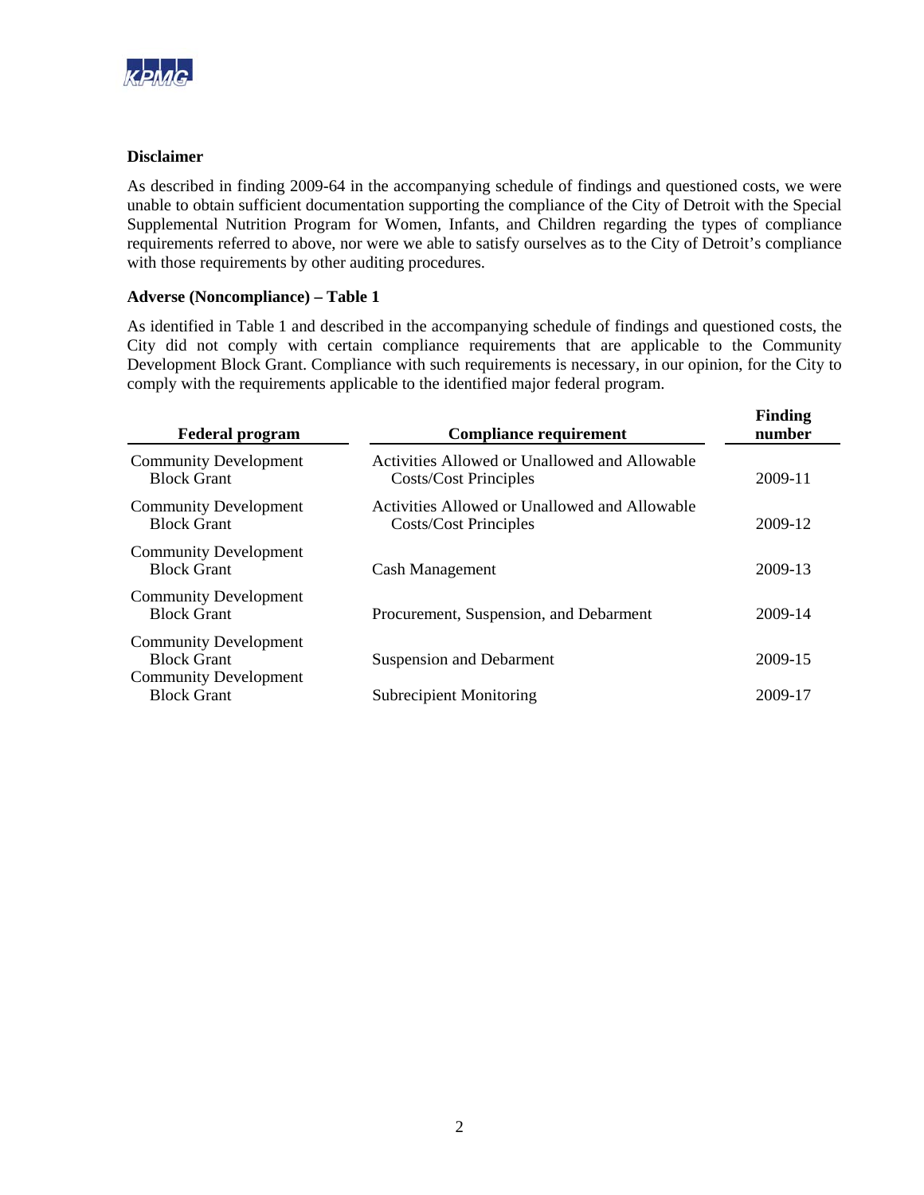**Disclaimer**

As described in finding 2009-64 in the accompanying schedule of findings and questioned costs, we were unable to obtain sufficient documentation supporting the compliance of the City of Detroit with the Special Supplemental Nutrition Program for Women, Infants, and Children regarding the types of compliance requirements referred to above, nor were we able to satisfy ourselves as to the City of Detroit's compliance with those requirements by other auditing procedures.

**Adverse (Noncompliance) – Table 1**

As identified in Table 1 and described in the accompanying schedule of findings and questioned costs, the City did not comply with certain compliance requirements that are applicable to the Community Development Block Grant. Compliance with such requirements is necessary, in our opinion, for the City to comply with the requirements applicable to the identified major federal program.

| Federal program | Compliance requirement | Finding number |
|---|---|---|
| Community Development Block Grant | Activities Allowed or Unallowed and Allowable Costs/Cost Principles | 2009-11 |
| Community Development Block Grant | Activities Allowed or Unallowed and Allowable Costs/Cost Principles | 2009-12 |
| Community Development Block Grant | Cash Management | 2009-13 |
| Community Development Block Grant | Procurement, Suspension, and Debarment | 2009-14 |
| Community Development Block Grant | Suspension and Debarment | 2009-15 |
| Community Development Block Grant | Subrecipient Monitoring | 2009-17 |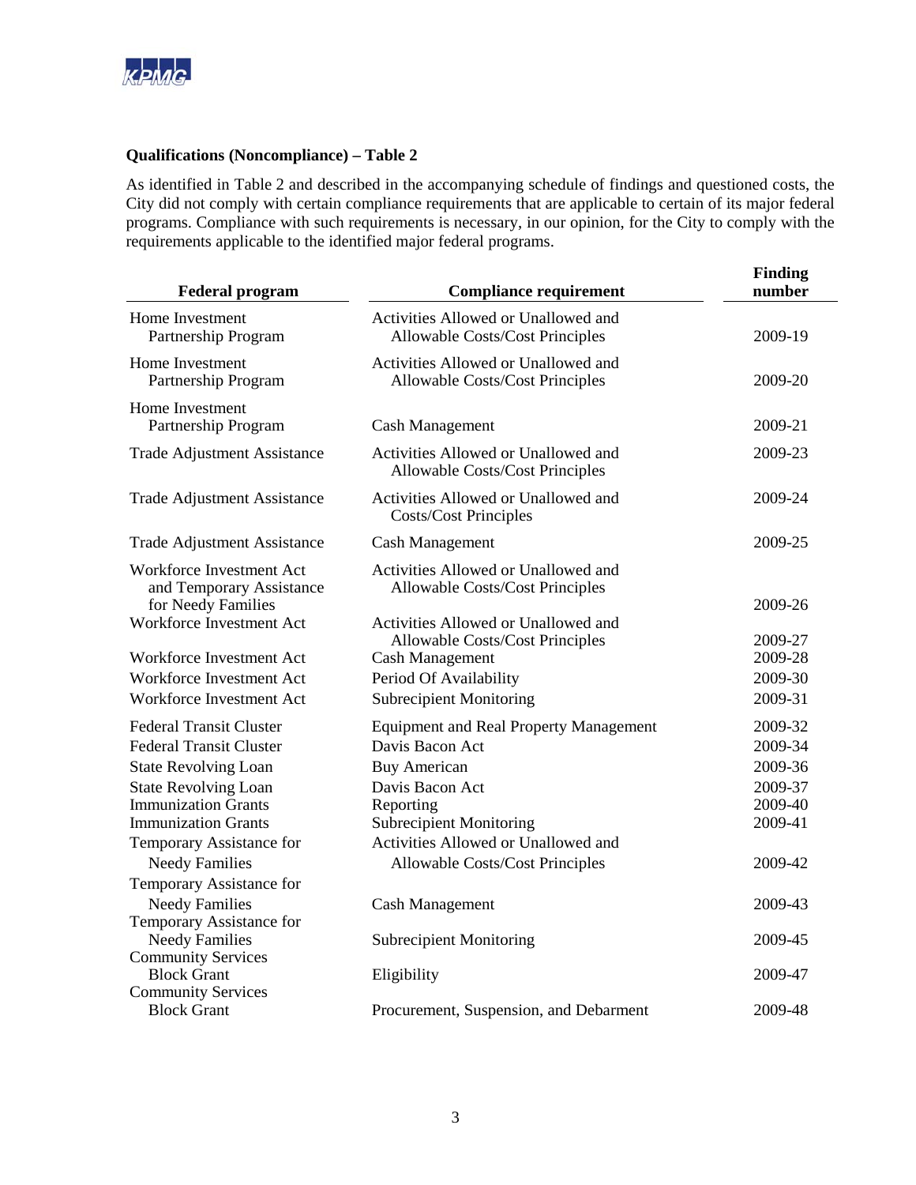**Qualifications (Noncompliance) – Table 2**

As identified in Table 2 and described in the accompanying schedule of findings and questioned costs, the City did not comply with certain compliance requirements that are applicable to certain of its major federal programs. Compliance with such requirements is necessary, in our opinion, for the City to comply with the requirements applicable to the identified major federal programs.

| Federal program | Compliance requirement | Finding number |
|---|---|---|
| Home Investment Partnership Program | Activities Allowed or Unallowed and Allowable Costs/Cost Principles | 2009-19 |
| Home Investment Partnership Program | Activities Allowed or Unallowed and Allowable Costs/Cost Principles | 2009-20 |
| Home Investment Partnership Program | Cash Management | 2009-21 |
| Trade Adjustment Assistance | Activities Allowed or Unallowed and Allowable Costs/Cost Principles | 2009-23 |
| Trade Adjustment Assistance | Activities Allowed or Unallowed and Costs/Cost Principles | 2009-24 |
| Trade Adjustment Assistance | Cash Management | 2009-25 |
| Workforce Investment Act and Temporary Assistance for Needy Families | Activities Allowed or Unallowed and Allowable Costs/Cost Principles | 2009-26 |
| Workforce Investment Act | Activities Allowed or Unallowed and Allowable Costs/Cost Principles | 2009-27 |
| Workforce Investment Act | Cash Management | 2009-28 |
| Workforce Investment Act | Period Of Availability | 2009-30 |
| Workforce Investment Act | Subrecipient Monitoring | 2009-31 |
| Federal Transit Cluster | Equipment and Real Property Management | 2009-32 |
| Federal Transit Cluster | Davis Bacon Act | 2009-34 |
| State Revolving Loan | Buy American | 2009-36 |
| State Revolving Loan | Davis Bacon Act | 2009-37 |
| Immunization Grants | Reporting | 2009-40 |
| Immunization Grants | Subrecipient Monitoring | 2009-41 |
| Temporary Assistance for Needy Families | Activities Allowed or Unallowed and Allowable Costs/Cost Principles | 2009-42 |
| Temporary Assistance for Needy Families | Cash Management | 2009-43 |
| Temporary Assistance for Needy Families | Subrecipient Monitoring | 2009-45 |
| Community Services Block Grant | Eligibility | 2009-47 |
| Community Services Block Grant | Procurement, Suspension, and Debarment | 2009-48 |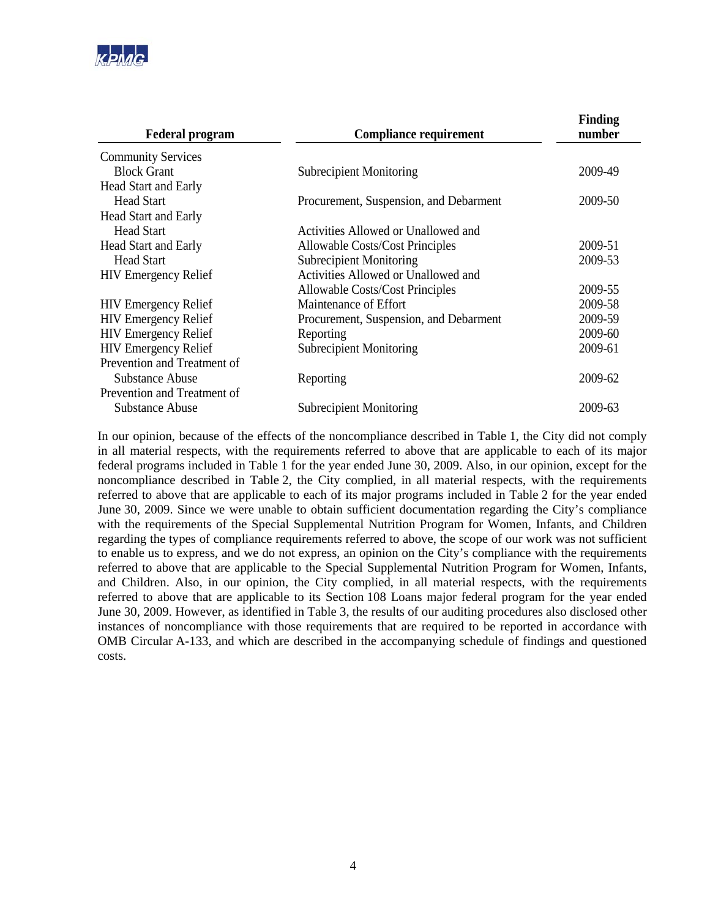| Federal program | Compliance requirement | Finding number |
|---|---|---|
| Community Services Block Grant | Subrecipient Monitoring | 2009-49 |
| Head Start and Early Head Start | Procurement, Suspension, and Debarment | 2009-50 |
| Head Start and Early Head Start | Activities Allowed or Unallowed and Allowable Costs/Cost Principles | 2009-51 |
| Head Start and Early Head Start | Subrecipient Monitoring | 2009-53 |
| HIV Emergency Relief | Activities Allowed or Unallowed and Allowable Costs/Cost Principles | 2009-55 |
| HIV Emergency Relief | Maintenance of Effort | 2009-58 |
| HIV Emergency Relief | Procurement, Suspension, and Debarment | 2009-59 |
| HIV Emergency Relief | Reporting | 2009-60 |
| HIV Emergency Relief | Subrecipient Monitoring | 2009-61 |
| Prevention and Treatment of Substance Abuse | Reporting | 2009-62 |
| Prevention and Treatment of Substance Abuse | Subrecipient Monitoring | 2009-63 |

In our opinion, because of the effects of the noncompliance described in Table 1, the City did not comply in all material respects, with the requirements referred to above that are applicable to each of its major federal programs included in Table 1 for the year ended June 30, 2009. Also, in our opinion, except for the noncompliance described in Table 2, the City complied, in all material respects, with the requirements referred to above that are applicable to each of its major programs included in Table 2 for the year ended June 30, 2009. Since we were unable to obtain sufficient documentation regarding the City's compliance with the requirements of the Special Supplemental Nutrition Program for Women, Infants, and Children regarding the types of compliance requirements referred to above, the scope of our work was not sufficient to enable us to express, and we do not express, an opinion on the City's compliance with the requirements referred to above that are applicable to the Special Supplemental Nutrition Program for Women, Infants, and Children. Also, in our opinion, the City complied, in all material respects, with the requirements referred to above that are applicable to its Section 108 Loans major federal program for the year ended June 30, 2009. However, as identified in Table 3, the results of our auditing procedures also disclosed other instances of noncompliance with those requirements that are required to be reported in accordance with OMB Circular A-133, and which are described in the accompanying schedule of findings and questioned costs.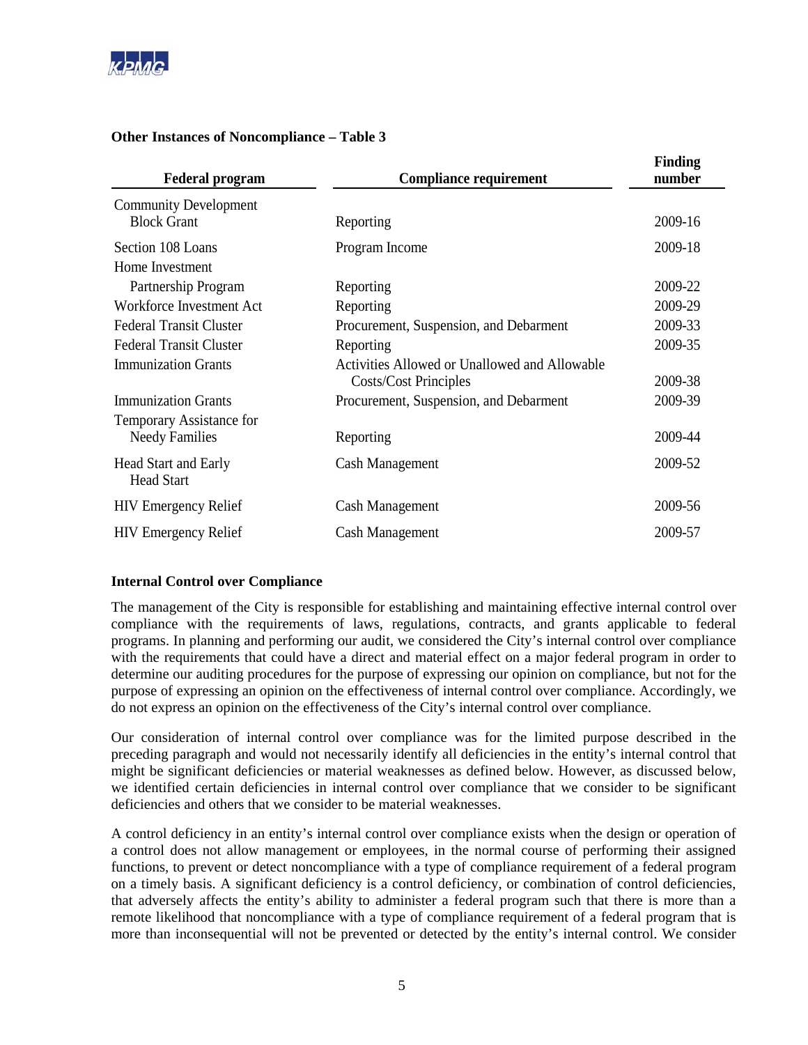**Other Instances of Noncompliance – Table 3**

| Federal program | Compliance requirement | Finding number |
| --- | --- | --- |
| Community Development Block Grant | Reporting | 2009-16 |
| Section 108 Loans | Program Income | 2009-18 |
| Home Investment Partnership Program | Reporting | 2009-22 |
| Workforce Investment Act | Reporting | 2009-29 |
| Federal Transit Cluster | Procurement, Suspension, and Debarment | 2009-33 |
| Federal Transit Cluster | Reporting | 2009-35 |
| Immunization Grants | Activities Allowed or Unallowed and Allowable Costs/Cost Principles | 2009-38 |
| Immunization Grants | Procurement, Suspension, and Debarment | 2009-39 |
| Temporary Assistance for Needy Families | Reporting | 2009-44 |
| Head Start and Early Head Start | Cash Management | 2009-52 |
| HIV Emergency Relief | Cash Management | 2009-56 |
| HIV Emergency Relief | Cash Management | 2009-57 |

**Internal Control over Compliance**

The management of the City is responsible for establishing and maintaining effective internal control over compliance with the requirements of laws, regulations, contracts, and grants applicable to federal programs. In planning and performing our audit, we considered the City's internal control over compliance with the requirements that could have a direct and material effect on a major federal program in order to determine our auditing procedures for the purpose of expressing our opinion on compliance, but not for the purpose of expressing an opinion on the effectiveness of internal control over compliance. Accordingly, we do not express an opinion on the effectiveness of the City's internal control over compliance.

Our consideration of internal control over compliance was for the limited purpose described in the preceding paragraph and would not necessarily identify all deficiencies in the entity's internal control that might be significant deficiencies or material weaknesses as defined below. However, as discussed below, we identified certain deficiencies in internal control over compliance that we consider to be significant deficiencies and others that we consider to be material weaknesses.

A control deficiency in an entity's internal control over compliance exists when the design or operation of a control does not allow management or employees, in the normal course of performing their assigned functions, to prevent or detect noncompliance with a type of compliance requirement of a federal program on a timely basis. A significant deficiency is a control deficiency, or combination of control deficiencies, that adversely affects the entity's ability to administer a federal program such that there is more than a remote likelihood that noncompliance with a type of compliance requirement of a federal program that is more than inconsequential will not be prevented or detected by the entity's internal control. We consider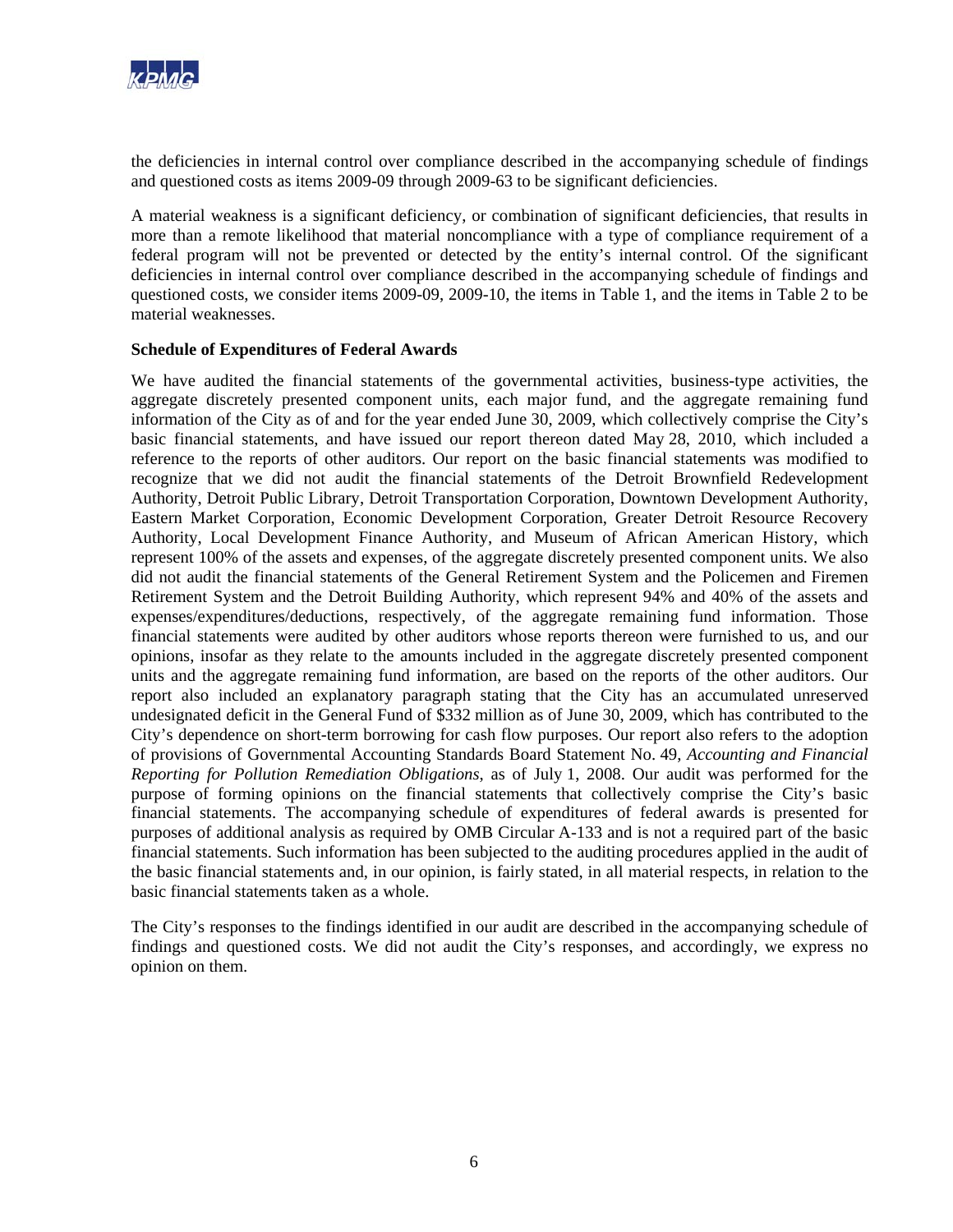the deficiencies in internal control over compliance described in the accompanying schedule of findings and questioned costs as items 2009-09 through 2009-63 to be significant deficiencies.

A material weakness is a significant deficiency, or combination of significant deficiencies, that results in more than a remote likelihood that material noncompliance with a type of compliance requirement of a federal program will not be prevented or detected by the entity's internal control. Of the significant deficiencies in internal control over compliance described in the accompanying schedule of findings and questioned costs, we consider items 2009-09, 2009-10, the items in Table 1, and the items in Table 2 to be material weaknesses.

**Schedule of Expenditures of Federal Awards**

We have audited the financial statements of the governmental activities, business-type activities, the aggregate discretely presented component units, each major fund, and the aggregate remaining fund information of the City as of and for the year ended June 30, 2009, which collectively comprise the City's basic financial statements, and have issued our report thereon dated May 28, 2010, which included a reference to the reports of other auditors. Our report on the basic financial statements was modified to recognize that we did not audit the financial statements of the Detroit Brownfield Redevelopment Authority, Detroit Public Library, Detroit Transportation Corporation, Downtown Development Authority, Eastern Market Corporation, Economic Development Corporation, Greater Detroit Resource Recovery Authority, Local Development Finance Authority, and Museum of African American History, which represent 100% of the assets and expenses, of the aggregate discretely presented component units. We also did not audit the financial statements of the General Retirement System and the Policemen and Firemen Retirement System and the Detroit Building Authority, which represent 94% and 40% of the assets and expenses/expenditures/deductions, respectively, of the aggregate remaining fund information. Those financial statements were audited by other auditors whose reports thereon were furnished to us, and our opinions, insofar as they relate to the amounts included in the aggregate discretely presented component units and the aggregate remaining fund information, are based on the reports of the other auditors. Our report also included an explanatory paragraph stating that the City has an accumulated unreserved undesignated deficit in the General Fund of $332 million as of June 30, 2009, which has contributed to the City's dependence on short-term borrowing for cash flow purposes. Our report also refers to the adoption of provisions of Governmental Accounting Standards Board Statement No. 49, *Accounting and Financial Reporting for Pollution Remediation Obligations*, as of July 1, 2008. Our audit was performed for the purpose of forming opinions on the financial statements that collectively comprise the City's basic financial statements. The accompanying schedule of expenditures of federal awards is presented for purposes of additional analysis as required by OMB Circular A-133 and is not a required part of the basic financial statements. Such information has been subjected to the auditing procedures applied in the audit of the basic financial statements and, in our opinion, is fairly stated, in all material respects, in relation to the basic financial statements taken as a whole.

The City's responses to the findings identified in our audit are described in the accompanying schedule of findings and questioned costs. We did not audit the City's responses, and accordingly, we express no opinion on them.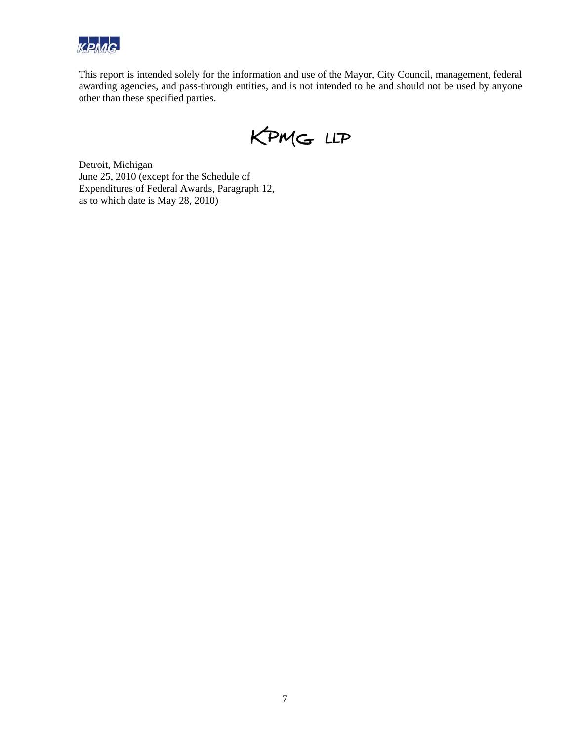This report is intended solely for the information and use of the Mayor, City Council, management, federal awarding agencies, and pass-through entities, and is not intended to be and should not be used by anyone other than these specified parties.

KPMG LLP

Detroit, Michigan
June 25, 2010 (except for the Schedule of
Expenditures of Federal Awards, Paragraph 12,
as to which date is May 28, 2010)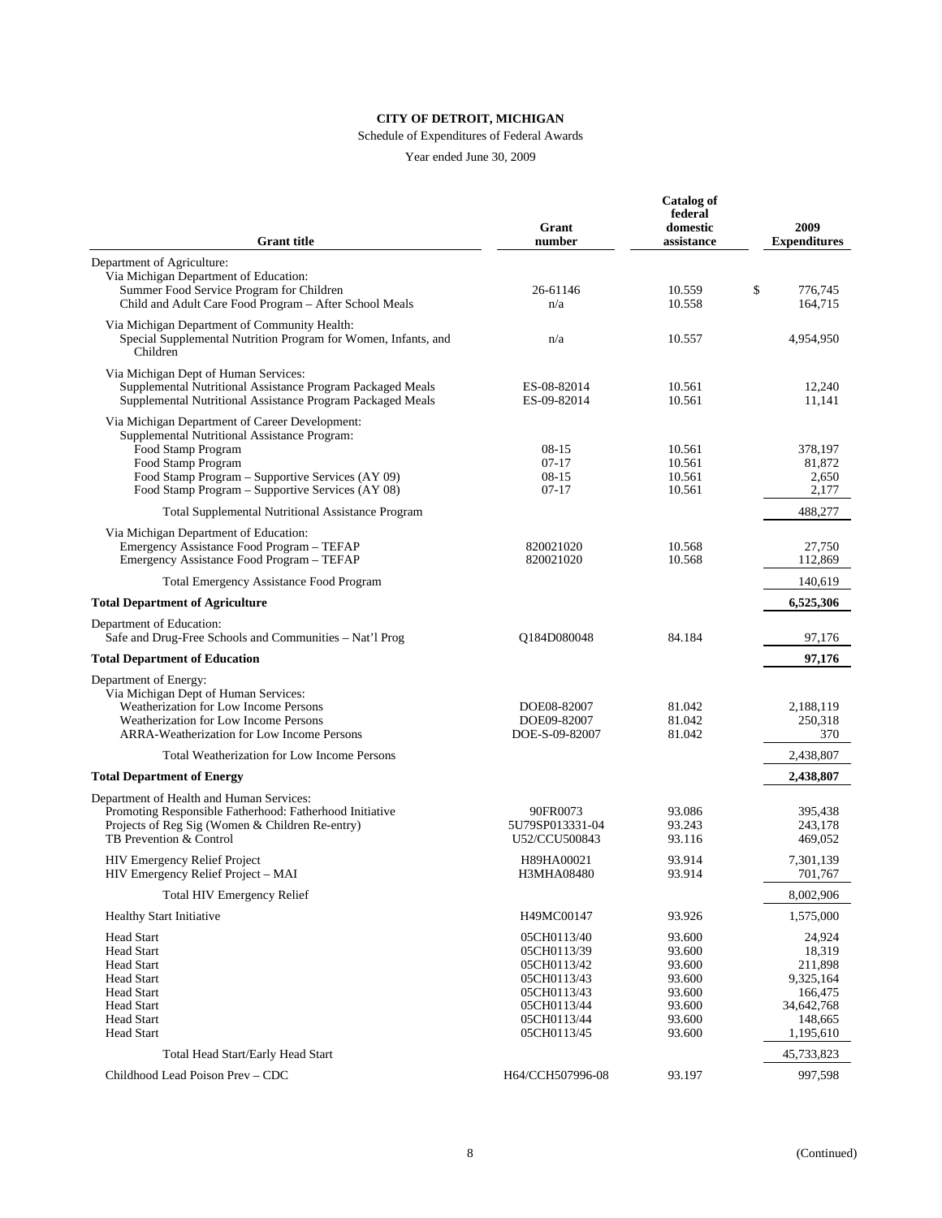**CITY OF DETROIT, MICHIGAN**

Schedule of Expenditures of Federal Awards

Year ended June 30, 2009

| Grant title | Grant number | Catalog of federal domestic assistance | 2009 Expenditures |
|---|---|---|---|
| Department of Agriculture: | | | |
| Via Michigan Department of Education: | | | |
| Summer Food Service Program for Children | 26-61146 | 10.559 | $ 776,745 |
| Child and Adult Care Food Program – After School Meals | n/a | 10.558 | 164,715 |
| Via Michigan Department of Community Health: | | | |
| Special Supplemental Nutrition Program for Women, Infants, and Children | n/a | 10.557 | 4,954,950 |
| Via Michigan Dept of Human Services: | | | |
| Supplemental Nutritional Assistance Program Packaged Meals | ES-08-82014 | 10.561 | 12,240 |
| Supplemental Nutritional Assistance Program Packaged Meals | ES-09-82014 | 10.561 | 11,141 |
| Via Michigan Department of Career Development: | | | |
| Supplemental Nutritional Assistance Program: | | | |
| Food Stamp Program | 08-15 | 10.561 | 378,197 |
| Food Stamp Program | 07-17 | 10.561 | 81,872 |
| Food Stamp Program – Supportive Services (AY 09) | 08-15 | 10.561 | 2,650 |
| Food Stamp Program – Supportive Services (AY 08) | 07-17 | 10.561 | 2,177 |
| Total Supplemental Nutritional Assistance Program | | | 488,277 |
| Via Michigan Department of Education: | | | |
| Emergency Assistance Food Program – TEFAP | 820021020 | 10.568 | 27,750 |
| Emergency Assistance Food Program – TEFAP | 820021020 | 10.568 | 112,869 |
| Total Emergency Assistance Food Program | | | 140,619 |
| **Total Department of Agriculture** | | | **6,525,306** |
| Department of Education: | | | |
| Safe and Drug-Free Schools and Communities – Nat'l Prog | Q184D080048 | 84.184 | 97,176 |
| **Total Department of Education** | | | **97,176** |
| Department of Energy: | | | |
| Via Michigan Dept of Human Services: | | | |
| Weatherization for Low Income Persons | DOE08-82007 | 81.042 | 2,188,119 |
| Weatherization for Low Income Persons | DOE09-82007 | 81.042 | 250,318 |
| ARRA-Weatherization for Low Income Persons | DOE-S-09-82007 | 81.042 | 370 |
| Total Weatherization for Low Income Persons | | | 2,438,807 |
| **Total Department of Energy** | | | **2,438,807** |
| Department of Health and Human Services: | | | |
| Promoting Responsible Fatherhood: Fatherhood Initiative | 90FR0073 | 93.086 | 395,438 |
| Projects of Reg Sig (Women & Children Re-entry) | 5U79SP013331-04 | 93.243 | 243,178 |
| TB Prevention & Control | U52/CCU500843 | 93.116 | 469,052 |
| HIV Emergency Relief Project | H89HA00021 | 93.914 | 7,301,139 |
| HIV Emergency Relief Project – MAI | H3MHA08480 | 93.914 | 701,767 |
| Total HIV Emergency Relief | | | 8,002,906 |
| Healthy Start Initiative | H49MC00147 | 93.926 | 1,575,000 |
| Head Start | 05CH0113/40 | 93.600 | 24,924 |
| Head Start | 05CH0113/39 | 93.600 | 18,319 |
| Head Start | 05CH0113/42 | 93.600 | 211,898 |
| Head Start | 05CH0113/43 | 93.600 | 9,325,164 |
| Head Start | 05CH0113/43 | 93.600 | 166,475 |
| Head Start | 05CH0113/44 | 93.600 | 34,642,768 |
| Head Start | 05CH0113/44 | 93.600 | 148,665 |
| Head Start | 05CH0113/45 | 93.600 | 1,195,610 |
| Total Head Start/Early Head Start | | | 45,733,823 |
| Childhood Lead Poison Prev – CDC | H64/CCH507996-08 | 93.197 | 997,598 |

(Continued)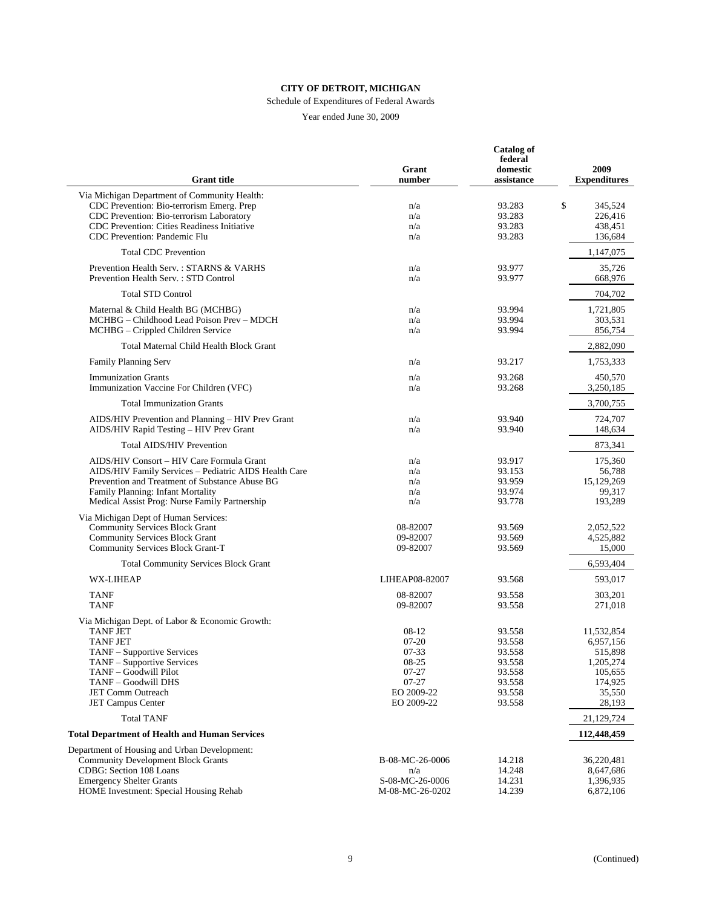**CITY OF DETROIT, MICHIGAN**

Schedule of Expenditures of Federal Awards

Year ended June 30, 2009

| Grant title | Grant number | Catalog of federal domestic assistance | 2009 Expenditures |
|---|---|---|---|
| Via Michigan Department of Community Health: | | | |
| CDC Prevention: Bio-terrorism Emerg. Prep | n/a | 93.283 | $ 345,524 |
| CDC Prevention: Bio-terrorism Laboratory | n/a | 93.283 | 226,416 |
| CDC Prevention: Cities Readiness Initiative | n/a | 93.283 | 438,451 |
| CDC Prevention: Pandemic Flu | n/a | 93.283 | 136,684 |
| Total CDC Prevention | | | 1,147,075 |
| Prevention Health Serv. : STARNS & VARHS | n/a | 93.977 | 35,726 |
| Prevention Health Serv. : STD Control | n/a | 93.977 | 668,976 |
| Total STD Control | | | 704,702 |
| Maternal & Child Health BG (MCHBG) | n/a | 93.994 | 1,721,805 |
| MCHBG – Childhood Lead Poison Prev – MDCH | n/a | 93.994 | 303,531 |
| MCHBG – Crippled Children Service | n/a | 93.994 | 856,754 |
| Total Maternal Child Health Block Grant | | | 2,882,090 |
| Family Planning Serv | n/a | 93.217 | 1,753,333 |
| Immunization Grants | n/a | 93.268 | 450,570 |
| Immunization Vaccine For Children (VFC) | n/a | 93.268 | 3,250,185 |
| Total Immunization Grants | | | 3,700,755 |
| AIDS/HIV Prevention and Planning – HIV Prev Grant | n/a | 93.940 | 724,707 |
| AIDS/HIV Rapid Testing – HIV Prev Grant | n/a | 93.940 | 148,634 |
| Total AIDS/HIV Prevention | | | 873,341 |
| AIDS/HIV Consort – HIV Care Formula Grant | n/a | 93.917 | 175,360 |
| AIDS/HIV Family Services – Pediatric AIDS Health Care | n/a | 93.153 | 56,788 |
| Prevention and Treatment of Substance Abuse BG | n/a | 93.959 | 15,129,269 |
| Family Planning: Infant Mortality | n/a | 93.974 | 99,317 |
| Medical Assist Prog: Nurse Family Partnership | n/a | 93.778 | 193,289 |
| Via Michigan Dept of Human Services: | | | |
| Community Services Block Grant | 08-82007 | 93.569 | 2,052,522 |
| Community Services Block Grant | 09-82007 | 93.569 | 4,525,882 |
| Community Services Block Grant-T | 09-82007 | 93.569 | 15,000 |
| Total Community Services Block Grant | | | 6,593,404 |
| WX-LIHEAP | LIHEAP08-82007 | 93.568 | 593,017 |
| TANF | 08-82007 | 93.558 | 303,201 |
| TANF | 09-82007 | 93.558 | 271,018 |
| Via Michigan Dept. of Labor & Economic Growth: | | | |
| TANF JET | 08-12 | 93.558 | 11,532,854 |
| TANF JET | 07-20 | 93.558 | 6,957,156 |
| TANF – Supportive Services | 07-33 | 93.558 | 515,898 |
| TANF – Supportive Services | 08-25 | 93.558 | 1,205,274 |
| TANF – Goodwill Pilot | 07-27 | 93.558 | 105,655 |
| TANF – Goodwill DHS | 07-27 | 93.558 | 174,925 |
| JET Comm Outreach | EO 2009-22 | 93.558 | 35,550 |
| JET Campus Center | EO 2009-22 | 93.558 | 28,193 |
| Total TANF | | | 21,129,724 |
| **Total Department of Health and Human Services** | | | **112,448,459** |
| Department of Housing and Urban Development: | | | |
| Community Development Block Grants | B-08-MC-26-0006 | 14.218 | 36,220,481 |
| CDBG: Section 108 Loans | n/a | 14.248 | 8,647,686 |
| Emergency Shelter Grants | S-08-MC-26-0006 | 14.231 | 1,396,935 |
| HOME Investment: Special Housing Rehab | M-08-MC-26-0202 | 14.239 | 6,872,106 |

(Continued)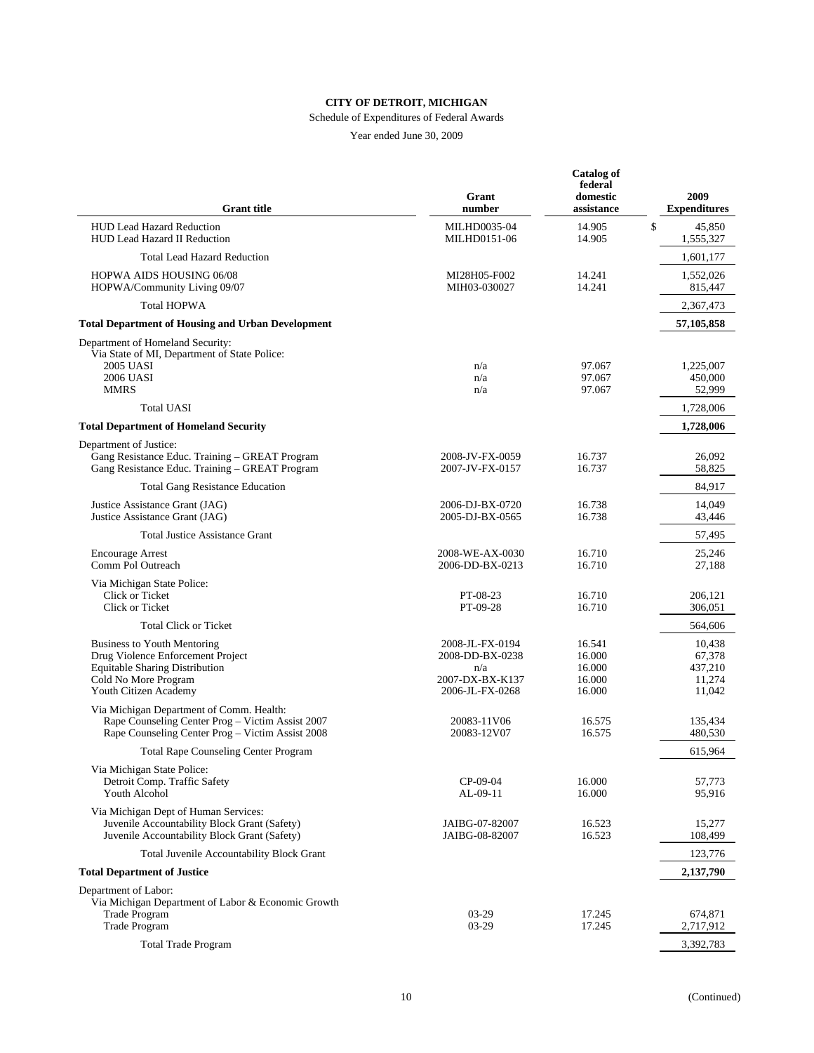**CITY OF DETROIT, MICHIGAN**

Schedule of Expenditures of Federal Awards

Year ended June 30, 2009

| Grant title | Grant number | Catalog of federal domestic assistance | 2009 Expenditures |
|---|---|---|---|
| HUD Lead Hazard Reduction | MILHD0035-04 | 14.905 | $ 45,850 |
| HUD Lead Hazard II Reduction | MILHD0151-06 | 14.905 | 1,555,327 |
| Total Lead Hazard Reduction | | | 1,601,177 |
| HOPWA AIDS HOUSING 06/08 | MI28H05-F002 | 14.241 | 1,552,026 |
| HOPWA/Community Living 09/07 | MIH03-030027 | 14.241 | 815,447 |
| Total HOPWA | | | 2,367,473 |
| **Total Department of Housing and Urban Development** | | | **57,105,858** |
| Department of Homeland Security: | | | |
| Via State of MI, Department of State Police: | | | |
| 2005 UASI | n/a | 97.067 | 1,225,007 |
| 2006 UASI | n/a | 97.067 | 450,000 |
| MMRS | n/a | 97.067 | 52,999 |
| Total UASI | | | 1,728,006 |
| **Total Department of Homeland Security** | | | **1,728,006** |
| Department of Justice: | | | |
| Gang Resistance Educ. Training – GREAT Program | 2008-JV-FX-0059 | 16.737 | 26,092 |
| Gang Resistance Educ. Training – GREAT Program | 2007-JV-FX-0157 | 16.737 | 58,825 |
| Total Gang Resistance Education | | | 84,917 |
| Justice Assistance Grant (JAG) | 2006-DJ-BX-0720 | 16.738 | 14,049 |
| Justice Assistance Grant (JAG) | 2005-DJ-BX-0565 | 16.738 | 43,446 |
| Total Justice Assistance Grant | | | 57,495 |
| Encourage Arrest | 2008-WE-AX-0030 | 16.710 | 25,246 |
| Comm Pol Outreach | 2006-DD-BX-0213 | 16.710 | 27,188 |
| Via Michigan State Police: | | | |
| Click or Ticket | PT-08-23 | 16.710 | 206,121 |
| Click or Ticket | PT-09-28 | 16.710 | 306,051 |
| Total Click or Ticket | | | 564,606 |
| Business to Youth Mentoring | 2008-JL-FX-0194 | 16.541 | 10,438 |
| Drug Violence Enforcement Project | 2008-DD-BX-0238 | 16.000 | 67,378 |
| Equitable Sharing Distribution | n/a | 16.000 | 437,210 |
| Cold No More Program | 2007-DX-BX-K137 | 16.000 | 11,274 |
| Youth Citizen Academy | 2006-JL-FX-0268 | 16.000 | 11,042 |
| Via Michigan Department of Comm. Health: | | | |
| Rape Counseling Center Prog – Victim Assist 2007 | 20083-11V06 | 16.575 | 135,434 |
| Rape Counseling Center Prog – Victim Assist 2008 | 20083-12V07 | 16.575 | 480,530 |
| Total Rape Counseling Center Program | | | 615,964 |
| Via Michigan State Police: | | | |
| Detroit Comp. Traffic Safety | CP-09-04 | 16.000 | 57,773 |
| Youth Alcohol | AL-09-11 | 16.000 | 95,916 |
| Via Michigan Dept of Human Services: | | | |
| Juvenile Accountability Block Grant (Safety) | JAIBG-07-82007 | 16.523 | 15,277 |
| Juvenile Accountability Block Grant (Safety) | JAIBG-08-82007 | 16.523 | 108,499 |
| Total Juvenile Accountability Block Grant | | | 123,776 |
| **Total Department of Justice** | | | **2,137,790** |
| Department of Labor: | | | |
| Via Michigan Department of Labor & Economic Growth | | | |
| Trade Program | 03-29 | 17.245 | 674,871 |
| Trade Program | 03-29 | 17.245 | 2,717,912 |
| Total Trade Program | | | 3,392,783 |

(Continued)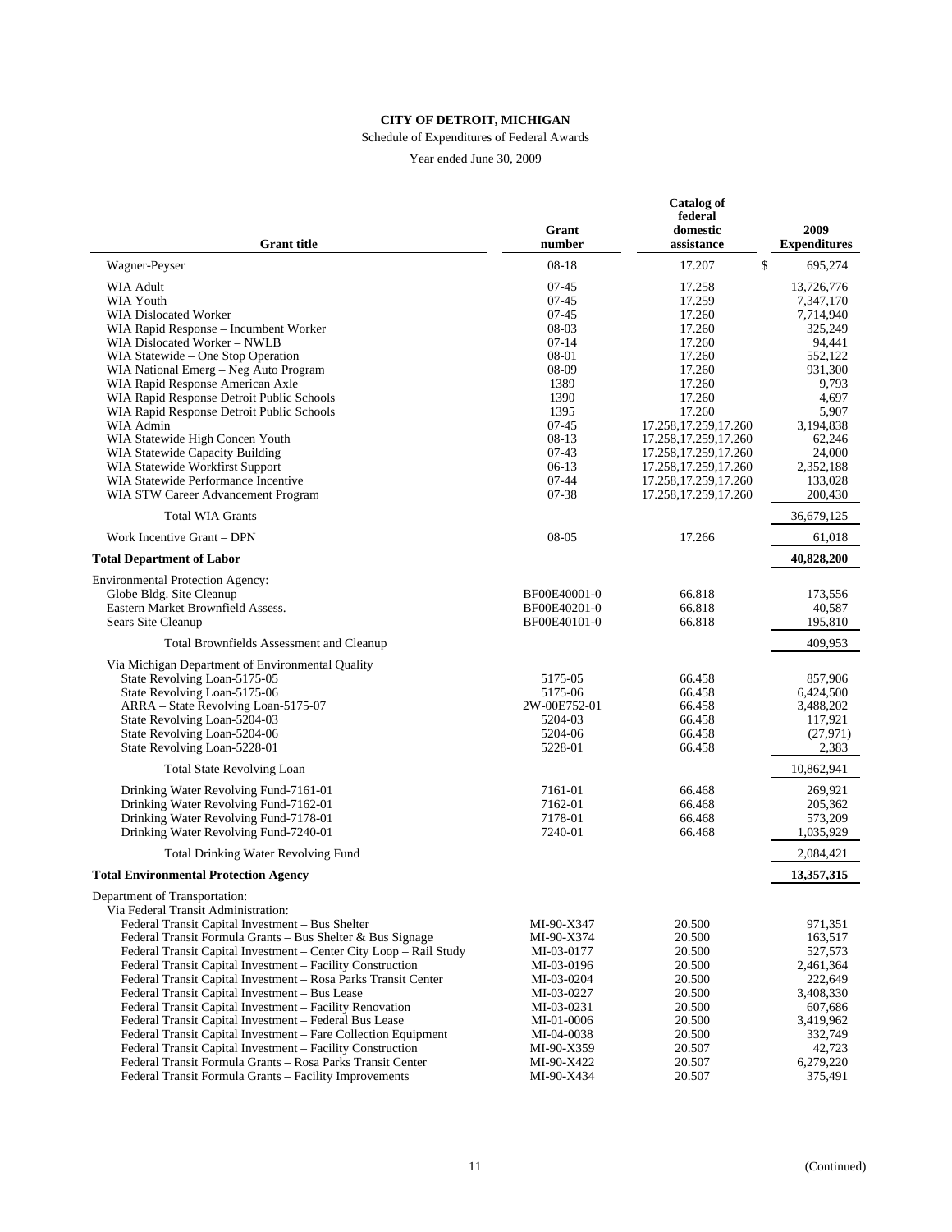**CITY OF DETROIT, MICHIGAN**

Schedule of Expenditures of Federal Awards

Year ended June 30, 2009

| Grant title | Grant number | Catalog of federal domestic assistance | 2009 Expenditures |
|---|---|---|---|
| Wagner-Peyser | 08-18 | 17.207 | $ 695,274 |
| WIA Adult | 07-45 | 17.258 | 13,726,776 |
| WIA Youth | 07-45 | 17.259 | 7,347,170 |
| WIA Dislocated Worker | 07-45 | 17.260 | 7,714,940 |
| WIA Rapid Response – Incumbent Worker | 08-03 | 17.260 | 325,249 |
| WIA Dislocated Worker – NWLB | 07-14 | 17.260 | 94,441 |
| WIA Statewide – One Stop Operation | 08-01 | 17.260 | 552,122 |
| WIA National Emerg – Neg Auto Program | 08-09 | 17.260 | 931,300 |
| WIA Rapid Response American Axle | 1389 | 17.260 | 9,793 |
| WIA Rapid Response Detroit Public Schools | 1390 | 17.260 | 4,697 |
| WIA Rapid Response Detroit Public Schools | 1395 | 17.260 | 5,907 |
| WIA Admin | 07-45 | 17.258,17.259,17.260 | 3,194,838 |
| WIA Statewide High Concen Youth | 08-13 | 17.258,17.259,17.260 | 62,246 |
| WIA Statewide Capacity Building | 07-43 | 17.258,17.259,17.260 | 24,000 |
| WIA Statewide Workfirst Support | 06-13 | 17.258,17.259,17.260 | 2,352,188 |
| WIA Statewide Performance Incentive | 07-44 | 17.258,17.259,17.260 | 133,028 |
| WIA STW Career Advancement Program | 07-38 | 17.258,17.259,17.260 | 200,430 |
| Total WIA Grants | | | 36,679,125 |
| Work Incentive Grant – DPN | 08-05 | 17.266 | 61,018 |
| **Total Department of Labor** | | | **40,828,200** |
| Environmental Protection Agency: | | | |
| Globe Bldg. Site Cleanup | BF00E40001-0 | 66.818 | 173,556 |
| Eastern Market Brownfield Assess. | BF00E40201-0 | 66.818 | 40,587 |
| Sears Site Cleanup | BF00E40101-0 | 66.818 | 195,810 |
| Total Brownfields Assessment and Cleanup | | | 409,953 |
| Via Michigan Department of Environmental Quality | | | |
| State Revolving Loan-5175-05 | 5175-05 | 66.458 | 857,906 |
| State Revolving Loan-5175-06 | 5175-06 | 66.458 | 6,424,500 |
| ARRA – State Revolving Loan-5175-07 | 2W-00E752-01 | 66.458 | 3,488,202 |
| State Revolving Loan-5204-03 | 5204-03 | 66.458 | 117,921 |
| State Revolving Loan-5204-06 | 5204-06 | 66.458 | (27,971) |
| State Revolving Loan-5228-01 | 5228-01 | 66.458 | 2,383 |
| Total State Revolving Loan | | | 10,862,941 |
| Drinking Water Revolving Fund-7161-01 | 7161-01 | 66.468 | 269,921 |
| Drinking Water Revolving Fund-7162-01 | 7162-01 | 66.468 | 205,362 |
| Drinking Water Revolving Fund-7178-01 | 7178-01 | 66.468 | 573,209 |
| Drinking Water Revolving Fund-7240-01 | 7240-01 | 66.468 | 1,035,929 |
| Total Drinking Water Revolving Fund | | | 2,084,421 |
| **Total Environmental Protection Agency** | | | **13,357,315** |
| Department of Transportation: | | | |
| Via Federal Transit Administration: | | | |
| Federal Transit Capital Investment – Bus Shelter | MI-90-X347 | 20.500 | 971,351 |
| Federal Transit Formula Grants – Bus Shelter & Bus Signage | MI-90-X374 | 20.500 | 163,517 |
| Federal Transit Capital Investment – Center City Loop – Rail Study | MI-03-0177 | 20.500 | 527,573 |
| Federal Transit Capital Investment – Facility Construction | MI-03-0196 | 20.500 | 2,461,364 |
| Federal Transit Capital Investment – Rosa Parks Transit Center | MI-03-0204 | 20.500 | 222,649 |
| Federal Transit Capital Investment – Bus Lease | MI-03-0227 | 20.500 | 3,408,330 |
| Federal Transit Capital Investment – Facility Renovation | MI-03-0231 | 20.500 | 607,686 |
| Federal Transit Capital Investment – Federal Bus Lease | MI-01-0006 | 20.500 | 3,419,962 |
| Federal Transit Capital Investment – Fare Collection Equipment | MI-04-0038 | 20.500 | 332,749 |
| Federal Transit Capital Investment – Facility Construction | MI-90-X359 | 20.507 | 42,723 |
| Federal Transit Formula Grants – Rosa Parks Transit Center | MI-90-X422 | 20.507 | 6,279,220 |
| Federal Transit Formula Grants – Facility Improvements | MI-90-X434 | 20.507 | 375,491 |

(Continued)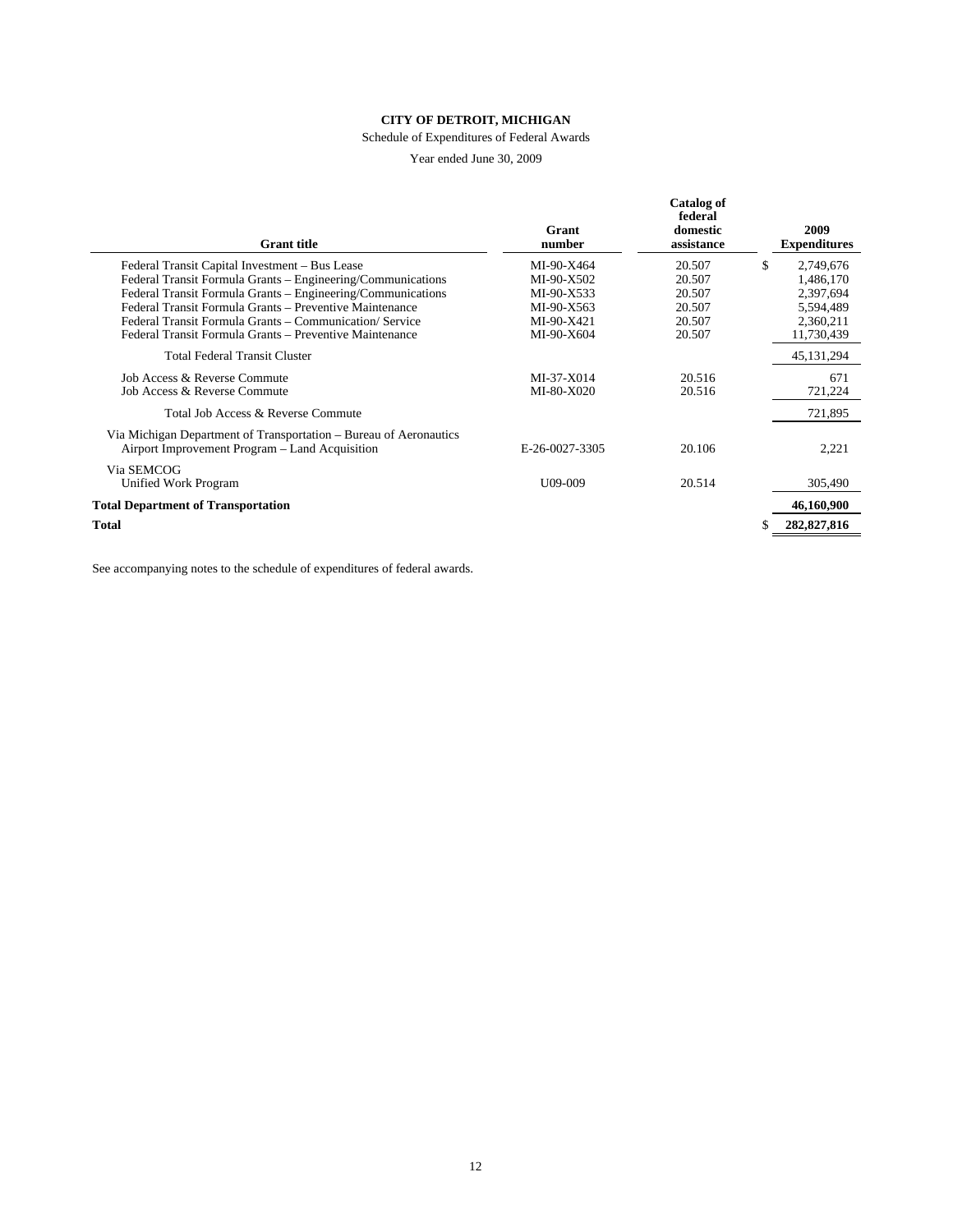**CITY OF DETROIT, MICHIGAN**

Schedule of Expenditures of Federal Awards

Year ended June 30, 2009

| Grant title | Grant number | Catalog of federal domestic assistance | 2009 Expenditures |
|---|---|---|---|
| Federal Transit Capital Investment – Bus Lease | MI-90-X464 | 20.507 | $ 2,749,676 |
| Federal Transit Formula Grants – Engineering/Communications | MI-90-X502 | 20.507 | 1,486,170 |
| Federal Transit Formula Grants – Engineering/Communications | MI-90-X533 | 20.507 | 2,397,694 |
| Federal Transit Formula Grants – Preventive Maintenance | MI-90-X563 | 20.507 | 5,594,489 |
| Federal Transit Formula Grants – Communication/ Service | MI-90-X421 | 20.507 | 2,360,211 |
| Federal Transit Formula Grants – Preventive Maintenance | MI-90-X604 | 20.507 | 11,730,439 |
| Total Federal Transit Cluster | | | 45,131,294 |
| Job Access & Reverse Commute | MI-37-X014 | 20.516 | 671 |
| Job Access & Reverse Commute | MI-80-X020 | 20.516 | 721,224 |
| Total Job Access & Reverse Commute | | | 721,895 |
| Via Michigan Department of Transportation – Bureau of Aeronautics | | | |
| Airport Improvement Program – Land Acquisition | E-26-0027-3305 | 20.106 | 2,221 |
| Via SEMCOG | | | |
| Unified Work Program | U09-009 | 20.514 | 305,490 |
| **Total Department of Transportation** | | | **46,160,900** |
| **Total** | | | **$ 282,827,816** |

See accompanying notes to the schedule of expenditures of federal awards.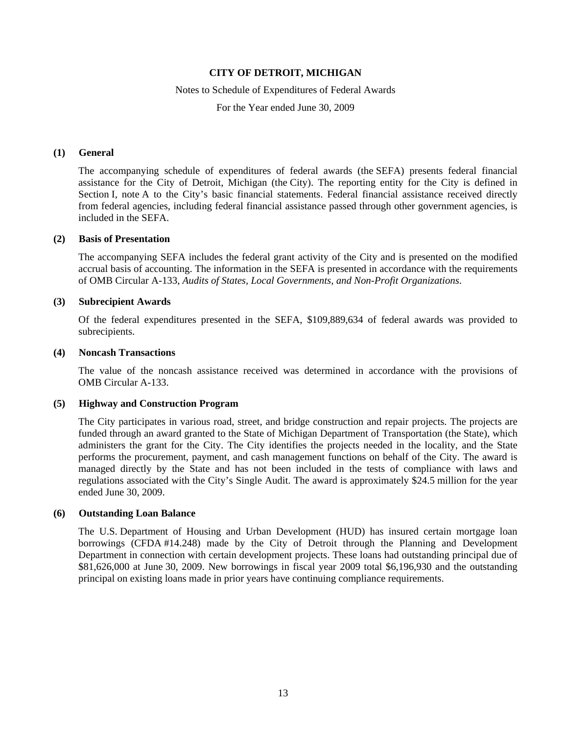# CITY OF DETROIT, MICHIGAN

Notes to Schedule of Expenditures of Federal Awards

For the Year ended June 30, 2009

## (1) General

The accompanying schedule of expenditures of federal awards (the SEFA) presents federal financial assistance for the City of Detroit, Michigan (the City). The reporting entity for the City is defined in Section I, note A to the City's basic financial statements. Federal financial assistance received directly from federal agencies, including federal financial assistance passed through other government agencies, is included in the SEFA.

## (2) Basis of Presentation

The accompanying SEFA includes the federal grant activity of the City and is presented on the modified accrual basis of accounting. The information in the SEFA is presented in accordance with the requirements of OMB Circular A-133, *Audits of States, Local Governments, and Non-Profit Organizations*.

## (3) Subrecipient Awards

Of the federal expenditures presented in the SEFA, $109,889,634 of federal awards was provided to subrecipients.

## (4) Noncash Transactions

The value of the noncash assistance received was determined in accordance with the provisions of OMB Circular A-133.

## (5) Highway and Construction Program

The City participates in various road, street, and bridge construction and repair projects. The projects are funded through an award granted to the State of Michigan Department of Transportation (the State), which administers the grant for the City. The City identifies the projects needed in the locality, and the State performs the procurement, payment, and cash management functions on behalf of the City. The award is managed directly by the State and has not been included in the tests of compliance with laws and regulations associated with the City's Single Audit. The award is approximately $24.5 million for the year ended June 30, 2009.

## (6) Outstanding Loan Balance

The U.S. Department of Housing and Urban Development (HUD) has insured certain mortgage loan borrowings (CFDA #14.248) made by the City of Detroit through the Planning and Development Department in connection with certain development projects. These loans had outstanding principal due of $81,626,000 at June 30, 2009. New borrowings in fiscal year 2009 total $6,196,930 and the outstanding principal on existing loans made in prior years have continuing compliance requirements.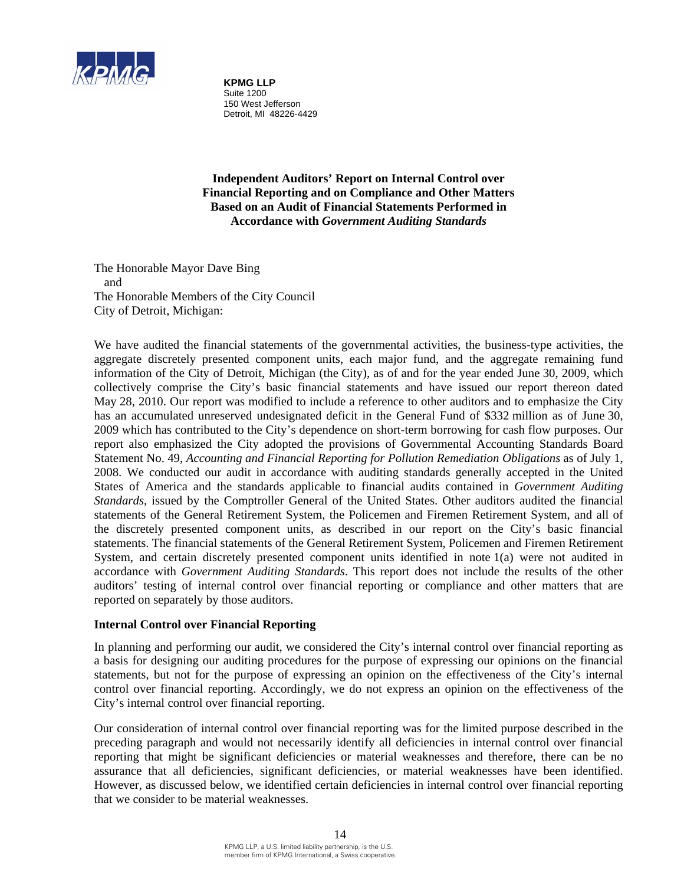**KPMG LLP**
Suite 1200
150 West Jefferson
Detroit, MI 48226-4429

# Independent Auditors' Report on Internal Control over Financial Reporting and on Compliance and Other Matters Based on an Audit of Financial Statements Performed in Accordance with *Government Auditing Standards*

The Honorable Mayor Dave Bing
and
The Honorable Members of the City Council
City of Detroit, Michigan:

We have audited the financial statements of the governmental activities, the business-type activities, the aggregate discretely presented component units, each major fund, and the aggregate remaining fund information of the City of Detroit, Michigan (the City), as of and for the year ended June 30, 2009, which collectively comprise the City's basic financial statements and have issued our report thereon dated May 28, 2010. Our report was modified to include a reference to other auditors and to emphasize the City has an accumulated unreserved undesignated deficit in the General Fund of $332 million as of June 30, 2009 which has contributed to the City's dependence on short-term borrowing for cash flow purposes. Our report also emphasized the City adopted the provisions of Governmental Accounting Standards Board Statement No. 49, *Accounting and Financial Reporting for Pollution Remediation Obligations* as of July 1, 2008. We conducted our audit in accordance with auditing standards generally accepted in the United States of America and the standards applicable to financial audits contained in *Government Auditing Standards*, issued by the Comptroller General of the United States. Other auditors audited the financial statements of the General Retirement System, the Policemen and Firemen Retirement System, and all of the discretely presented component units, as described in our report on the City's basic financial statements. The financial statements of the General Retirement System, Policemen and Firemen Retirement System, and certain discretely presented component units identified in note 1(a) were not audited in accordance with *Government Auditing Standards*. This report does not include the results of the other auditors' testing of internal control over financial reporting or compliance and other matters that are reported on separately by those auditors.

## Internal Control over Financial Reporting

In planning and performing our audit, we considered the City's internal control over financial reporting as a basis for designing our auditing procedures for the purpose of expressing our opinions on the financial statements, but not for the purpose of expressing an opinion on the effectiveness of the City's internal control over financial reporting. Accordingly, we do not express an opinion on the effectiveness of the City's internal control over financial reporting.

Our consideration of internal control over financial reporting was for the limited purpose described in the preceding paragraph and would not necessarily identify all deficiencies in internal control over financial reporting that might be significant deficiencies or material weaknesses and therefore, there can be no assurance that all deficiencies, significant deficiencies, or material weaknesses have been identified. However, as discussed below, we identified certain deficiencies in internal control over financial reporting that we consider to be material weaknesses.

KPMG LLP, a U.S. limited liability partnership, is the U.S. member firm of KPMG International, a Swiss cooperative.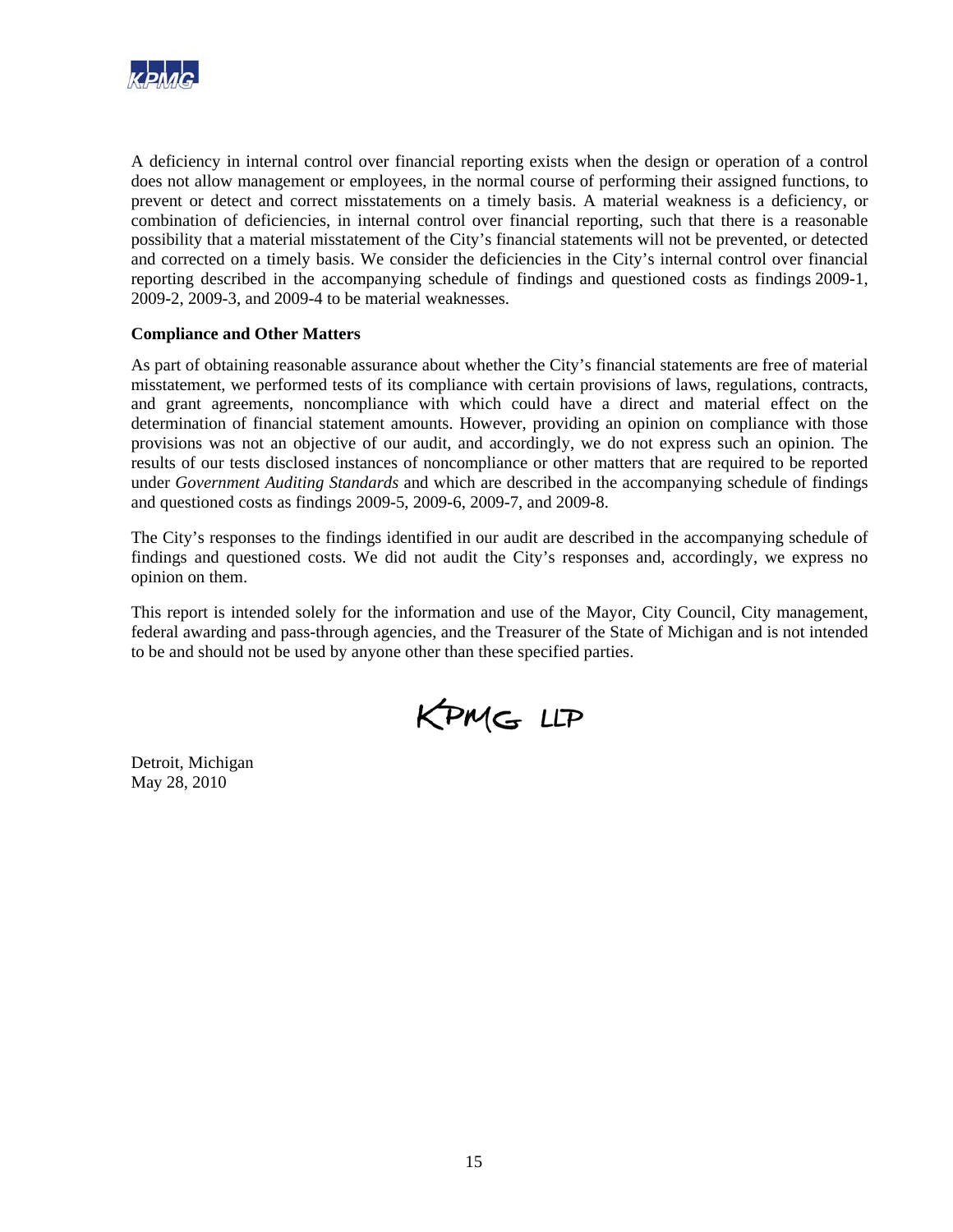A deficiency in internal control over financial reporting exists when the design or operation of a control does not allow management or employees, in the normal course of performing their assigned functions, to prevent or detect and correct misstatements on a timely basis. A material weakness is a deficiency, or combination of deficiencies, in internal control over financial reporting, such that there is a reasonable possibility that a material misstatement of the City's financial statements will not be prevented, or detected and corrected on a timely basis. We consider the deficiencies in the City's internal control over financial reporting described in the accompanying schedule of findings and questioned costs as findings 2009-1, 2009-2, 2009-3, and 2009-4 to be material weaknesses.

**Compliance and Other Matters**

As part of obtaining reasonable assurance about whether the City's financial statements are free of material misstatement, we performed tests of its compliance with certain provisions of laws, regulations, contracts, and grant agreements, noncompliance with which could have a direct and material effect on the determination of financial statement amounts. However, providing an opinion on compliance with those provisions was not an objective of our audit, and accordingly, we do not express such an opinion. The results of our tests disclosed instances of noncompliance or other matters that are required to be reported under *Government Auditing Standards* and which are described in the accompanying schedule of findings and questioned costs as findings 2009-5, 2009-6, 2009-7, and 2009-8.

The City's responses to the findings identified in our audit are described in the accompanying schedule of findings and questioned costs. We did not audit the City's responses and, accordingly, we express no opinion on them.

This report is intended solely for the information and use of the Mayor, City Council, City management, federal awarding and pass-through agencies, and the Treasurer of the State of Michigan and is not intended to be and should not be used by anyone other than these specified parties.

KPMG LLP

Detroit, Michigan
May 28, 2010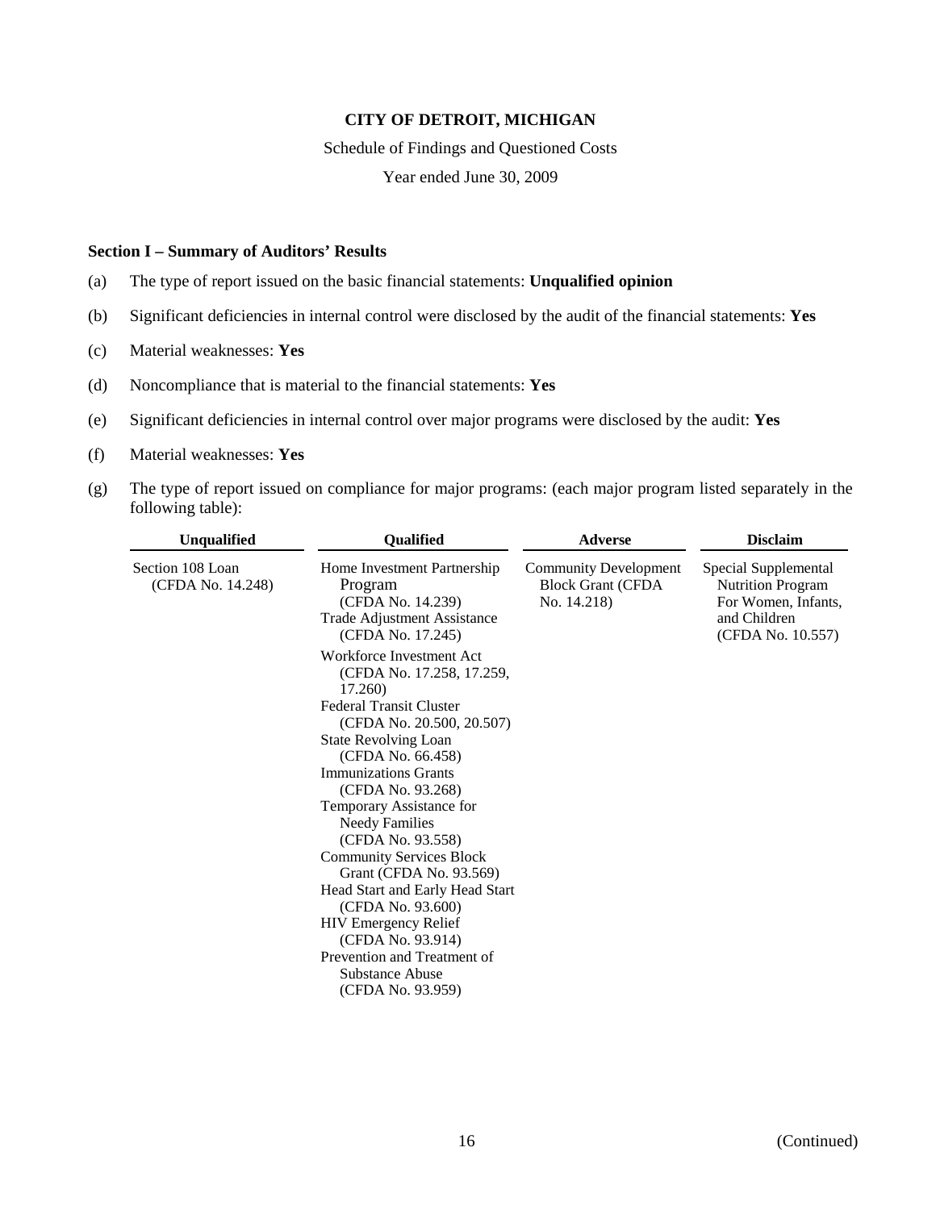**CITY OF DETROIT, MICHIGAN**

Schedule of Findings and Questioned Costs

Year ended June 30, 2009

### Section I – Summary of Auditors' Results

(a) The type of report issued on the basic financial statements: **Unqualified opinion**

(b) Significant deficiencies in internal control were disclosed by the audit of the financial statements: **Yes**

(c) Material weaknesses: **Yes**

(d) Noncompliance that is material to the financial statements: **Yes**

(e) Significant deficiencies in internal control over major programs were disclosed by the audit: **Yes**

(f) Material weaknesses: **Yes**

(g) The type of report issued on compliance for major programs: (each major program listed separately in the following table):

| Unqualified | Qualified | Adverse | Disclaim |
|---|---|---|---|
| Section 108 Loan (CFDA No. 14.248) | Home Investment Partnership Program (CFDA No. 14.239) | Community Development Block Grant (CFDA No. 14.218) | Special Supplemental Nutrition Program For Women, Infants, and Children (CFDA No. 10.557) |
| | Trade Adjustment Assistance (CFDA No. 17.245) | | |
| | Workforce Investment Act (CFDA No. 17.258, 17.259, 17.260) | | |
| | Federal Transit Cluster (CFDA No. 20.500, 20.507) | | |
| | State Revolving Loan (CFDA No. 66.458) | | |
| | Immunizations Grants (CFDA No. 93.268) | | |
| | Temporary Assistance for Needy Families (CFDA No. 93.558) | | |
| | Community Services Block Grant (CFDA No. 93.569) | | |
| | Head Start and Early Head Start (CFDA No. 93.600) | | |
| | HIV Emergency Relief (CFDA No. 93.914) | | |
| | Prevention and Treatment of Substance Abuse (CFDA No. 93.959) | | |

(Continued)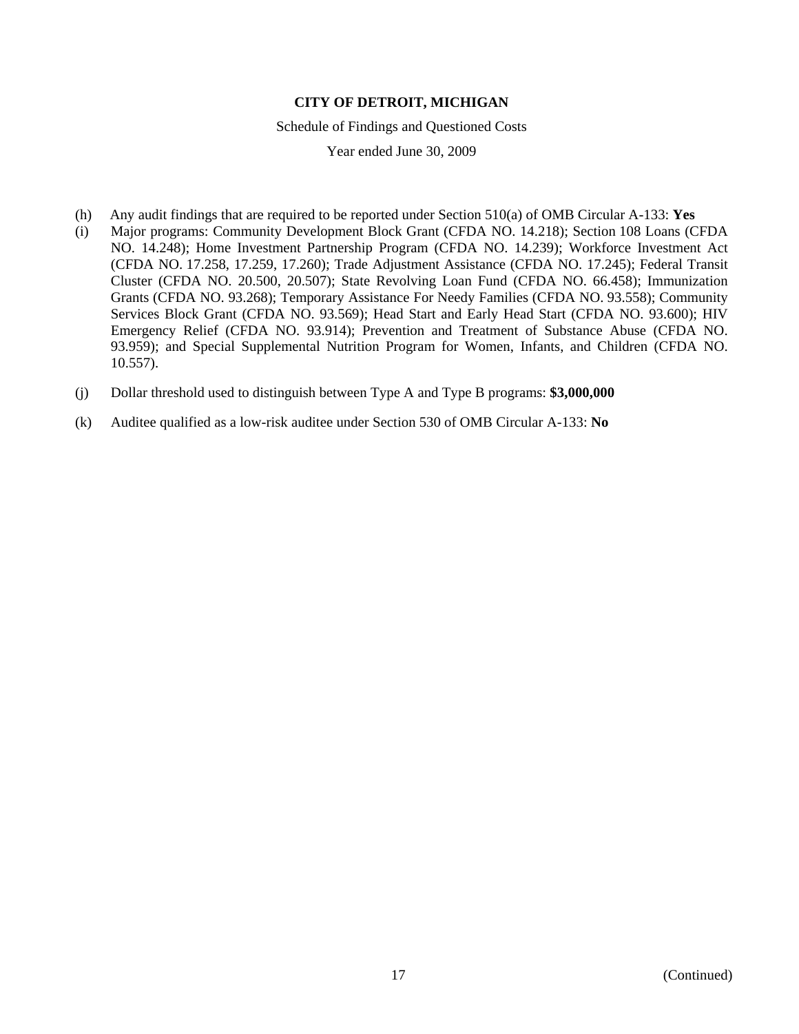**CITY OF DETROIT, MICHIGAN**

Schedule of Findings and Questioned Costs

Year ended June 30, 2009

(h) Any audit findings that are required to be reported under Section 510(a) of OMB Circular A-133: **Yes**

(i) Major programs: Community Development Block Grant (CFDA NO. 14.218); Section 108 Loans (CFDA NO. 14.248); Home Investment Partnership Program (CFDA NO. 14.239); Workforce Investment Act (CFDA NO. 17.258, 17.259, 17.260); Trade Adjustment Assistance (CFDA NO. 17.245); Federal Transit Cluster (CFDA NO. 20.500, 20.507); State Revolving Loan Fund (CFDA NO. 66.458); Immunization Grants (CFDA NO. 93.268); Temporary Assistance For Needy Families (CFDA NO. 93.558); Community Services Block Grant (CFDA NO. 93.569); Head Start and Early Head Start (CFDA NO. 93.600); HIV Emergency Relief (CFDA NO. 93.914); Prevention and Treatment of Substance Abuse (CFDA NO. 93.959); and Special Supplemental Nutrition Program for Women, Infants, and Children (CFDA NO. 10.557).

(j) Dollar threshold used to distinguish between Type A and Type B programs: **$3,000,000**

(k) Auditee qualified as a low-risk auditee under Section 530 of OMB Circular A-133: **No**

(Continued)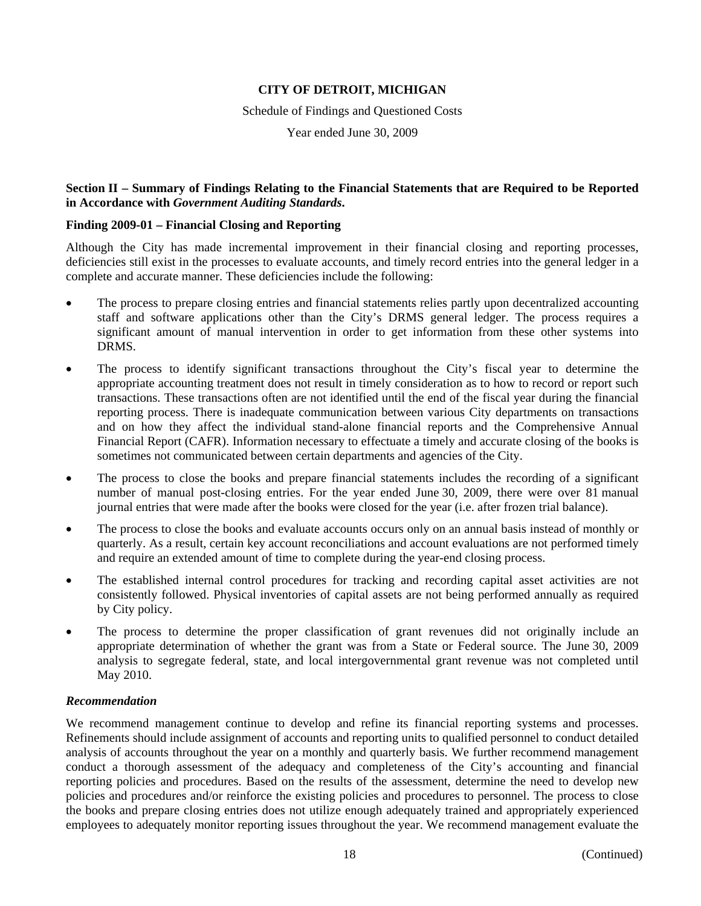**CITY OF DETROIT, MICHIGAN**

Schedule of Findings and Questioned Costs

Year ended June 30, 2009

**Section II – Summary of Findings Relating to the Financial Statements that are Required to be Reported in Accordance with *Government Auditing Standards*.**

**Finding 2009-01 – Financial Closing and Reporting**

Although the City has made incremental improvement in their financial closing and reporting processes, deficiencies still exist in the processes to evaluate accounts, and timely record entries into the general ledger in a complete and accurate manner. These deficiencies include the following:

- The process to prepare closing entries and financial statements relies partly upon decentralized accounting staff and software applications other than the City's DRMS general ledger. The process requires a significant amount of manual intervention in order to get information from these other systems into DRMS.
- The process to identify significant transactions throughout the City's fiscal year to determine the appropriate accounting treatment does not result in timely consideration as to how to record or report such transactions. These transactions often are not identified until the end of the fiscal year during the financial reporting process. There is inadequate communication between various City departments on transactions and on how they affect the individual stand-alone financial reports and the Comprehensive Annual Financial Report (CAFR). Information necessary to effectuate a timely and accurate closing of the books is sometimes not communicated between certain departments and agencies of the City.
- The process to close the books and prepare financial statements includes the recording of a significant number of manual post-closing entries. For the year ended June 30, 2009, there were over 81 manual journal entries that were made after the books were closed for the year (i.e. after frozen trial balance).
- The process to close the books and evaluate accounts occurs only on an annual basis instead of monthly or quarterly. As a result, certain key account reconciliations and account evaluations are not performed timely and require an extended amount of time to complete during the year-end closing process.
- The established internal control procedures for tracking and recording capital asset activities are not consistently followed. Physical inventories of capital assets are not being performed annually as required by City policy.
- The process to determine the proper classification of grant revenues did not originally include an appropriate determination of whether the grant was from a State or Federal source. The June 30, 2009 analysis to segregate federal, state, and local intergovernmental grant revenue was not completed until May 2010.

***Recommendation***

We recommend management continue to develop and refine its financial reporting systems and processes. Refinements should include assignment of accounts and reporting units to qualified personnel to conduct detailed analysis of accounts throughout the year on a monthly and quarterly basis. We further recommend management conduct a thorough assessment of the adequacy and completeness of the City's accounting and financial reporting policies and procedures. Based on the results of the assessment, determine the need to develop new policies and procedures and/or reinforce the existing policies and procedures to personnel. The process to close the books and prepare closing entries does not utilize enough adequately trained and appropriately experienced employees to adequately monitor reporting issues throughout the year. We recommend management evaluate the

(Continued)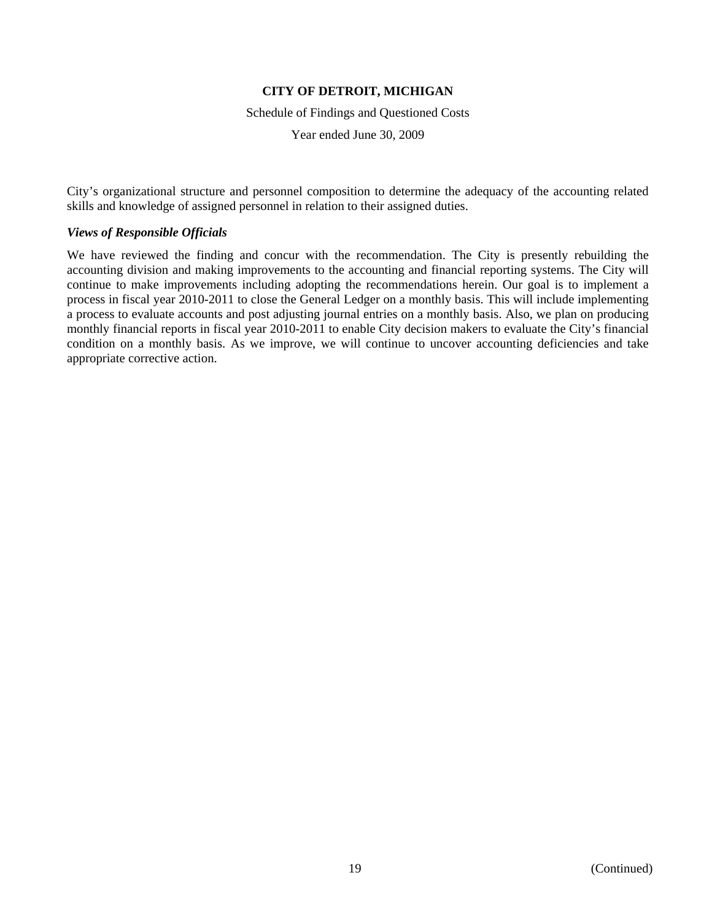City's organizational structure and personnel composition to determine the adequacy of the accounting related skills and knowledge of assigned personnel in relation to their assigned duties.

***Views of Responsible Officials***

We have reviewed the finding and concur with the recommendation. The City is presently rebuilding the accounting division and making improvements to the accounting and financial reporting systems. The City will continue to make improvements including adopting the recommendations herein. Our goal is to implement a process in fiscal year 2010-2011 to close the General Ledger on a monthly basis. This will include implementing a process to evaluate accounts and post adjusting journal entries on a monthly basis. Also, we plan on producing monthly financial reports in fiscal year 2010-2011 to enable City decision makers to evaluate the City's financial condition on a monthly basis. As we improve, we will continue to uncover accounting deficiencies and take appropriate corrective action.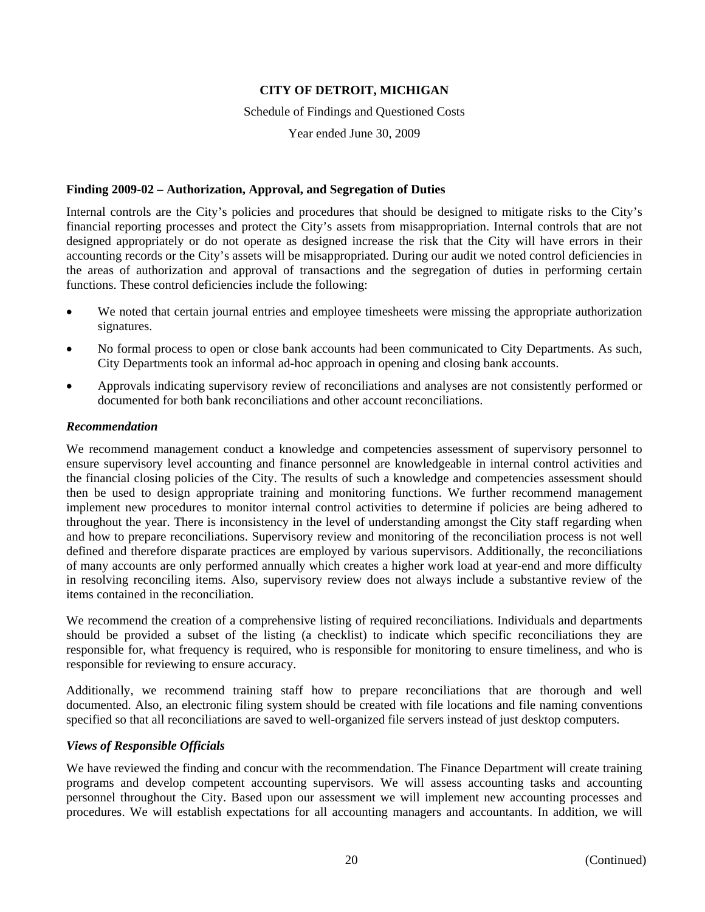**CITY OF DETROIT, MICHIGAN**

Schedule of Findings and Questioned Costs

Year ended June 30, 2009

**Finding 2009-02 – Authorization, Approval, and Segregation of Duties**

Internal controls are the City's policies and procedures that should be designed to mitigate risks to the City's financial reporting processes and protect the City's assets from misappropriation. Internal controls that are not designed appropriately or do not operate as designed increase the risk that the City will have errors in their accounting records or the City's assets will be misappropriated. During our audit we noted control deficiencies in the areas of authorization and approval of transactions and the segregation of duties in performing certain functions. These control deficiencies include the following:

- We noted that certain journal entries and employee timesheets were missing the appropriate authorization signatures.
- No formal process to open or close bank accounts had been communicated to City Departments. As such, City Departments took an informal ad-hoc approach in opening and closing bank accounts.
- Approvals indicating supervisory review of reconciliations and analyses are not consistently performed or documented for both bank reconciliations and other account reconciliations.

***Recommendation***

We recommend management conduct a knowledge and competencies assessment of supervisory personnel to ensure supervisory level accounting and finance personnel are knowledgeable in internal control activities and the financial closing policies of the City. The results of such a knowledge and competencies assessment should then be used to design appropriate training and monitoring functions. We further recommend management implement new procedures to monitor internal control activities to determine if policies are being adhered to throughout the year. There is inconsistency in the level of understanding amongst the City staff regarding when and how to prepare reconciliations. Supervisory review and monitoring of the reconciliation process is not well defined and therefore disparate practices are employed by various supervisors. Additionally, the reconciliations of many accounts are only performed annually which creates a higher work load at year-end and more difficulty in resolving reconciling items. Also, supervisory review does not always include a substantive review of the items contained in the reconciliation.

We recommend the creation of a comprehensive listing of required reconciliations. Individuals and departments should be provided a subset of the listing (a checklist) to indicate which specific reconciliations they are responsible for, what frequency is required, who is responsible for monitoring to ensure timeliness, and who is responsible for reviewing to ensure accuracy.

Additionally, we recommend training staff how to prepare reconciliations that are thorough and well documented. Also, an electronic filing system should be created with file locations and file naming conventions specified so that all reconciliations are saved to well-organized file servers instead of just desktop computers.

***Views of Responsible Officials***

We have reviewed the finding and concur with the recommendation. The Finance Department will create training programs and develop competent accounting supervisors. We will assess accounting tasks and accounting personnel throughout the City. Based upon our assessment we will implement new accounting processes and procedures. We will establish expectations for all accounting managers and accountants. In addition, we will

(Continued)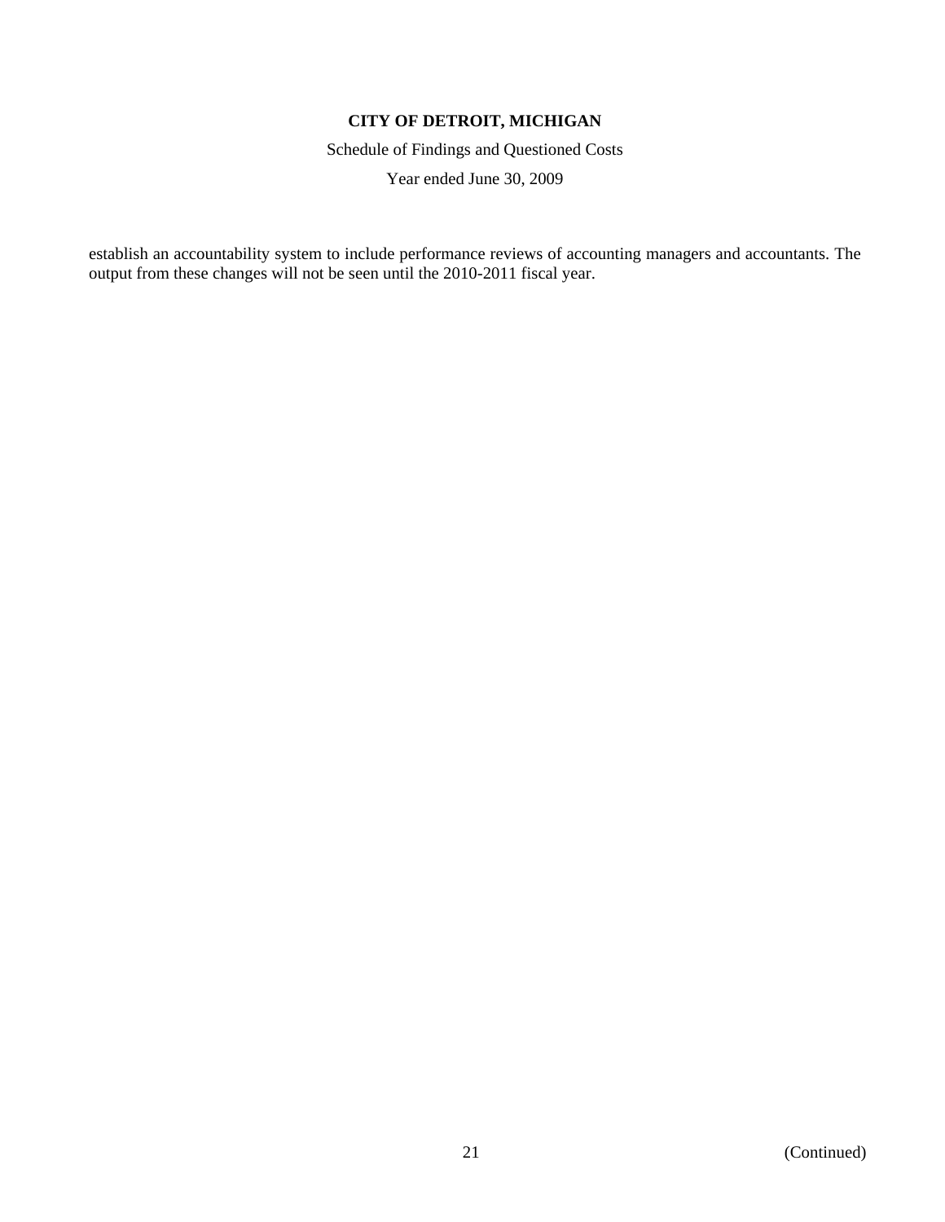establish an accountability system to include performance reviews of accounting managers and accountants. The output from these changes will not be seen until the 2010-2011 fiscal year.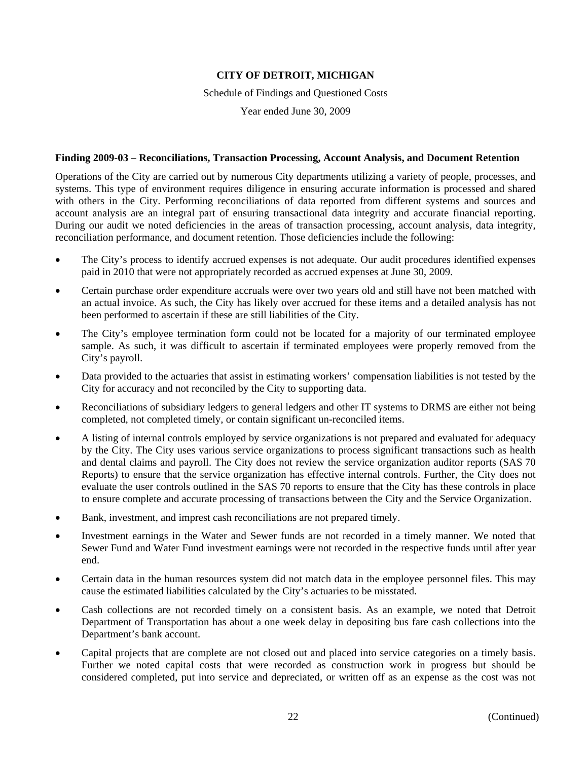**CITY OF DETROIT, MICHIGAN**

Schedule of Findings and Questioned Costs

Year ended June 30, 2009

**Finding 2009-03 – Reconciliations, Transaction Processing, Account Analysis, and Document Retention**

Operations of the City are carried out by numerous City departments utilizing a variety of people, processes, and systems. This type of environment requires diligence in ensuring accurate information is processed and shared with others in the City. Performing reconciliations of data reported from different systems and sources and account analysis are an integral part of ensuring transactional data integrity and accurate financial reporting. During our audit we noted deficiencies in the areas of transaction processing, account analysis, data integrity, reconciliation performance, and document retention. Those deficiencies include the following:

- The City's process to identify accrued expenses is not adequate. Our audit procedures identified expenses paid in 2010 that were not appropriately recorded as accrued expenses at June 30, 2009.
- Certain purchase order expenditure accruals were over two years old and still have not been matched with an actual invoice. As such, the City has likely over accrued for these items and a detailed analysis has not been performed to ascertain if these are still liabilities of the City.
- The City's employee termination form could not be located for a majority of our terminated employee sample. As such, it was difficult to ascertain if terminated employees were properly removed from the City's payroll.
- Data provided to the actuaries that assist in estimating workers' compensation liabilities is not tested by the City for accuracy and not reconciled by the City to supporting data.
- Reconciliations of subsidiary ledgers to general ledgers and other IT systems to DRMS are either not being completed, not completed timely, or contain significant un-reconciled items.
- A listing of internal controls employed by service organizations is not prepared and evaluated for adequacy by the City. The City uses various service organizations to process significant transactions such as health and dental claims and payroll. The City does not review the service organization auditor reports (SAS 70 Reports) to ensure that the service organization has effective internal controls. Further, the City does not evaluate the user controls outlined in the SAS 70 reports to ensure that the City has these controls in place to ensure complete and accurate processing of transactions between the City and the Service Organization.
- Bank, investment, and imprest cash reconciliations are not prepared timely.
- Investment earnings in the Water and Sewer funds are not recorded in a timely manner. We noted that Sewer Fund and Water Fund investment earnings were not recorded in the respective funds until after year end.
- Certain data in the human resources system did not match data in the employee personnel files. This may cause the estimated liabilities calculated by the City's actuaries to be misstated.
- Cash collections are not recorded timely on a consistent basis. As an example, we noted that Detroit Department of Transportation has about a one week delay in depositing bus fare cash collections into the Department's bank account.
- Capital projects that are complete are not closed out and placed into service categories on a timely basis. Further we noted capital costs that were recorded as construction work in progress but should be considered completed, put into service and depreciated, or written off as an expense as the cost was not

(Continued)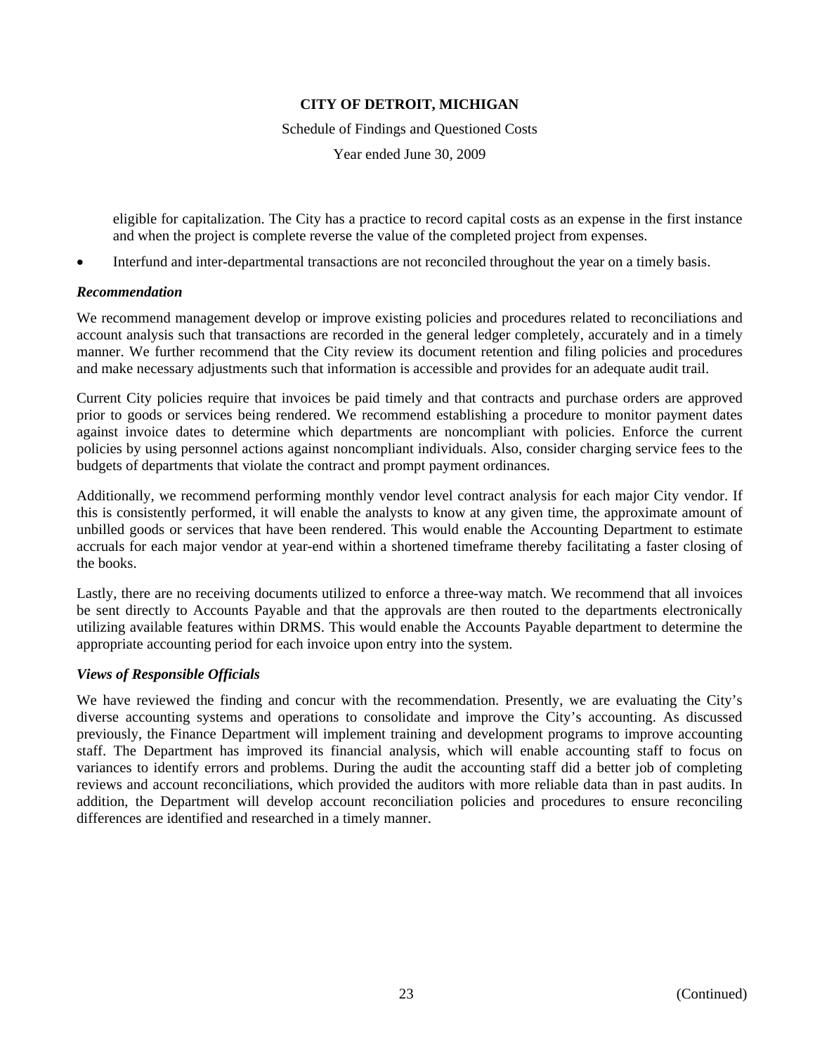eligible for capitalization. The City has a practice to record capital costs as an expense in the first instance and when the project is complete reverse the value of the completed project from expenses.

- Interfund and inter-departmental transactions are not reconciled throughout the year on a timely basis.

***Recommendation***

We recommend management develop or improve existing policies and procedures related to reconciliations and account analysis such that transactions are recorded in the general ledger completely, accurately and in a timely manner. We further recommend that the City review its document retention and filing policies and procedures and make necessary adjustments such that information is accessible and provides for an adequate audit trail.

Current City policies require that invoices be paid timely and that contracts and purchase orders are approved prior to goods or services being rendered. We recommend establishing a procedure to monitor payment dates against invoice dates to determine which departments are noncompliant with policies. Enforce the current policies by using personnel actions against noncompliant individuals. Also, consider charging service fees to the budgets of departments that violate the contract and prompt payment ordinances.

Additionally, we recommend performing monthly vendor level contract analysis for each major City vendor. If this is consistently performed, it will enable the analysts to know at any given time, the approximate amount of unbilled goods or services that have been rendered. This would enable the Accounting Department to estimate accruals for each major vendor at year-end within a shortened timeframe thereby facilitating a faster closing of the books.

Lastly, there are no receiving documents utilized to enforce a three-way match. We recommend that all invoices be sent directly to Accounts Payable and that the approvals are then routed to the departments electronically utilizing available features within DRMS. This would enable the Accounts Payable department to determine the appropriate accounting period for each invoice upon entry into the system.

***Views of Responsible Officials***

We have reviewed the finding and concur with the recommendation. Presently, we are evaluating the City's diverse accounting systems and operations to consolidate and improve the City's accounting. As discussed previously, the Finance Department will implement training and development programs to improve accounting staff. The Department has improved its financial analysis, which will enable accounting staff to focus on variances to identify errors and problems. During the audit the accounting staff did a better job of completing reviews and account reconciliations, which provided the auditors with more reliable data than in past audits. In addition, the Department will develop account reconciliation policies and procedures to ensure reconciling differences are identified and researched in a timely manner.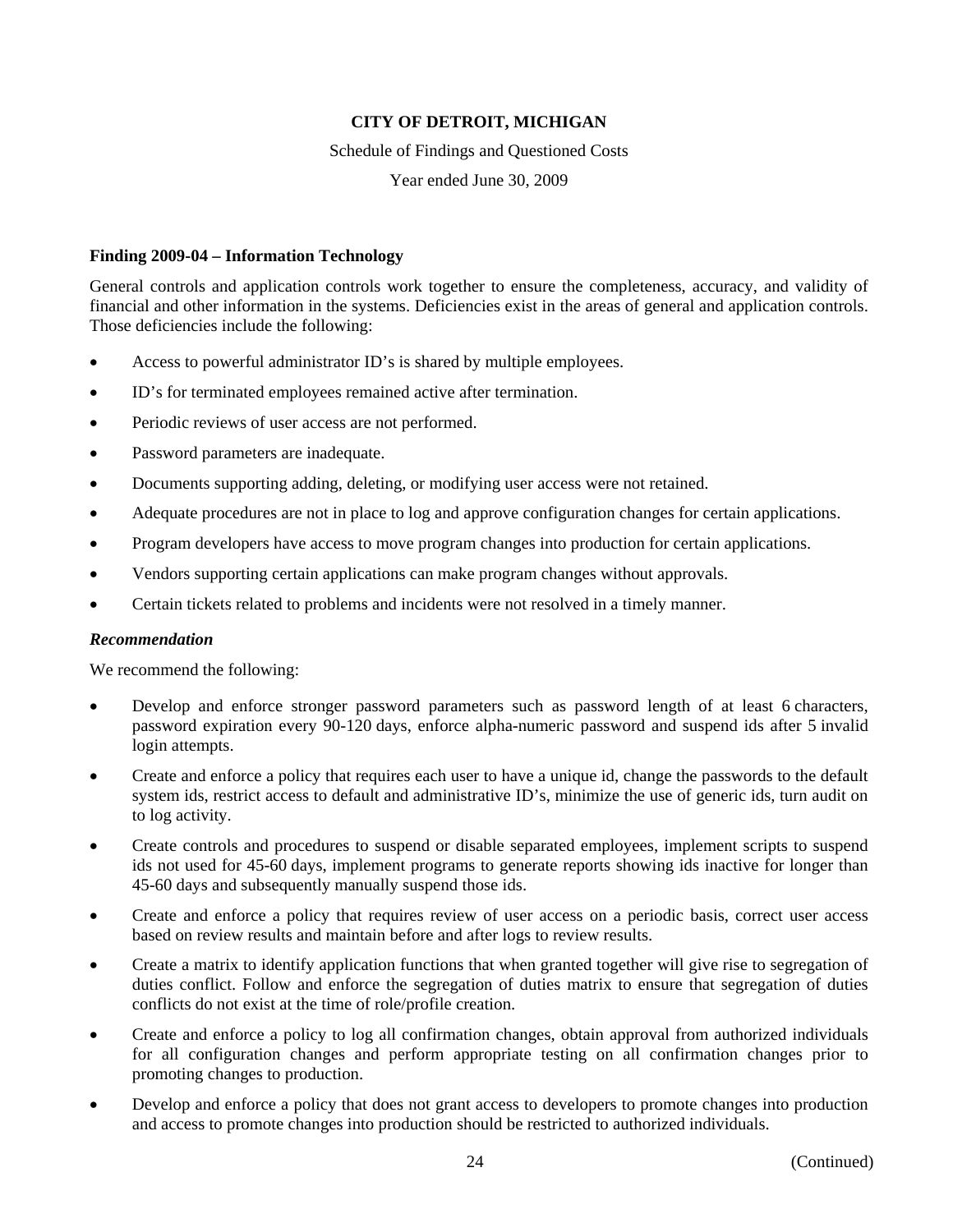**CITY OF DETROIT, MICHIGAN**

Schedule of Findings and Questioned Costs

Year ended June 30, 2009

**Finding 2009-04 – Information Technology**

General controls and application controls work together to ensure the completeness, accuracy, and validity of financial and other information in the systems. Deficiencies exist in the areas of general and application controls. Those deficiencies include the following:

- Access to powerful administrator ID's is shared by multiple employees.
- ID's for terminated employees remained active after termination.
- Periodic reviews of user access are not performed.
- Password parameters are inadequate.
- Documents supporting adding, deleting, or modifying user access were not retained.
- Adequate procedures are not in place to log and approve configuration changes for certain applications.
- Program developers have access to move program changes into production for certain applications.
- Vendors supporting certain applications can make program changes without approvals.
- Certain tickets related to problems and incidents were not resolved in a timely manner.

***Recommendation***

We recommend the following:

- Develop and enforce stronger password parameters such as password length of at least 6 characters, password expiration every 90-120 days, enforce alpha-numeric password and suspend ids after 5 invalid login attempts.
- Create and enforce a policy that requires each user to have a unique id, change the passwords to the default system ids, restrict access to default and administrative ID's, minimize the use of generic ids, turn audit on to log activity.
- Create controls and procedures to suspend or disable separated employees, implement scripts to suspend ids not used for 45-60 days, implement programs to generate reports showing ids inactive for longer than 45-60 days and subsequently manually suspend those ids.
- Create and enforce a policy that requires review of user access on a periodic basis, correct user access based on review results and maintain before and after logs to review results.
- Create a matrix to identify application functions that when granted together will give rise to segregation of duties conflict. Follow and enforce the segregation of duties matrix to ensure that segregation of duties conflicts do not exist at the time of role/profile creation.
- Create and enforce a policy to log all confirmation changes, obtain approval from authorized individuals for all configuration changes and perform appropriate testing on all confirmation changes prior to promoting changes to production.
- Develop and enforce a policy that does not grant access to developers to promote changes into production and access to promote changes into production should be restricted to authorized individuals.

(Continued)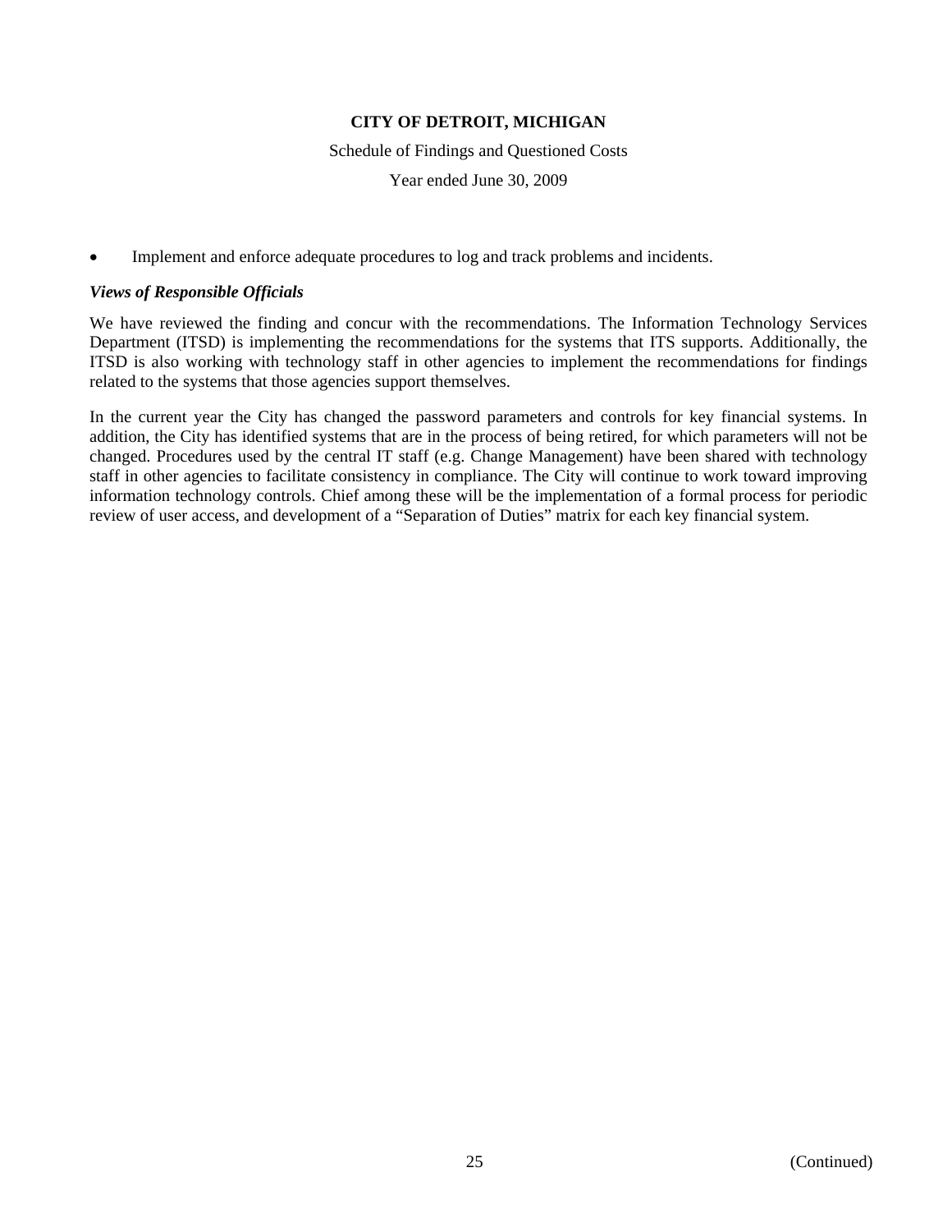- Implement and enforce adequate procedures to log and track problems and incidents.

***Views of Responsible Officials***

We have reviewed the finding and concur with the recommendations. The Information Technology Services Department (ITSD) is implementing the recommendations for the systems that ITS supports. Additionally, the ITSD is also working with technology staff in other agencies to implement the recommendations for findings related to the systems that those agencies support themselves.

In the current year the City has changed the password parameters and controls for key financial systems. In addition, the City has identified systems that are in the process of being retired, for which parameters will not be changed. Procedures used by the central IT staff (e.g. Change Management) have been shared with technology staff in other agencies to facilitate consistency in compliance. The City will continue to work toward improving information technology controls. Chief among these will be the implementation of a formal process for periodic review of user access, and development of a "Separation of Duties" matrix for each key financial system.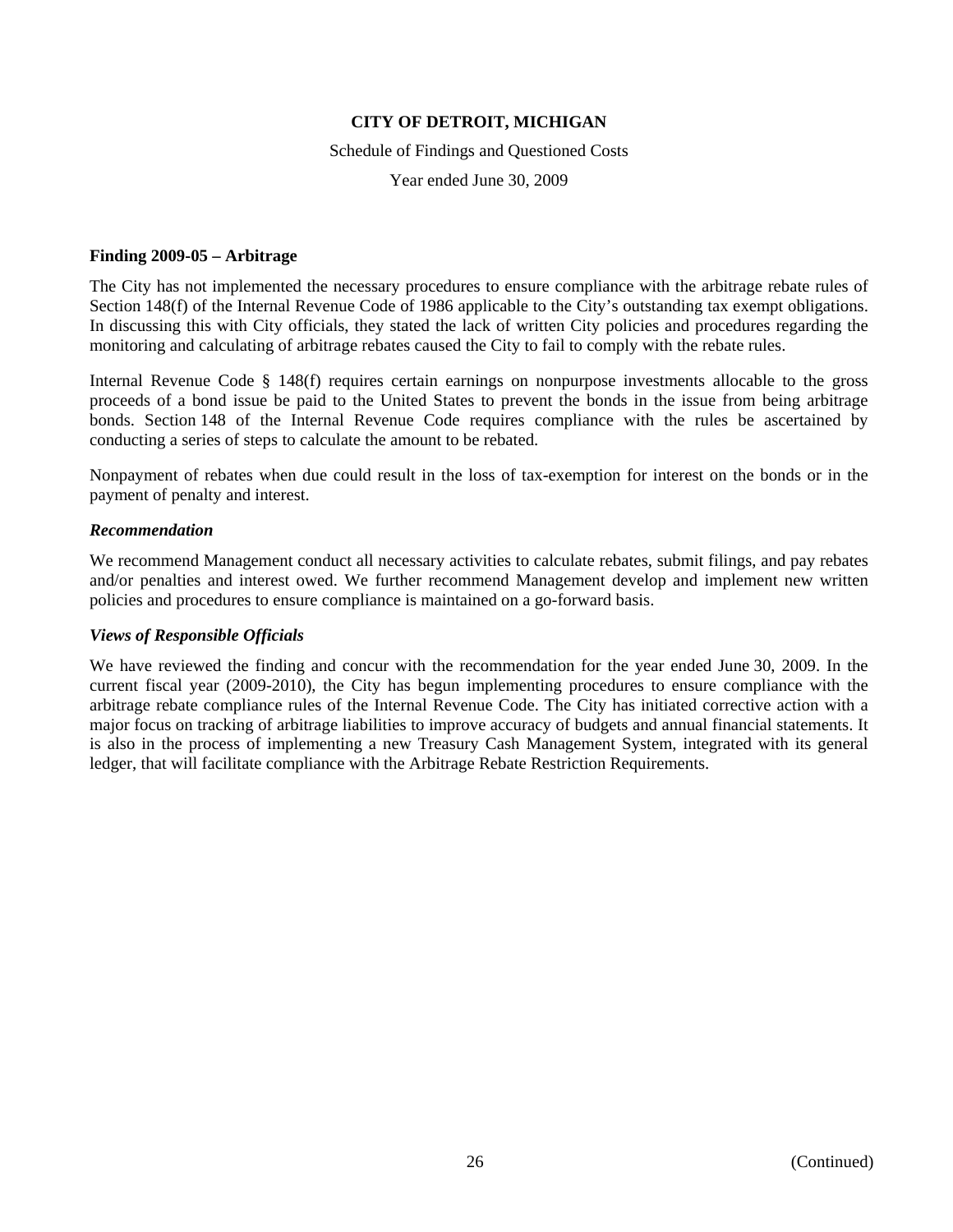**CITY OF DETROIT, MICHIGAN**

Schedule of Findings and Questioned Costs

Year ended June 30, 2009

**Finding 2009-05 – Arbitrage**

The City has not implemented the necessary procedures to ensure compliance with the arbitrage rebate rules of Section 148(f) of the Internal Revenue Code of 1986 applicable to the City's outstanding tax exempt obligations. In discussing this with City officials, they stated the lack of written City policies and procedures regarding the monitoring and calculating of arbitrage rebates caused the City to fail to comply with the rebate rules.

Internal Revenue Code § 148(f) requires certain earnings on nonpurpose investments allocable to the gross proceeds of a bond issue be paid to the United States to prevent the bonds in the issue from being arbitrage bonds. Section 148 of the Internal Revenue Code requires compliance with the rules be ascertained by conducting a series of steps to calculate the amount to be rebated.

Nonpayment of rebates when due could result in the loss of tax-exemption for interest on the bonds or in the payment of penalty and interest.

***Recommendation***

We recommend Management conduct all necessary activities to calculate rebates, submit filings, and pay rebates and/or penalties and interest owed. We further recommend Management develop and implement new written policies and procedures to ensure compliance is maintained on a go-forward basis.

***Views of Responsible Officials***

We have reviewed the finding and concur with the recommendation for the year ended June 30, 2009. In the current fiscal year (2009-2010), the City has begun implementing procedures to ensure compliance with the arbitrage rebate compliance rules of the Internal Revenue Code. The City has initiated corrective action with a major focus on tracking of arbitrage liabilities to improve accuracy of budgets and annual financial statements. It is also in the process of implementing a new Treasury Cash Management System, integrated with its general ledger, that will facilitate compliance with the Arbitrage Rebate Restriction Requirements.

(Continued)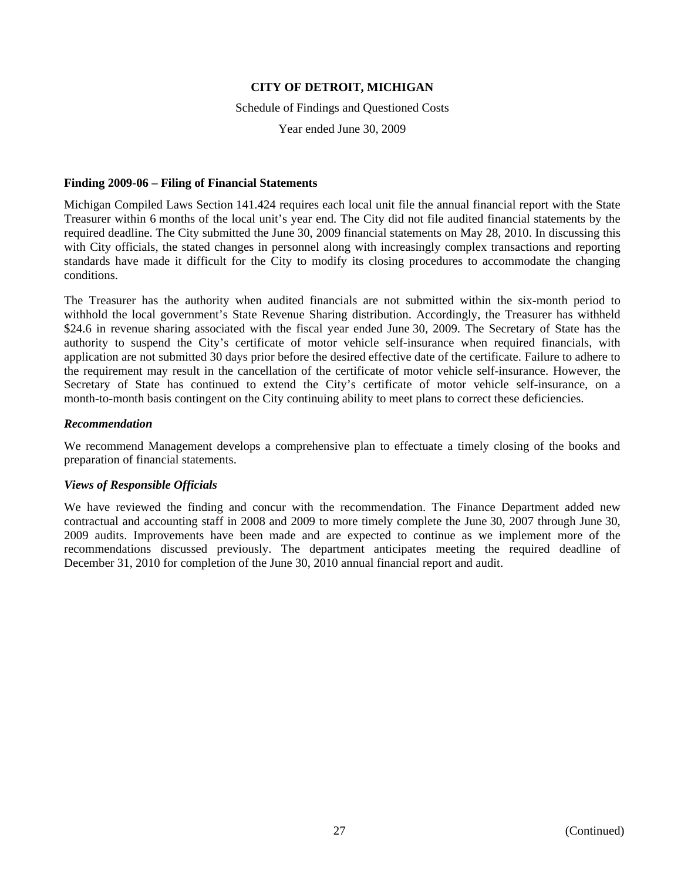# CITY OF DETROIT, MICHIGAN

Schedule of Findings and Questioned Costs

Year ended June 30, 2009

**Finding 2009-06 – Filing of Financial Statements**

Michigan Compiled Laws Section 141.424 requires each local unit file the annual financial report with the State Treasurer within 6 months of the local unit's year end. The City did not file audited financial statements by the required deadline. The City submitted the June 30, 2009 financial statements on May 28, 2010. In discussing this with City officials, the stated changes in personnel along with increasingly complex transactions and reporting standards have made it difficult for the City to modify its closing procedures to accommodate the changing conditions.

The Treasurer has the authority when audited financials are not submitted within the six-month period to withhold the local government's State Revenue Sharing distribution. Accordingly, the Treasurer has withheld $24.6 in revenue sharing associated with the fiscal year ended June 30, 2009. The Secretary of State has the authority to suspend the City's certificate of motor vehicle self-insurance when required financials, with application are not submitted 30 days prior before the desired effective date of the certificate. Failure to adhere to the requirement may result in the cancellation of the certificate of motor vehicle self-insurance. However, the Secretary of State has continued to extend the City's certificate of motor vehicle self-insurance, on a month-to-month basis contingent on the City continuing ability to meet plans to correct these deficiencies.

***Recommendation***

We recommend Management develops a comprehensive plan to effectuate a timely closing of the books and preparation of financial statements.

***Views of Responsible Officials***

We have reviewed the finding and concur with the recommendation. The Finance Department added new contractual and accounting staff in 2008 and 2009 to more timely complete the June 30, 2007 through June 30, 2009 audits. Improvements have been made and are expected to continue as we implement more of the recommendations discussed previously. The department anticipates meeting the required deadline of December 31, 2010 for completion of the June 30, 2010 annual financial report and audit.

(Continued)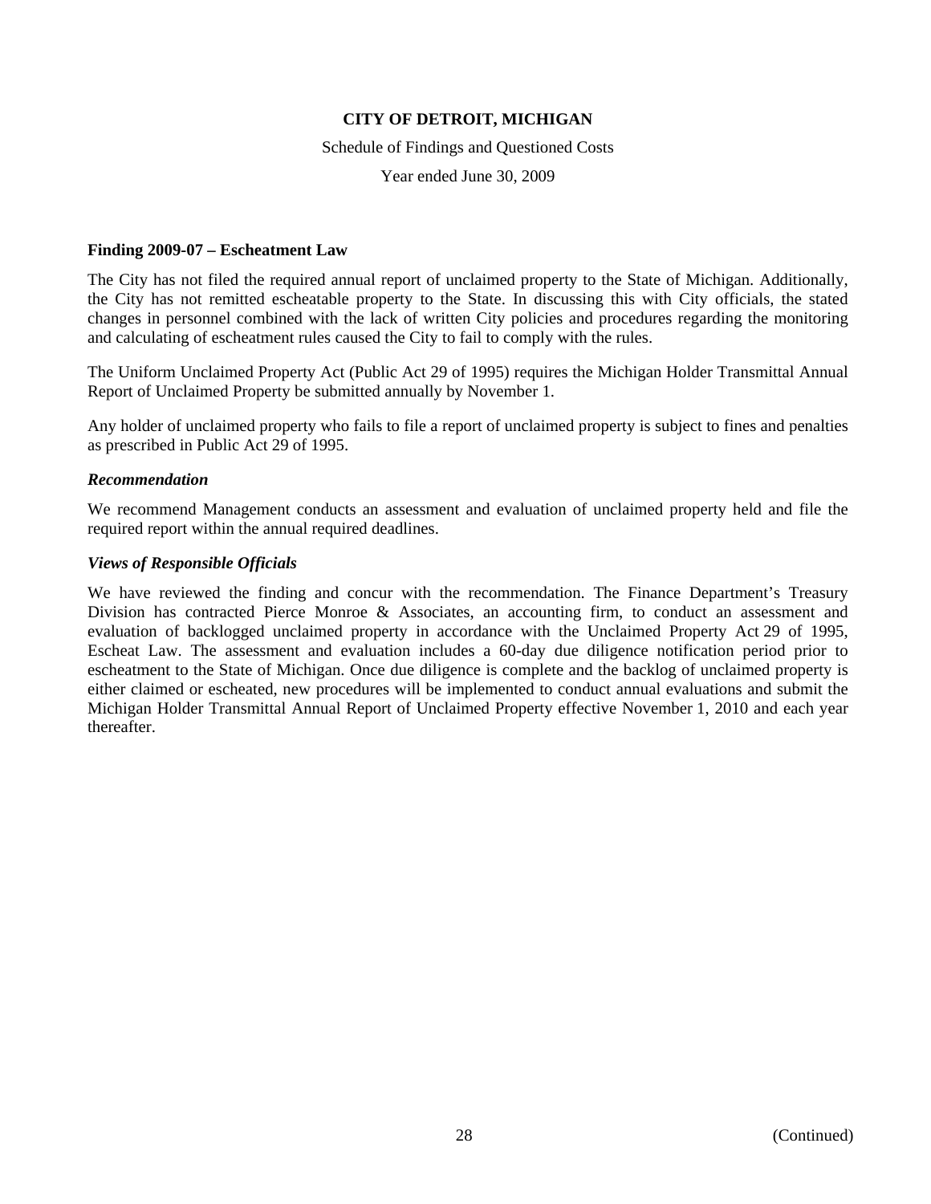**CITY OF DETROIT, MICHIGAN**

Schedule of Findings and Questioned Costs

Year ended June 30, 2009

**Finding 2009-07 – Escheatment Law**

The City has not filed the required annual report of unclaimed property to the State of Michigan. Additionally, the City has not remitted escheatable property to the State. In discussing this with City officials, the stated changes in personnel combined with the lack of written City policies and procedures regarding the monitoring and calculating of escheatment rules caused the City to fail to comply with the rules.

The Uniform Unclaimed Property Act (Public Act 29 of 1995) requires the Michigan Holder Transmittal Annual Report of Unclaimed Property be submitted annually by November 1.

Any holder of unclaimed property who fails to file a report of unclaimed property is subject to fines and penalties as prescribed in Public Act 29 of 1995.

***Recommendation***

We recommend Management conducts an assessment and evaluation of unclaimed property held and file the required report within the annual required deadlines.

***Views of Responsible Officials***

We have reviewed the finding and concur with the recommendation. The Finance Department's Treasury Division has contracted Pierce Monroe & Associates, an accounting firm, to conduct an assessment and evaluation of backlogged unclaimed property in accordance with the Unclaimed Property Act 29 of 1995, Escheat Law. The assessment and evaluation includes a 60-day due diligence notification period prior to escheatment to the State of Michigan. Once due diligence is complete and the backlog of unclaimed property is either claimed or escheated, new procedures will be implemented to conduct annual evaluations and submit the Michigan Holder Transmittal Annual Report of Unclaimed Property effective November 1, 2010 and each year thereafter.

(Continued)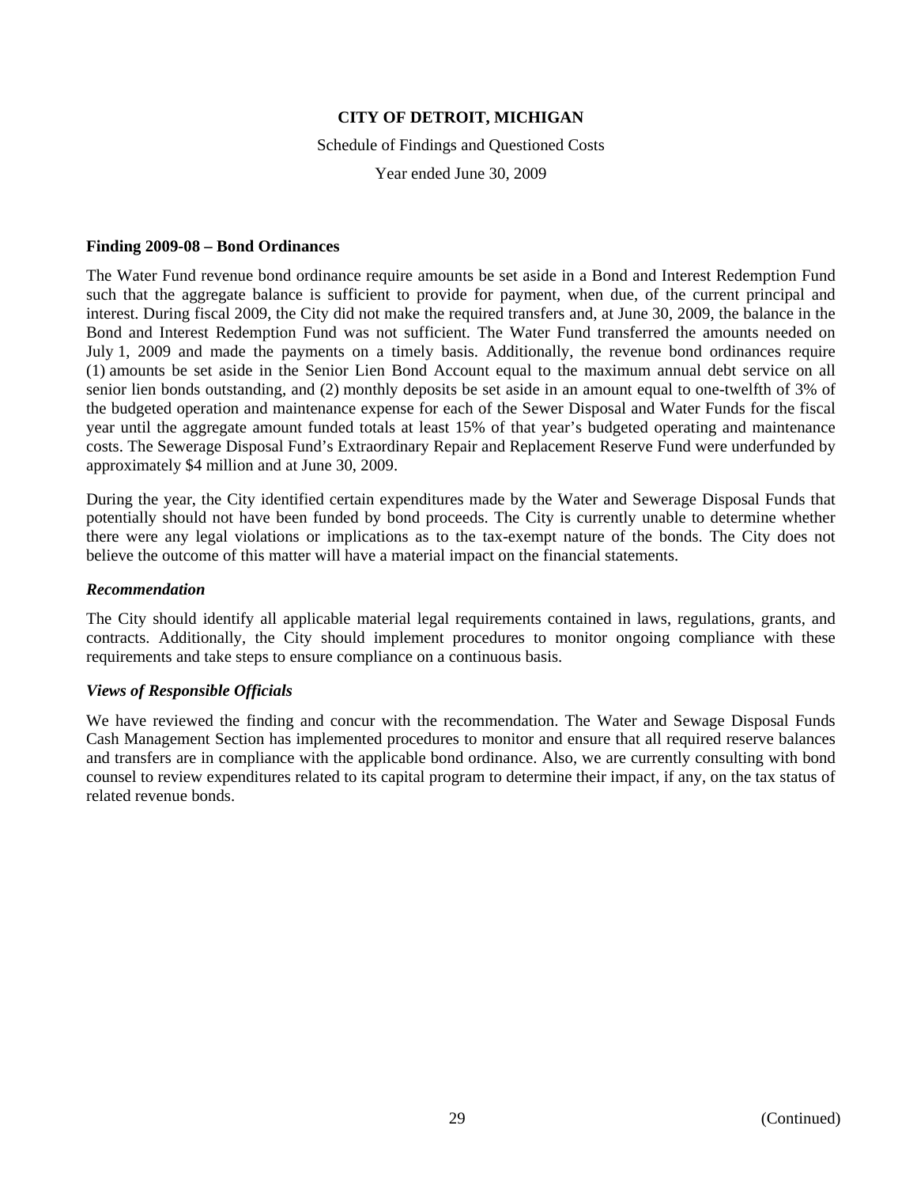**CITY OF DETROIT, MICHIGAN**

Schedule of Findings and Questioned Costs

Year ended June 30, 2009

**Finding 2009-08 – Bond Ordinances**

The Water Fund revenue bond ordinance require amounts be set aside in a Bond and Interest Redemption Fund such that the aggregate balance is sufficient to provide for payment, when due, of the current principal and interest. During fiscal 2009, the City did not make the required transfers and, at June 30, 2009, the balance in the Bond and Interest Redemption Fund was not sufficient. The Water Fund transferred the amounts needed on July 1, 2009 and made the payments on a timely basis. Additionally, the revenue bond ordinances require (1) amounts be set aside in the Senior Lien Bond Account equal to the maximum annual debt service on all senior lien bonds outstanding, and (2) monthly deposits be set aside in an amount equal to one-twelfth of 3% of the budgeted operation and maintenance expense for each of the Sewer Disposal and Water Funds for the fiscal year until the aggregate amount funded totals at least 15% of that year's budgeted operating and maintenance costs. The Sewerage Disposal Fund's Extraordinary Repair and Replacement Reserve Fund were underfunded by approximately $4 million and at June 30, 2009.

During the year, the City identified certain expenditures made by the Water and Sewerage Disposal Funds that potentially should not have been funded by bond proceeds. The City is currently unable to determine whether there were any legal violations or implications as to the tax-exempt nature of the bonds. The City does not believe the outcome of this matter will have a material impact on the financial statements.

***Recommendation***

The City should identify all applicable material legal requirements contained in laws, regulations, grants, and contracts. Additionally, the City should implement procedures to monitor ongoing compliance with these requirements and take steps to ensure compliance on a continuous basis.

***Views of Responsible Officials***

We have reviewed the finding and concur with the recommendation. The Water and Sewage Disposal Funds Cash Management Section has implemented procedures to monitor and ensure that all required reserve balances and transfers are in compliance with the applicable bond ordinance. Also, we are currently consulting with bond counsel to review expenditures related to its capital program to determine their impact, if any, on the tax status of related revenue bonds.

(Continued)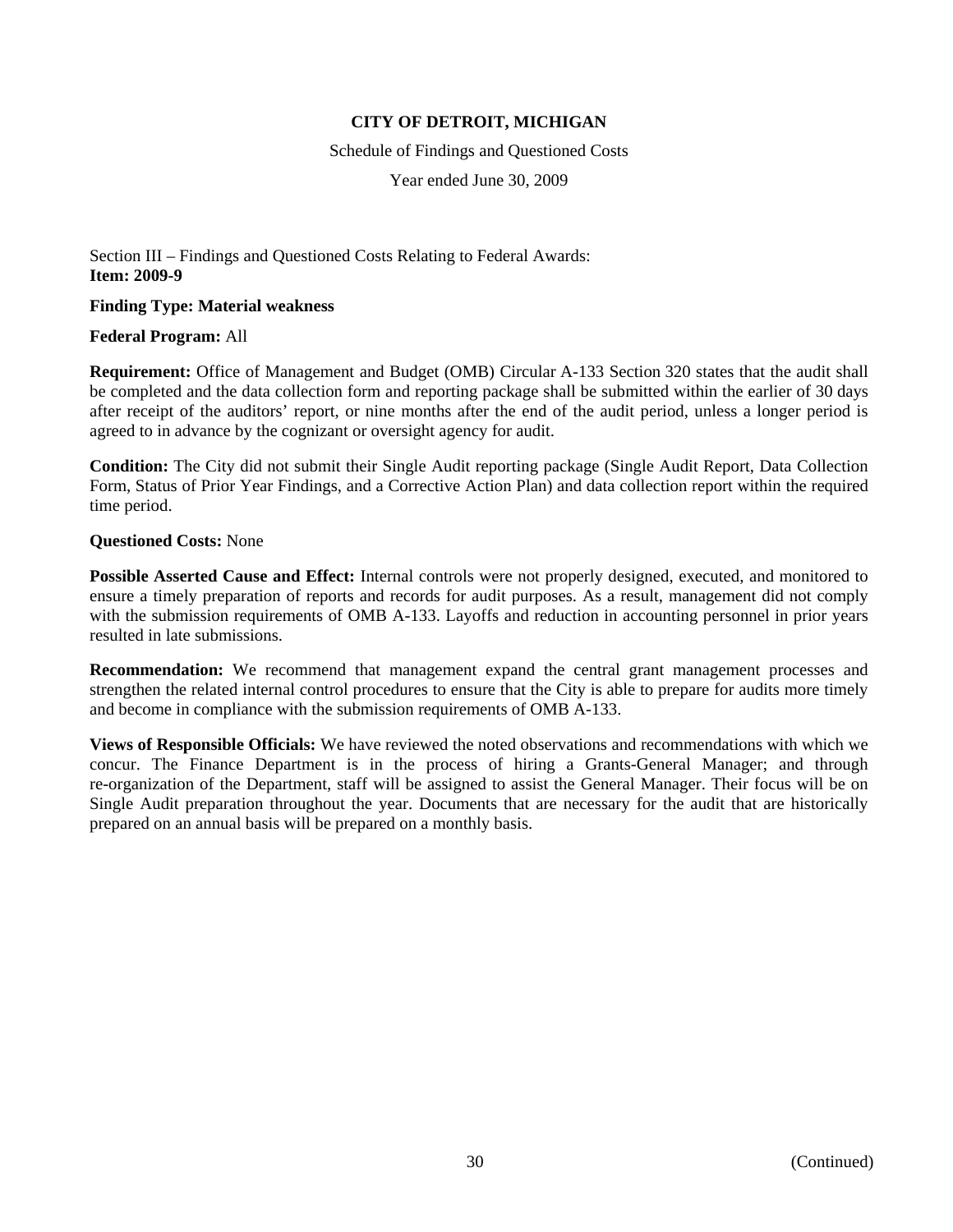**CITY OF DETROIT, MICHIGAN**

Schedule of Findings and Questioned Costs

Year ended June 30, 2009

Section III – Findings and Questioned Costs Relating to Federal Awards:
**Item: 2009-9**

**Finding Type: Material weakness**

**Federal Program:** All

**Requirement:** Office of Management and Budget (OMB) Circular A-133 Section 320 states that the audit shall be completed and the data collection form and reporting package shall be submitted within the earlier of 30 days after receipt of the auditors' report, or nine months after the end of the audit period, unless a longer period is agreed to in advance by the cognizant or oversight agency for audit.

**Condition:** The City did not submit their Single Audit reporting package (Single Audit Report, Data Collection Form, Status of Prior Year Findings, and a Corrective Action Plan) and data collection report within the required time period.

**Questioned Costs:** None

**Possible Asserted Cause and Effect:** Internal controls were not properly designed, executed, and monitored to ensure a timely preparation of reports and records for audit purposes. As a result, management did not comply with the submission requirements of OMB A-133. Layoffs and reduction in accounting personnel in prior years resulted in late submissions.

**Recommendation:** We recommend that management expand the central grant management processes and strengthen the related internal control procedures to ensure that the City is able to prepare for audits more timely and become in compliance with the submission requirements of OMB A-133.

**Views of Responsible Officials:** We have reviewed the noted observations and recommendations with which we concur. The Finance Department is in the process of hiring a Grants-General Manager; and through re-organization of the Department, staff will be assigned to assist the General Manager. Their focus will be on Single Audit preparation throughout the year. Documents that are necessary for the audit that are historically prepared on an annual basis will be prepared on a monthly basis.

(Continued)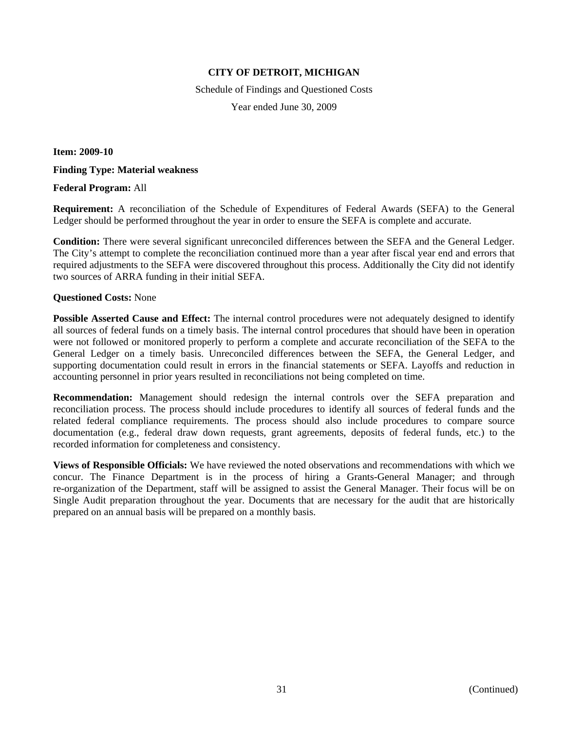**CITY OF DETROIT, MICHIGAN**

Schedule of Findings and Questioned Costs

Year ended June 30, 2009

**Item: 2009-10**

**Finding Type: Material weakness**

**Federal Program:** All

**Requirement:** A reconciliation of the Schedule of Expenditures of Federal Awards (SEFA) to the General Ledger should be performed throughout the year in order to ensure the SEFA is complete and accurate.

**Condition:** There were several significant unreconciled differences between the SEFA and the General Ledger. The City's attempt to complete the reconciliation continued more than a year after fiscal year end and errors that required adjustments to the SEFA were discovered throughout this process. Additionally the City did not identify two sources of ARRA funding in their initial SEFA.

**Questioned Costs:** None

**Possible Asserted Cause and Effect:** The internal control procedures were not adequately designed to identify all sources of federal funds on a timely basis. The internal control procedures that should have been in operation were not followed or monitored properly to perform a complete and accurate reconciliation of the SEFA to the General Ledger on a timely basis. Unreconciled differences between the SEFA, the General Ledger, and supporting documentation could result in errors in the financial statements or SEFA. Layoffs and reduction in accounting personnel in prior years resulted in reconciliations not being completed on time.

**Recommendation:** Management should redesign the internal controls over the SEFA preparation and reconciliation process. The process should include procedures to identify all sources of federal funds and the related federal compliance requirements. The process should also include procedures to compare source documentation (e.g., federal draw down requests, grant agreements, deposits of federal funds, etc.) to the recorded information for completeness and consistency.

**Views of Responsible Officials:** We have reviewed the noted observations and recommendations with which we concur. The Finance Department is in the process of hiring a Grants-General Manager; and through re-organization of the Department, staff will be assigned to assist the General Manager. Their focus will be on Single Audit preparation throughout the year. Documents that are necessary for the audit that are historically prepared on an annual basis will be prepared on a monthly basis.

(Continued)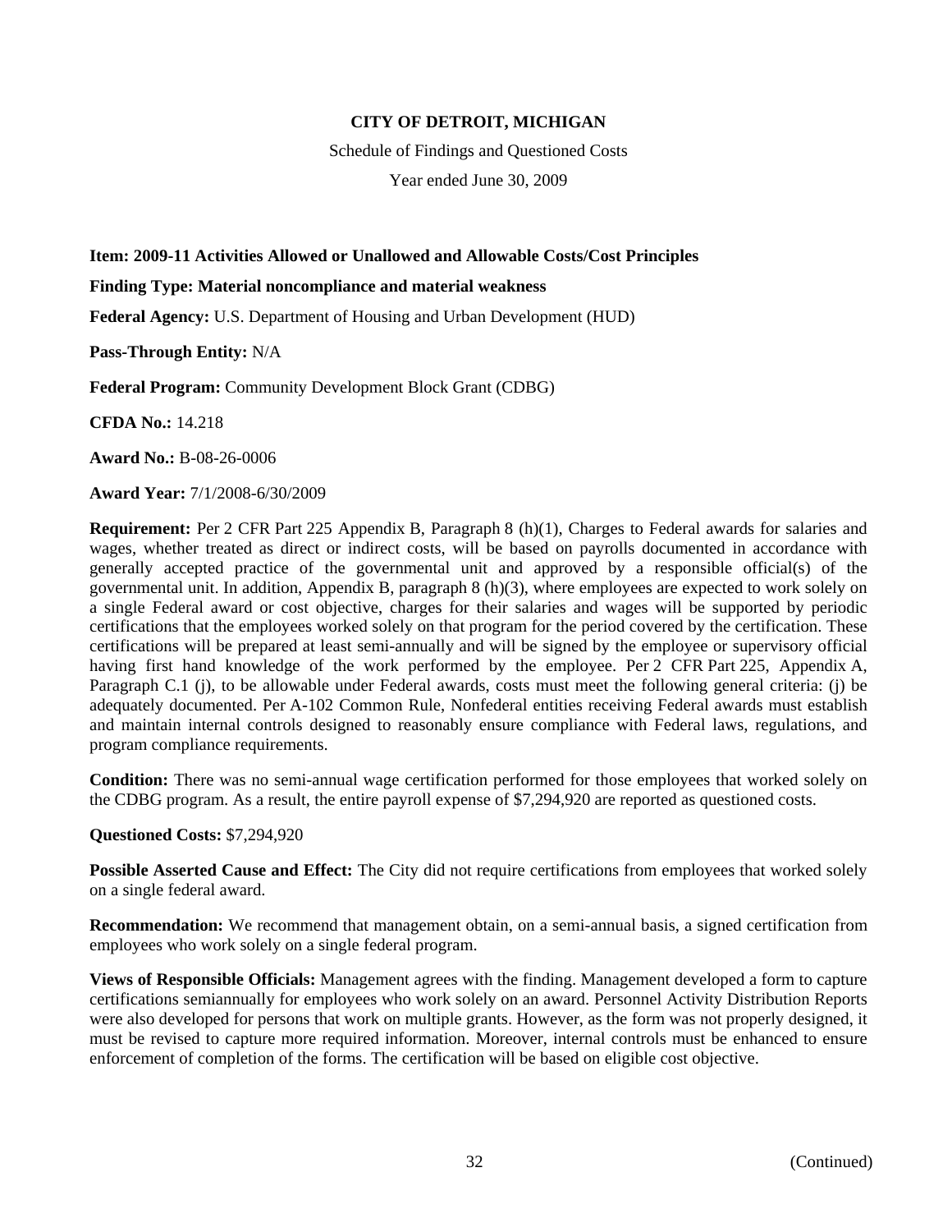**CITY OF DETROIT, MICHIGAN**

Schedule of Findings and Questioned Costs

Year ended June 30, 2009

**Item: 2009-11 Activities Allowed or Unallowed and Allowable Costs/Cost Principles**

**Finding Type: Material noncompliance and material weakness**

**Federal Agency:** U.S. Department of Housing and Urban Development (HUD)

**Pass-Through Entity:** N/A

**Federal Program:** Community Development Block Grant (CDBG)

**CFDA No.:** 14.218

**Award No.:** B-08-26-0006

**Award Year:** 7/1/2008-6/30/2009

**Requirement:** Per 2 CFR Part 225 Appendix B, Paragraph 8 (h)(1), Charges to Federal awards for salaries and wages, whether treated as direct or indirect costs, will be based on payrolls documented in accordance with generally accepted practice of the governmental unit and approved by a responsible official(s) of the governmental unit. In addition, Appendix B, paragraph 8 (h)(3), where employees are expected to work solely on a single Federal award or cost objective, charges for their salaries and wages will be supported by periodic certifications that the employees worked solely on that program for the period covered by the certification. These certifications will be prepared at least semi-annually and will be signed by the employee or supervisory official having first hand knowledge of the work performed by the employee. Per 2 CFR Part 225, Appendix A, Paragraph C.1 (j), to be allowable under Federal awards, costs must meet the following general criteria: (j) be adequately documented. Per A-102 Common Rule, Nonfederal entities receiving Federal awards must establish and maintain internal controls designed to reasonably ensure compliance with Federal laws, regulations, and program compliance requirements.

**Condition:** There was no semi-annual wage certification performed for those employees that worked solely on the CDBG program. As a result, the entire payroll expense of $7,294,920 are reported as questioned costs.

**Questioned Costs:** $7,294,920

**Possible Asserted Cause and Effect:** The City did not require certifications from employees that worked solely on a single federal award.

**Recommendation:** We recommend that management obtain, on a semi-annual basis, a signed certification from employees who work solely on a single federal program.

**Views of Responsible Officials:** Management agrees with the finding. Management developed a form to capture certifications semiannually for employees who work solely on an award. Personnel Activity Distribution Reports were also developed for persons that work on multiple grants. However, as the form was not properly designed, it must be revised to capture more required information. Moreover, internal controls must be enhanced to ensure enforcement of completion of the forms. The certification will be based on eligible cost objective.

(Continued)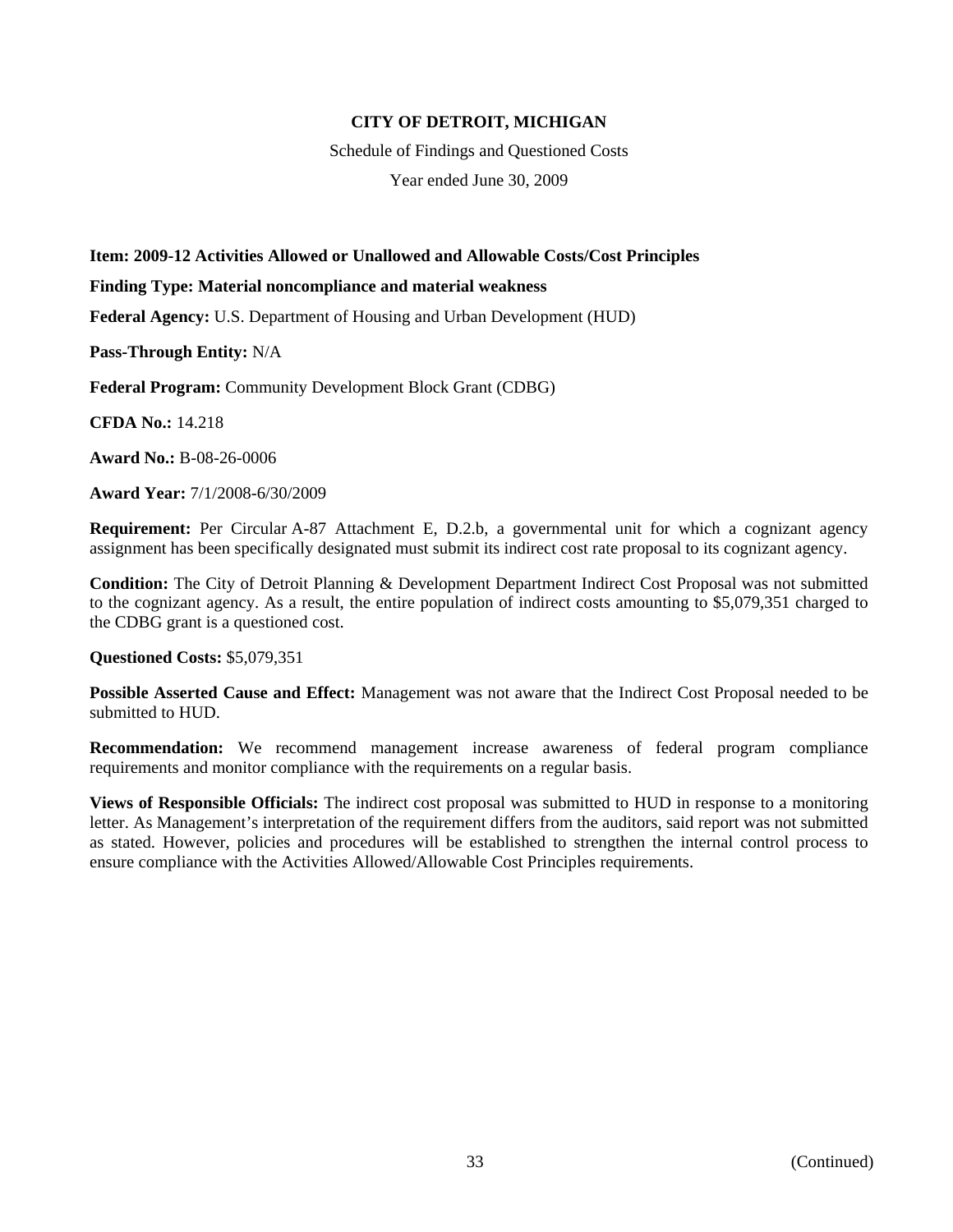**CITY OF DETROIT, MICHIGAN**

Schedule of Findings and Questioned Costs

Year ended June 30, 2009

**Item: 2009-12 Activities Allowed or Unallowed and Allowable Costs/Cost Principles**

**Finding Type: Material noncompliance and material weakness**

**Federal Agency:** U.S. Department of Housing and Urban Development (HUD)

**Pass-Through Entity:** N/A

**Federal Program:** Community Development Block Grant (CDBG)

**CFDA No.:** 14.218

**Award No.:** B-08-26-0006

**Award Year:** 7/1/2008-6/30/2009

**Requirement:** Per Circular A-87 Attachment E, D.2.b, a governmental unit for which a cognizant agency assignment has been specifically designated must submit its indirect cost rate proposal to its cognizant agency.

**Condition:** The City of Detroit Planning & Development Department Indirect Cost Proposal was not submitted to the cognizant agency. As a result, the entire population of indirect costs amounting to $5,079,351 charged to the CDBG grant is a questioned cost.

**Questioned Costs:** $5,079,351

**Possible Asserted Cause and Effect:** Management was not aware that the Indirect Cost Proposal needed to be submitted to HUD.

**Recommendation:** We recommend management increase awareness of federal program compliance requirements and monitor compliance with the requirements on a regular basis.

**Views of Responsible Officials:** The indirect cost proposal was submitted to HUD in response to a monitoring letter. As Management's interpretation of the requirement differs from the auditors, said report was not submitted as stated. However, policies and procedures will be established to strengthen the internal control process to ensure compliance with the Activities Allowed/Allowable Cost Principles requirements.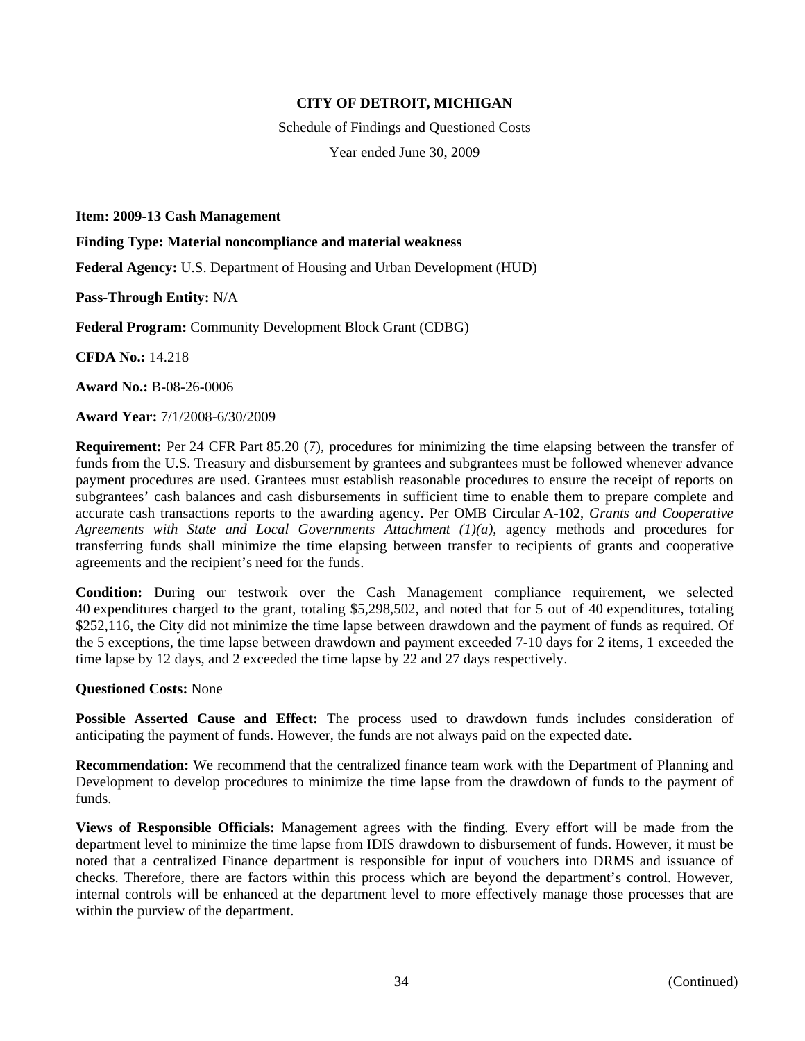**CITY OF DETROIT, MICHIGAN**

Schedule of Findings and Questioned Costs

Year ended June 30, 2009

**Item: 2009-13 Cash Management**

**Finding Type: Material noncompliance and material weakness**

**Federal Agency:** U.S. Department of Housing and Urban Development (HUD)

**Pass-Through Entity:** N/A

**Federal Program:** Community Development Block Grant (CDBG)

**CFDA No.:** 14.218

**Award No.:** B-08-26-0006

**Award Year:** 7/1/2008-6/30/2009

**Requirement:** Per 24 CFR Part 85.20 (7), procedures for minimizing the time elapsing between the transfer of funds from the U.S. Treasury and disbursement by grantees and subgrantees must be followed whenever advance payment procedures are used. Grantees must establish reasonable procedures to ensure the receipt of reports on subgrantees' cash balances and cash disbursements in sufficient time to enable them to prepare complete and accurate cash transactions reports to the awarding agency. Per OMB Circular A-102, *Grants and Cooperative Agreements with State and Local Governments Attachment (1)(a)*, agency methods and procedures for transferring funds shall minimize the time elapsing between transfer to recipients of grants and cooperative agreements and the recipient's need for the funds.

**Condition:** During our testwork over the Cash Management compliance requirement, we selected 40 expenditures charged to the grant, totaling $5,298,502, and noted that for 5 out of 40 expenditures, totaling $252,116, the City did not minimize the time lapse between drawdown and the payment of funds as required. Of the 5 exceptions, the time lapse between drawdown and payment exceeded 7-10 days for 2 items, 1 exceeded the time lapse by 12 days, and 2 exceeded the time lapse by 22 and 27 days respectively.

**Questioned Costs:** None

**Possible Asserted Cause and Effect:** The process used to drawdown funds includes consideration of anticipating the payment of funds. However, the funds are not always paid on the expected date.

**Recommendation:** We recommend that the centralized finance team work with the Department of Planning and Development to develop procedures to minimize the time lapse from the drawdown of funds to the payment of funds.

**Views of Responsible Officials:** Management agrees with the finding. Every effort will be made from the department level to minimize the time lapse from IDIS drawdown to disbursement of funds. However, it must be noted that a centralized Finance department is responsible for input of vouchers into DRMS and issuance of checks. Therefore, there are factors within this process which are beyond the department's control. However, internal controls will be enhanced at the department level to more effectively manage those processes that are within the purview of the department.

(Continued)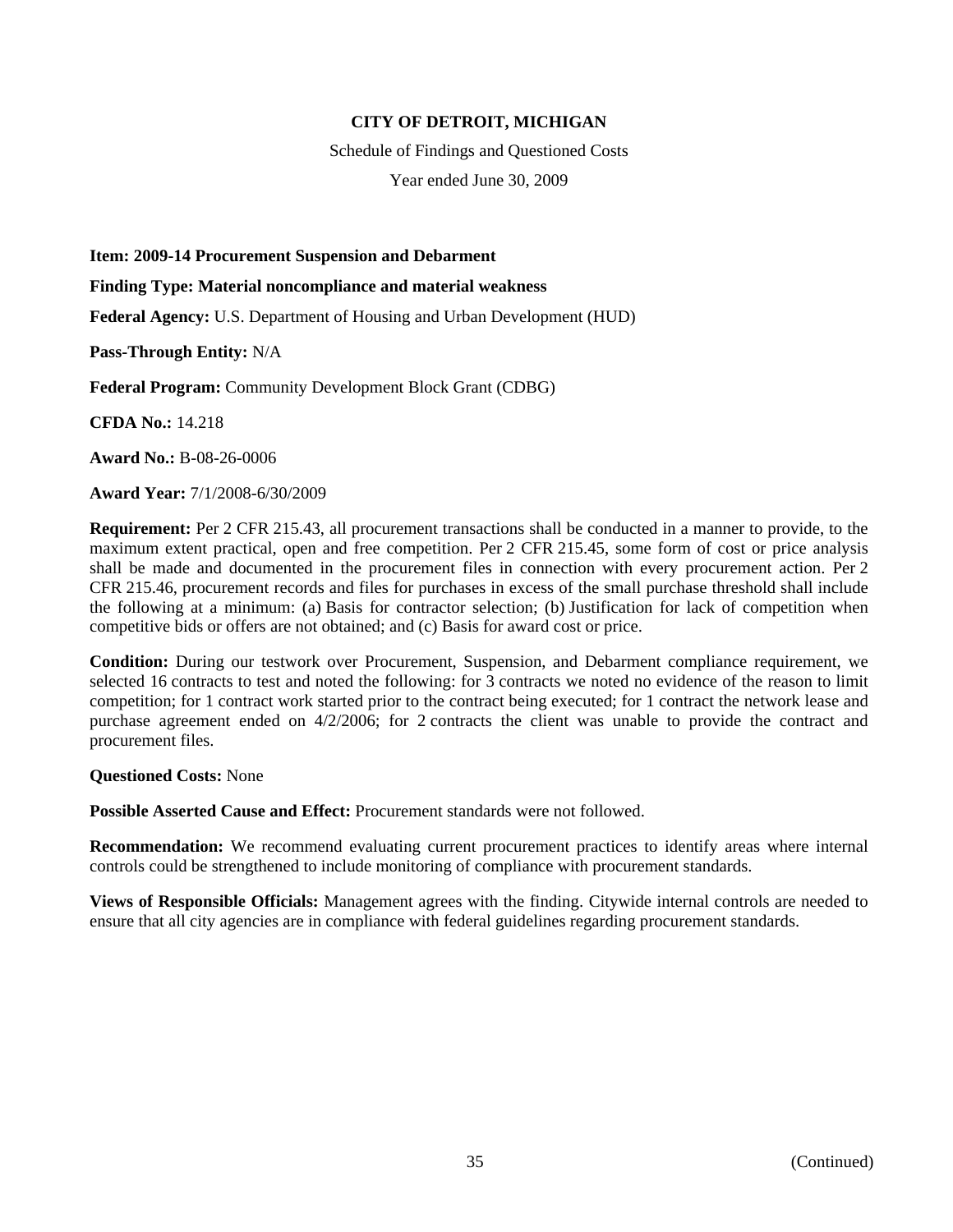**CITY OF DETROIT, MICHIGAN**

Schedule of Findings and Questioned Costs

Year ended June 30, 2009

**Item: 2009-14 Procurement Suspension and Debarment**

**Finding Type: Material noncompliance and material weakness**

**Federal Agency:** U.S. Department of Housing and Urban Development (HUD)

**Pass-Through Entity:** N/A

**Federal Program:** Community Development Block Grant (CDBG)

**CFDA No.:** 14.218

**Award No.:** B-08-26-0006

**Award Year:** 7/1/2008-6/30/2009

**Requirement:** Per 2 CFR 215.43, all procurement transactions shall be conducted in a manner to provide, to the maximum extent practical, open and free competition. Per 2 CFR 215.45, some form of cost or price analysis shall be made and documented in the procurement files in connection with every procurement action. Per 2 CFR 215.46, procurement records and files for purchases in excess of the small purchase threshold shall include the following at a minimum: (a) Basis for contractor selection; (b) Justification for lack of competition when competitive bids or offers are not obtained; and (c) Basis for award cost or price.

**Condition:** During our testwork over Procurement, Suspension, and Debarment compliance requirement, we selected 16 contracts to test and noted the following: for 3 contracts we noted no evidence of the reason to limit competition; for 1 contract work started prior to the contract being executed; for 1 contract the network lease and purchase agreement ended on 4/2/2006; for 2 contracts the client was unable to provide the contract and procurement files.

**Questioned Costs:** None

**Possible Asserted Cause and Effect:** Procurement standards were not followed.

**Recommendation:** We recommend evaluating current procurement practices to identify areas where internal controls could be strengthened to include monitoring of compliance with procurement standards.

**Views of Responsible Officials:** Management agrees with the finding. Citywide internal controls are needed to ensure that all city agencies are in compliance with federal guidelines regarding procurement standards.

(Continued)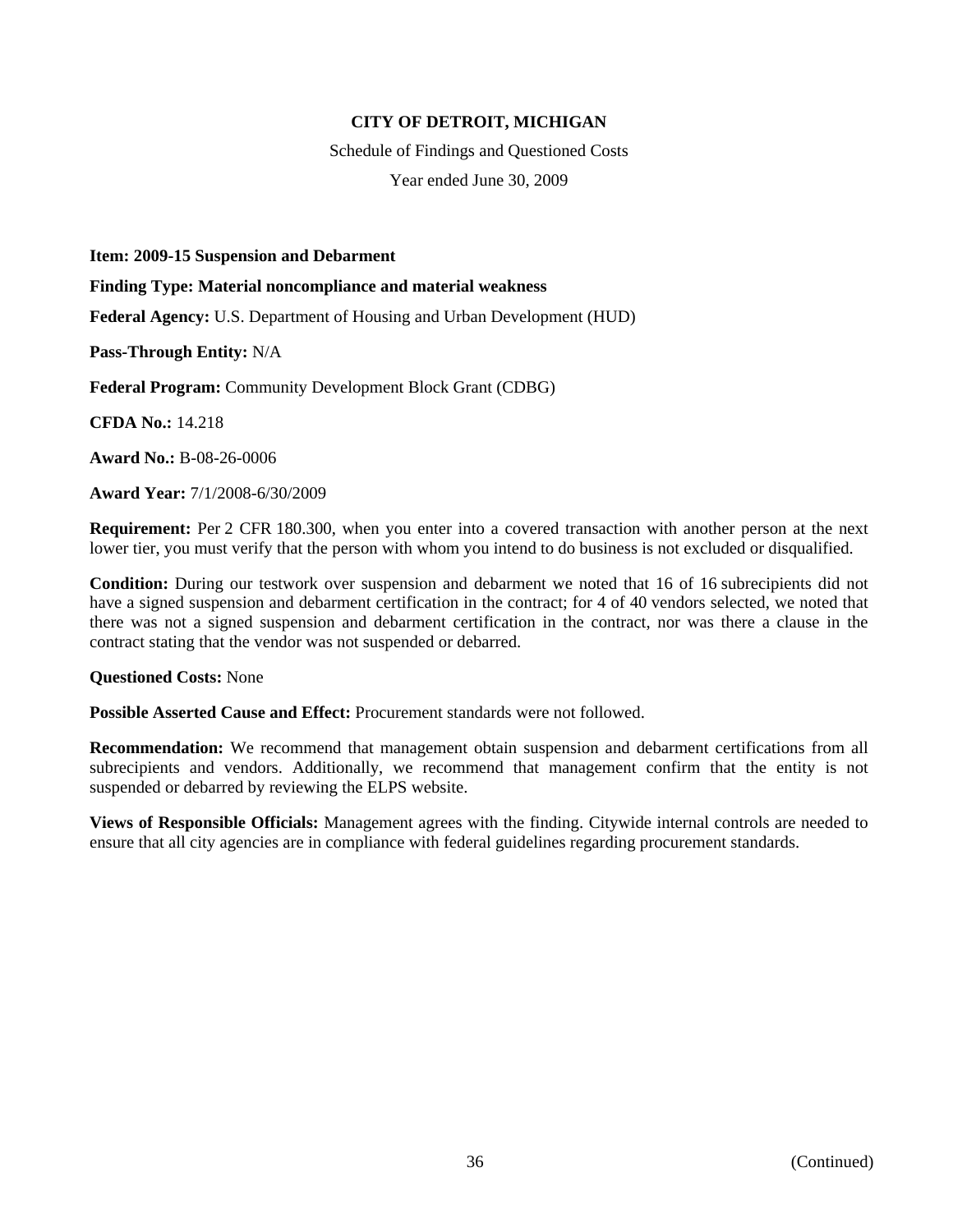# CITY OF DETROIT, MICHIGAN

Schedule of Findings and Questioned Costs

Year ended June 30, 2009

**Item: 2009-15 Suspension and Debarment**

**Finding Type: Material noncompliance and material weakness**

**Federal Agency:** U.S. Department of Housing and Urban Development (HUD)

**Pass-Through Entity:** N/A

**Federal Program:** Community Development Block Grant (CDBG)

**CFDA No.:** 14.218

**Award No.:** B-08-26-0006

**Award Year:** 7/1/2008-6/30/2009

**Requirement:** Per 2 CFR 180.300, when you enter into a covered transaction with another person at the next lower tier, you must verify that the person with whom you intend to do business is not excluded or disqualified.

**Condition:** During our testwork over suspension and debarment we noted that 16 of 16 subrecipients did not have a signed suspension and debarment certification in the contract; for 4 of 40 vendors selected, we noted that there was not a signed suspension and debarment certification in the contract, nor was there a clause in the contract stating that the vendor was not suspended or debarred.

**Questioned Costs:** None

**Possible Asserted Cause and Effect:** Procurement standards were not followed.

**Recommendation:** We recommend that management obtain suspension and debarment certifications from all subrecipients and vendors. Additionally, we recommend that management confirm that the entity is not suspended or debarred by reviewing the ELPS website.

**Views of Responsible Officials:** Management agrees with the finding. Citywide internal controls are needed to ensure that all city agencies are in compliance with federal guidelines regarding procurement standards.

(Continued)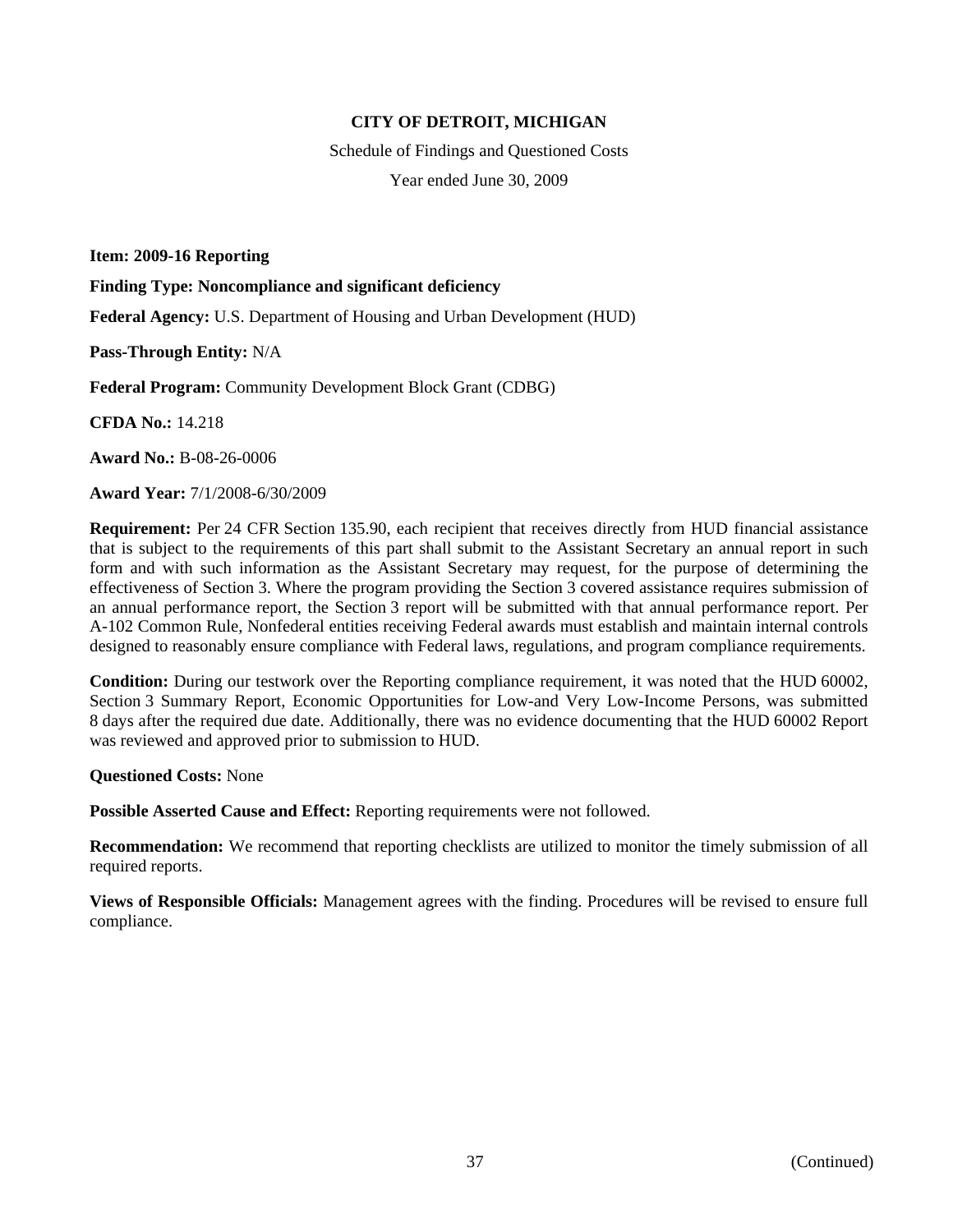**CITY OF DETROIT, MICHIGAN**

Schedule of Findings and Questioned Costs

Year ended June 30, 2009

**Item: 2009-16 Reporting**

**Finding Type: Noncompliance and significant deficiency**

**Federal Agency:** U.S. Department of Housing and Urban Development (HUD)

**Pass-Through Entity:** N/A

**Federal Program:** Community Development Block Grant (CDBG)

**CFDA No.:** 14.218

**Award No.:** B-08-26-0006

**Award Year:** 7/1/2008-6/30/2009

**Requirement:** Per 24 CFR Section 135.90, each recipient that receives directly from HUD financial assistance that is subject to the requirements of this part shall submit to the Assistant Secretary an annual report in such form and with such information as the Assistant Secretary may request, for the purpose of determining the effectiveness of Section 3. Where the program providing the Section 3 covered assistance requires submission of an annual performance report, the Section 3 report will be submitted with that annual performance report. Per A-102 Common Rule, Nonfederal entities receiving Federal awards must establish and maintain internal controls designed to reasonably ensure compliance with Federal laws, regulations, and program compliance requirements.

**Condition:** During our testwork over the Reporting compliance requirement, it was noted that the HUD 60002, Section 3 Summary Report, Economic Opportunities for Low-and Very Low-Income Persons, was submitted 8 days after the required due date. Additionally, there was no evidence documenting that the HUD 60002 Report was reviewed and approved prior to submission to HUD.

**Questioned Costs:** None

**Possible Asserted Cause and Effect:** Reporting requirements were not followed.

**Recommendation:** We recommend that reporting checklists are utilized to monitor the timely submission of all required reports.

**Views of Responsible Officials:** Management agrees with the finding. Procedures will be revised to ensure full compliance.

(Continued)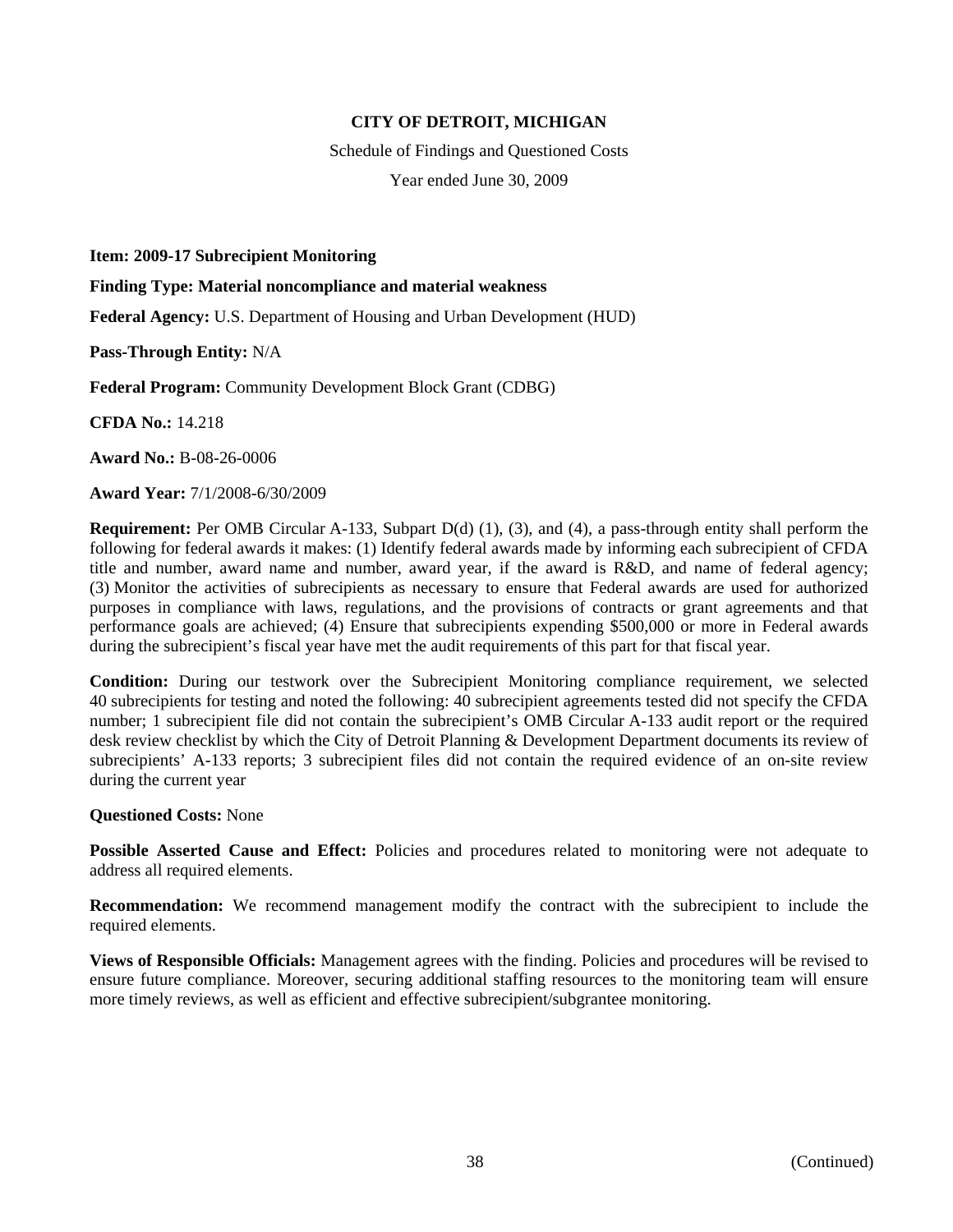**CITY OF DETROIT, MICHIGAN**

Schedule of Findings and Questioned Costs

Year ended June 30, 2009

**Item: 2009-17 Subrecipient Monitoring**

**Finding Type: Material noncompliance and material weakness**

**Federal Agency:** U.S. Department of Housing and Urban Development (HUD)

**Pass-Through Entity:** N/A

**Federal Program:** Community Development Block Grant (CDBG)

**CFDA No.:** 14.218

**Award No.:** B-08-26-0006

**Award Year:** 7/1/2008-6/30/2009

**Requirement:** Per OMB Circular A-133, Subpart D(d) (1), (3), and (4), a pass-through entity shall perform the following for federal awards it makes: (1) Identify federal awards made by informing each subrecipient of CFDA title and number, award name and number, award year, if the award is R&D, and name of federal agency; (3) Monitor the activities of subrecipients as necessary to ensure that Federal awards are used for authorized purposes in compliance with laws, regulations, and the provisions of contracts or grant agreements and that performance goals are achieved; (4) Ensure that subrecipients expending $500,000 or more in Federal awards during the subrecipient's fiscal year have met the audit requirements of this part for that fiscal year.

**Condition:** During our testwork over the Subrecipient Monitoring compliance requirement, we selected 40 subrecipients for testing and noted the following: 40 subrecipient agreements tested did not specify the CFDA number; 1 subrecipient file did not contain the subrecipient's OMB Circular A-133 audit report or the required desk review checklist by which the City of Detroit Planning & Development Department documents its review of subrecipients' A-133 reports; 3 subrecipient files did not contain the required evidence of an on-site review during the current year

**Questioned Costs:** None

**Possible Asserted Cause and Effect:** Policies and procedures related to monitoring were not adequate to address all required elements.

**Recommendation:** We recommend management modify the contract with the subrecipient to include the required elements.

**Views of Responsible Officials:** Management agrees with the finding. Policies and procedures will be revised to ensure future compliance. Moreover, securing additional staffing resources to the monitoring team will ensure more timely reviews, as well as efficient and effective subrecipient/subgrantee monitoring.

(Continued)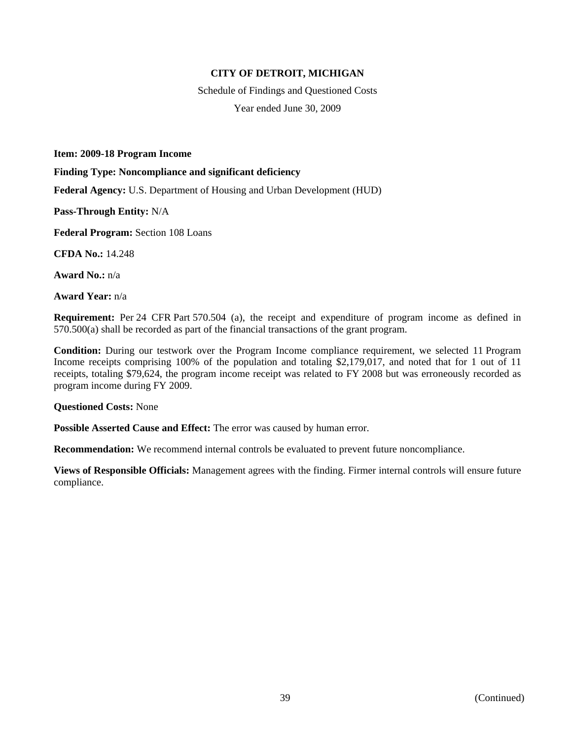**CITY OF DETROIT, MICHIGAN**

Schedule of Findings and Questioned Costs

Year ended June 30, 2009

**Item: 2009-18 Program Income**

**Finding Type: Noncompliance and significant deficiency**

**Federal Agency:** U.S. Department of Housing and Urban Development (HUD)

**Pass-Through Entity:** N/A

**Federal Program:** Section 108 Loans

**CFDA No.:** 14.248

**Award No.:** n/a

**Award Year:** n/a

**Requirement:** Per 24 CFR Part 570.504 (a), the receipt and expenditure of program income as defined in 570.500(a) shall be recorded as part of the financial transactions of the grant program.

**Condition:** During our testwork over the Program Income compliance requirement, we selected 11 Program Income receipts comprising 100% of the population and totaling $2,179,017, and noted that for 1 out of 11 receipts, totaling $79,624, the program income receipt was related to FY 2008 but was erroneously recorded as program income during FY 2009.

**Questioned Costs:** None

**Possible Asserted Cause and Effect:** The error was caused by human error.

**Recommendation:** We recommend internal controls be evaluated to prevent future noncompliance.

**Views of Responsible Officials:** Management agrees with the finding. Firmer internal controls will ensure future compliance.

(Continued)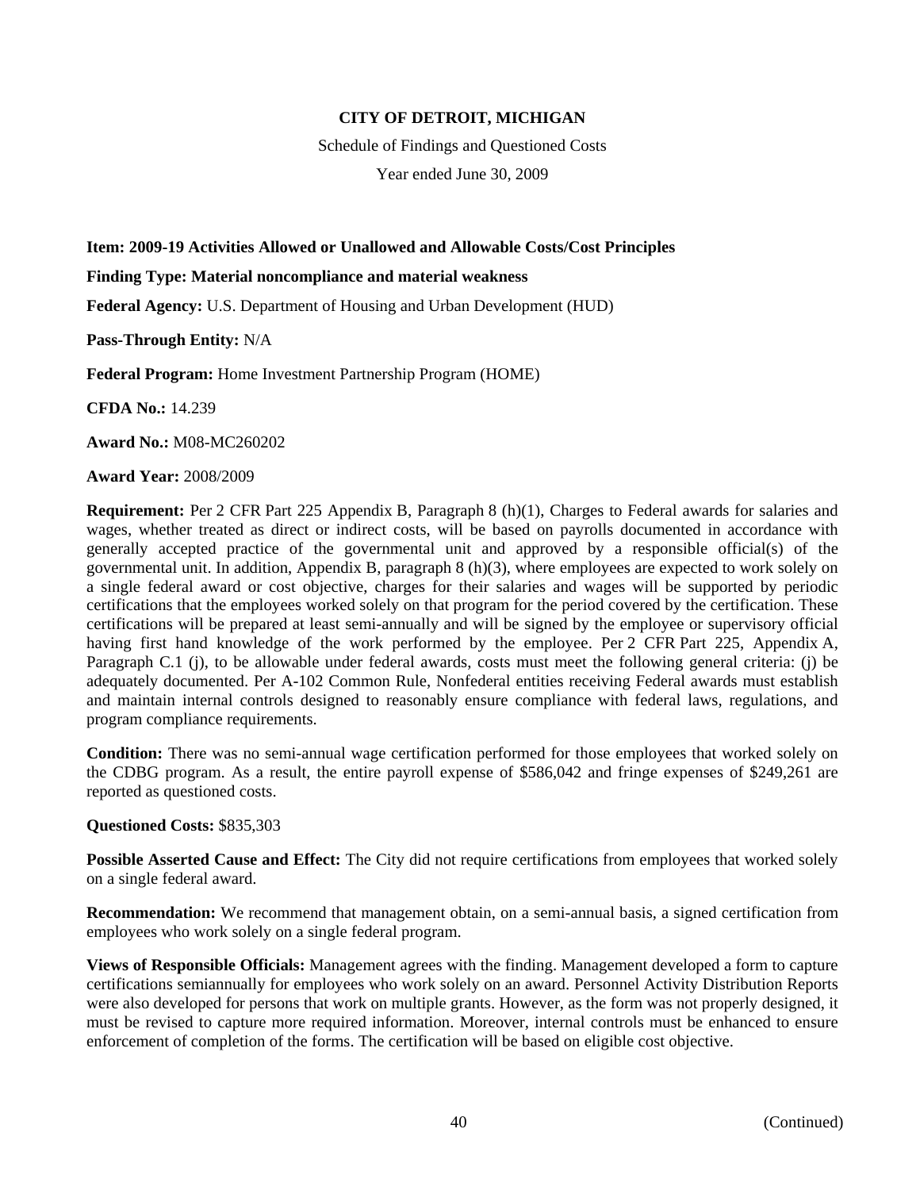**CITY OF DETROIT, MICHIGAN**

Schedule of Findings and Questioned Costs

Year ended June 30, 2009

**Item: 2009-19 Activities Allowed or Unallowed and Allowable Costs/Cost Principles**

**Finding Type: Material noncompliance and material weakness**

**Federal Agency:** U.S. Department of Housing and Urban Development (HUD)

**Pass-Through Entity:** N/A

**Federal Program:** Home Investment Partnership Program (HOME)

**CFDA No.:** 14.239

**Award No.:** M08-MC260202

**Award Year:** 2008/2009

**Requirement:** Per 2 CFR Part 225 Appendix B, Paragraph 8 (h)(1), Charges to Federal awards for salaries and wages, whether treated as direct or indirect costs, will be based on payrolls documented in accordance with generally accepted practice of the governmental unit and approved by a responsible official(s) of the governmental unit. In addition, Appendix B, paragraph 8 (h)(3), where employees are expected to work solely on a single federal award or cost objective, charges for their salaries and wages will be supported by periodic certifications that the employees worked solely on that program for the period covered by the certification. These certifications will be prepared at least semi-annually and will be signed by the employee or supervisory official having first hand knowledge of the work performed by the employee. Per 2 CFR Part 225, Appendix A, Paragraph C.1 (j), to be allowable under federal awards, costs must meet the following general criteria: (j) be adequately documented. Per A-102 Common Rule, Nonfederal entities receiving Federal awards must establish and maintain internal controls designed to reasonably ensure compliance with federal laws, regulations, and program compliance requirements.

**Condition:** There was no semi-annual wage certification performed for those employees that worked solely on the CDBG program. As a result, the entire payroll expense of $586,042 and fringe expenses of $249,261 are reported as questioned costs.

**Questioned Costs:** $835,303

**Possible Asserted Cause and Effect:** The City did not require certifications from employees that worked solely on a single federal award.

**Recommendation:** We recommend that management obtain, on a semi-annual basis, a signed certification from employees who work solely on a single federal program.

**Views of Responsible Officials:** Management agrees with the finding. Management developed a form to capture certifications semiannually for employees who work solely on an award. Personnel Activity Distribution Reports were also developed for persons that work on multiple grants. However, as the form was not properly designed, it must be revised to capture more required information. Moreover, internal controls must be enhanced to ensure enforcement of completion of the forms. The certification will be based on eligible cost objective.

(Continued)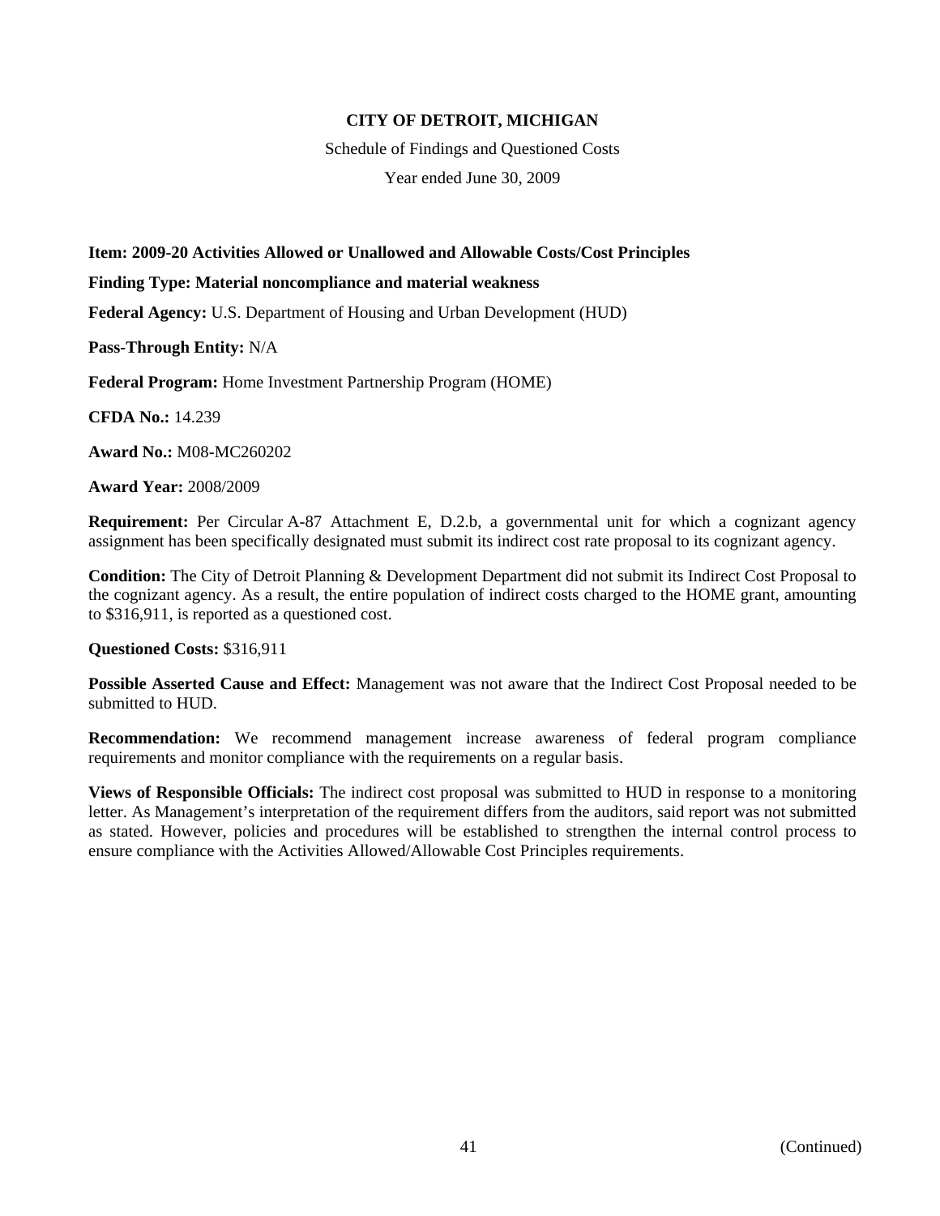**CITY OF DETROIT, MICHIGAN**

Schedule of Findings and Questioned Costs

Year ended June 30, 2009

**Item: 2009-20 Activities Allowed or Unallowed and Allowable Costs/Cost Principles**

**Finding Type: Material noncompliance and material weakness**

**Federal Agency:** U.S. Department of Housing and Urban Development (HUD)

**Pass-Through Entity:** N/A

**Federal Program:** Home Investment Partnership Program (HOME)

**CFDA No.:** 14.239

**Award No.:** M08-MC260202

**Award Year:** 2008/2009

**Requirement:** Per Circular A-87 Attachment E, D.2.b, a governmental unit for which a cognizant agency assignment has been specifically designated must submit its indirect cost rate proposal to its cognizant agency.

**Condition:** The City of Detroit Planning & Development Department did not submit its Indirect Cost Proposal to the cognizant agency. As a result, the entire population of indirect costs charged to the HOME grant, amounting to $316,911, is reported as a questioned cost.

**Questioned Costs:** $316,911

**Possible Asserted Cause and Effect:** Management was not aware that the Indirect Cost Proposal needed to be submitted to HUD.

**Recommendation:** We recommend management increase awareness of federal program compliance requirements and monitor compliance with the requirements on a regular basis.

**Views of Responsible Officials:** The indirect cost proposal was submitted to HUD in response to a monitoring letter. As Management's interpretation of the requirement differs from the auditors, said report was not submitted as stated. However, policies and procedures will be established to strengthen the internal control process to ensure compliance with the Activities Allowed/Allowable Cost Principles requirements.

(Continued)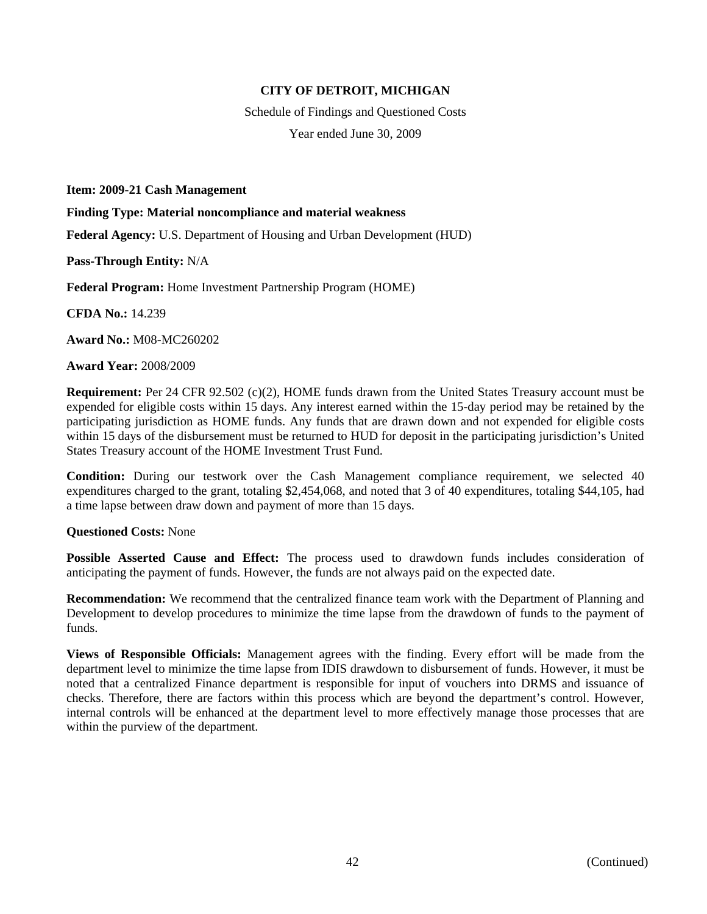# CITY OF DETROIT, MICHIGAN

Schedule of Findings and Questioned Costs

Year ended June 30, 2009

**Item: 2009-21 Cash Management**

**Finding Type: Material noncompliance and material weakness**

**Federal Agency:** U.S. Department of Housing and Urban Development (HUD)

**Pass-Through Entity:** N/A

**Federal Program:** Home Investment Partnership Program (HOME)

**CFDA No.:** 14.239

**Award No.:** M08-MC260202

**Award Year:** 2008/2009

**Requirement:** Per 24 CFR 92.502 (c)(2), HOME funds drawn from the United States Treasury account must be expended for eligible costs within 15 days. Any interest earned within the 15-day period may be retained by the participating jurisdiction as HOME funds. Any funds that are drawn down and not expended for eligible costs within 15 days of the disbursement must be returned to HUD for deposit in the participating jurisdiction's United States Treasury account of the HOME Investment Trust Fund.

**Condition:** During our testwork over the Cash Management compliance requirement, we selected 40 expenditures charged to the grant, totaling $2,454,068, and noted that 3 of 40 expenditures, totaling $44,105, had a time lapse between draw down and payment of more than 15 days.

**Questioned Costs:** None

**Possible Asserted Cause and Effect:** The process used to drawdown funds includes consideration of anticipating the payment of funds. However, the funds are not always paid on the expected date.

**Recommendation:** We recommend that the centralized finance team work with the Department of Planning and Development to develop procedures to minimize the time lapse from the drawdown of funds to the payment of funds.

**Views of Responsible Officials:** Management agrees with the finding. Every effort will be made from the department level to minimize the time lapse from IDIS drawdown to disbursement of funds. However, it must be noted that a centralized Finance department is responsible for input of vouchers into DRMS and issuance of checks. Therefore, there are factors within this process which are beyond the department's control. However, internal controls will be enhanced at the department level to more effectively manage those processes that are within the purview of the department.

(Continued)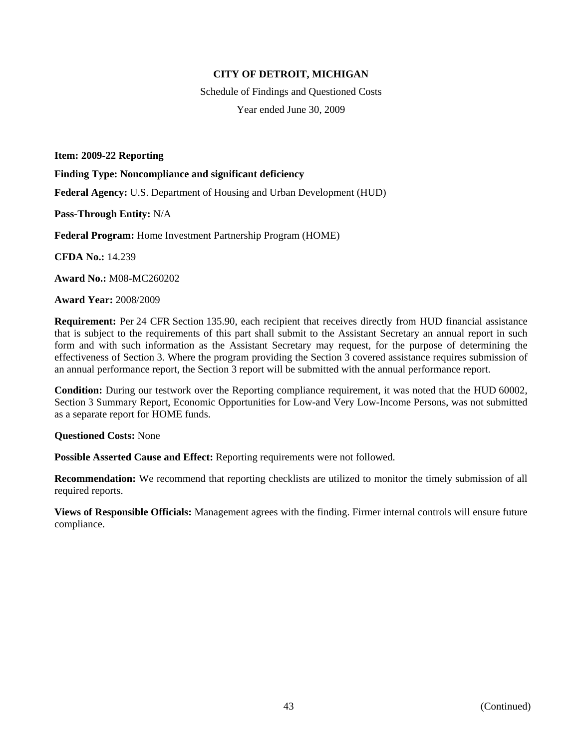**CITY OF DETROIT, MICHIGAN**

Schedule of Findings and Questioned Costs

Year ended June 30, 2009

**Item: 2009-22 Reporting**

**Finding Type: Noncompliance and significant deficiency**

**Federal Agency:** U.S. Department of Housing and Urban Development (HUD)

**Pass-Through Entity:** N/A

**Federal Program:** Home Investment Partnership Program (HOME)

**CFDA No.:** 14.239

**Award No.:** M08-MC260202

**Award Year:** 2008/2009

**Requirement:** Per 24 CFR Section 135.90, each recipient that receives directly from HUD financial assistance that is subject to the requirements of this part shall submit to the Assistant Secretary an annual report in such form and with such information as the Assistant Secretary may request, for the purpose of determining the effectiveness of Section 3. Where the program providing the Section 3 covered assistance requires submission of an annual performance report, the Section 3 report will be submitted with the annual performance report.

**Condition:** During our testwork over the Reporting compliance requirement, it was noted that the HUD 60002, Section 3 Summary Report, Economic Opportunities for Low-and Very Low-Income Persons, was not submitted as a separate report for HOME funds.

**Questioned Costs:** None

**Possible Asserted Cause and Effect:** Reporting requirements were not followed.

**Recommendation:** We recommend that reporting checklists are utilized to monitor the timely submission of all required reports.

**Views of Responsible Officials:** Management agrees with the finding. Firmer internal controls will ensure future compliance.

(Continued)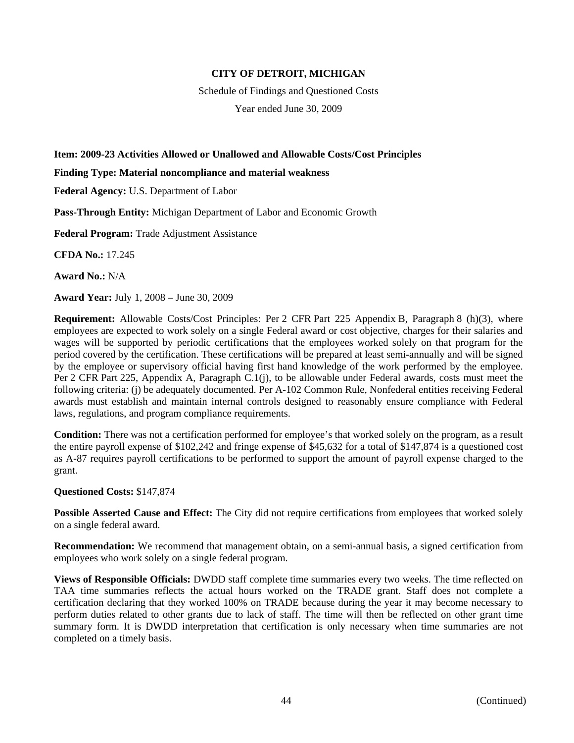# CITY OF DETROIT, MICHIGAN

Schedule of Findings and Questioned Costs

Year ended June 30, 2009

**Item: 2009-23 Activities Allowed or Unallowed and Allowable Costs/Cost Principles**

**Finding Type: Material noncompliance and material weakness**

**Federal Agency:** U.S. Department of Labor

**Pass-Through Entity:** Michigan Department of Labor and Economic Growth

**Federal Program:** Trade Adjustment Assistance

**CFDA No.:** 17.245

**Award No.:** N/A

**Award Year:** July 1, 2008 – June 30, 2009

**Requirement:** Allowable Costs/Cost Principles: Per 2 CFR Part 225 Appendix B, Paragraph 8 (h)(3), where employees are expected to work solely on a single Federal award or cost objective, charges for their salaries and wages will be supported by periodic certifications that the employees worked solely on that program for the period covered by the certification. These certifications will be prepared at least semi-annually and will be signed by the employee or supervisory official having first hand knowledge of the work performed by the employee. Per 2 CFR Part 225, Appendix A, Paragraph C.1(j), to be allowable under Federal awards, costs must meet the following criteria: (j) be adequately documented. Per A-102 Common Rule, Nonfederal entities receiving Federal awards must establish and maintain internal controls designed to reasonably ensure compliance with Federal laws, regulations, and program compliance requirements.

**Condition:** There was not a certification performed for employee's that worked solely on the program, as a result the entire payroll expense of $102,242 and fringe expense of $45,632 for a total of $147,874 is a questioned cost as A-87 requires payroll certifications to be performed to support the amount of payroll expense charged to the grant.

**Questioned Costs:** $147,874

**Possible Asserted Cause and Effect:** The City did not require certifications from employees that worked solely on a single federal award.

**Recommendation:** We recommend that management obtain, on a semi-annual basis, a signed certification from employees who work solely on a single federal program.

**Views of Responsible Officials:** DWDD staff complete time summaries every two weeks. The time reflected on TAA time summaries reflects the actual hours worked on the TRADE grant. Staff does not complete a certification declaring that they worked 100% on TRADE because during the year it may become necessary to perform duties related to other grants due to lack of staff. The time will then be reflected on other grant time summary form. It is DWDD interpretation that certification is only necessary when time summaries are not completed on a timely basis.

(Continued)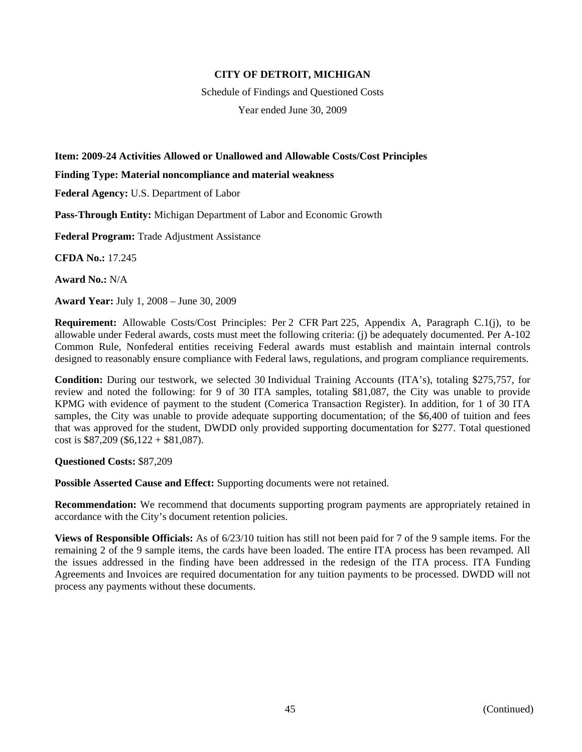**CITY OF DETROIT, MICHIGAN**

Schedule of Findings and Questioned Costs

Year ended June 30, 2009

**Item: 2009-24 Activities Allowed or Unallowed and Allowable Costs/Cost Principles**

**Finding Type: Material noncompliance and material weakness**

**Federal Agency:** U.S. Department of Labor

**Pass-Through Entity:** Michigan Department of Labor and Economic Growth

**Federal Program:** Trade Adjustment Assistance

**CFDA No.:** 17.245

**Award No.:** N/A

**Award Year:** July 1, 2008 – June 30, 2009

**Requirement:** Allowable Costs/Cost Principles: Per 2 CFR Part 225, Appendix A, Paragraph C.1(j), to be allowable under Federal awards, costs must meet the following criteria: (j) be adequately documented. Per A-102 Common Rule, Nonfederal entities receiving Federal awards must establish and maintain internal controls designed to reasonably ensure compliance with Federal laws, regulations, and program compliance requirements.

**Condition:** During our testwork, we selected 30 Individual Training Accounts (ITA's), totaling $275,757, for review and noted the following: for 9 of 30 ITA samples, totaling $81,087, the City was unable to provide KPMG with evidence of payment to the student (Comerica Transaction Register). In addition, for 1 of 30 ITA samples, the City was unable to provide adequate supporting documentation; of the $6,400 of tuition and fees that was approved for the student, DWDD only provided supporting documentation for $277. Total questioned cost is $87,209 ($6,122 + $81,087).

**Questioned Costs:** $87,209

**Possible Asserted Cause and Effect:** Supporting documents were not retained.

**Recommendation:** We recommend that documents supporting program payments are appropriately retained in accordance with the City's document retention policies.

**Views of Responsible Officials:** As of 6/23/10 tuition has still not been paid for 7 of the 9 sample items. For the remaining 2 of the 9 sample items, the cards have been loaded. The entire ITA process has been revamped. All the issues addressed in the finding have been addressed in the redesign of the ITA process. ITA Funding Agreements and Invoices are required documentation for any tuition payments to be processed. DWDD will not process any payments without these documents.

(Continued)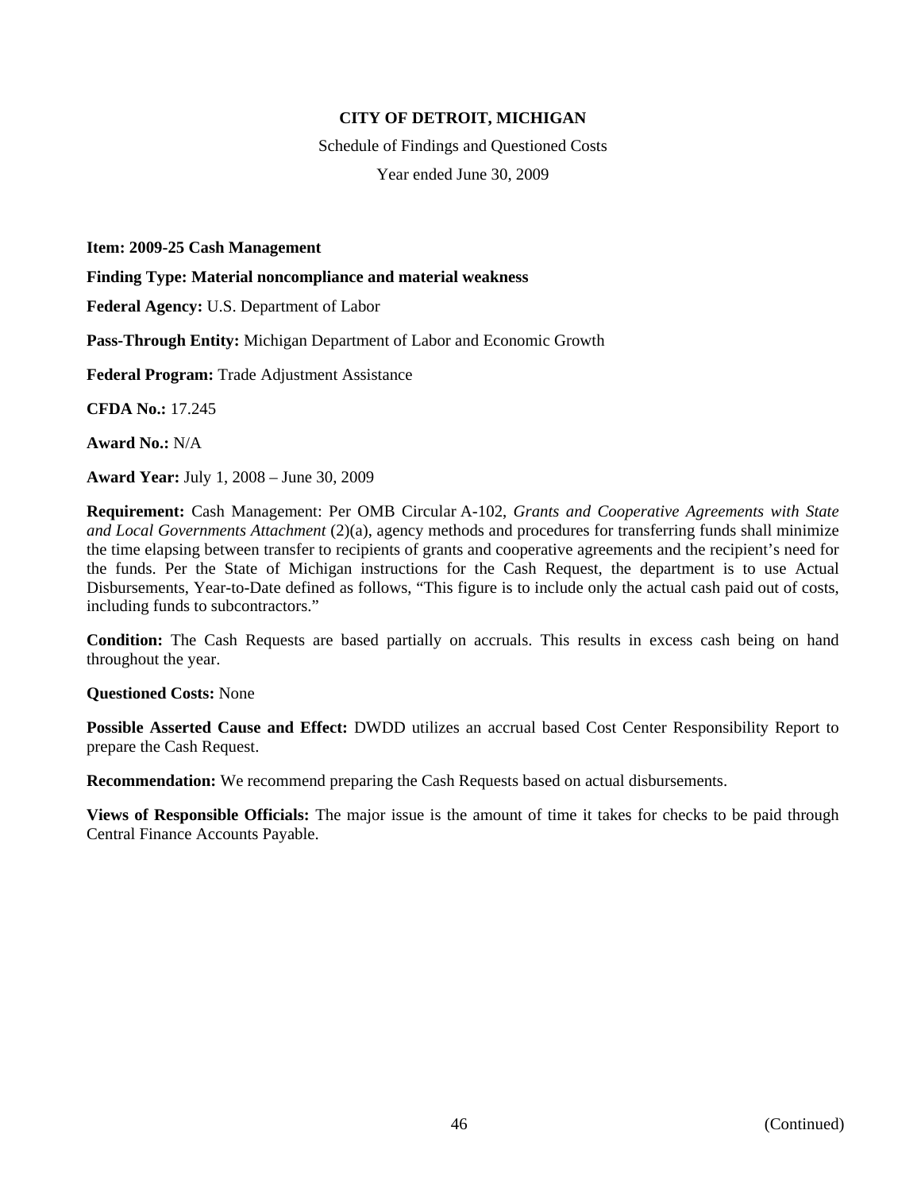**CITY OF DETROIT, MICHIGAN**

Schedule of Findings and Questioned Costs

Year ended June 30, 2009

**Item: 2009-25 Cash Management**

**Finding Type: Material noncompliance and material weakness**

**Federal Agency:** U.S. Department of Labor

**Pass-Through Entity:** Michigan Department of Labor and Economic Growth

**Federal Program:** Trade Adjustment Assistance

**CFDA No.:** 17.245

**Award No.:** N/A

**Award Year:** July 1, 2008 – June 30, 2009

**Requirement:** Cash Management: Per OMB Circular A-102, *Grants and Cooperative Agreements with State and Local Governments Attachment* (2)(a), agency methods and procedures for transferring funds shall minimize the time elapsing between transfer to recipients of grants and cooperative agreements and the recipient's need for the funds. Per the State of Michigan instructions for the Cash Request, the department is to use Actual Disbursements, Year-to-Date defined as follows, "This figure is to include only the actual cash paid out of costs, including funds to subcontractors."

**Condition:** The Cash Requests are based partially on accruals. This results in excess cash being on hand throughout the year.

**Questioned Costs:** None

**Possible Asserted Cause and Effect:** DWDD utilizes an accrual based Cost Center Responsibility Report to prepare the Cash Request.

**Recommendation:** We recommend preparing the Cash Requests based on actual disbursements.

**Views of Responsible Officials:** The major issue is the amount of time it takes for checks to be paid through Central Finance Accounts Payable.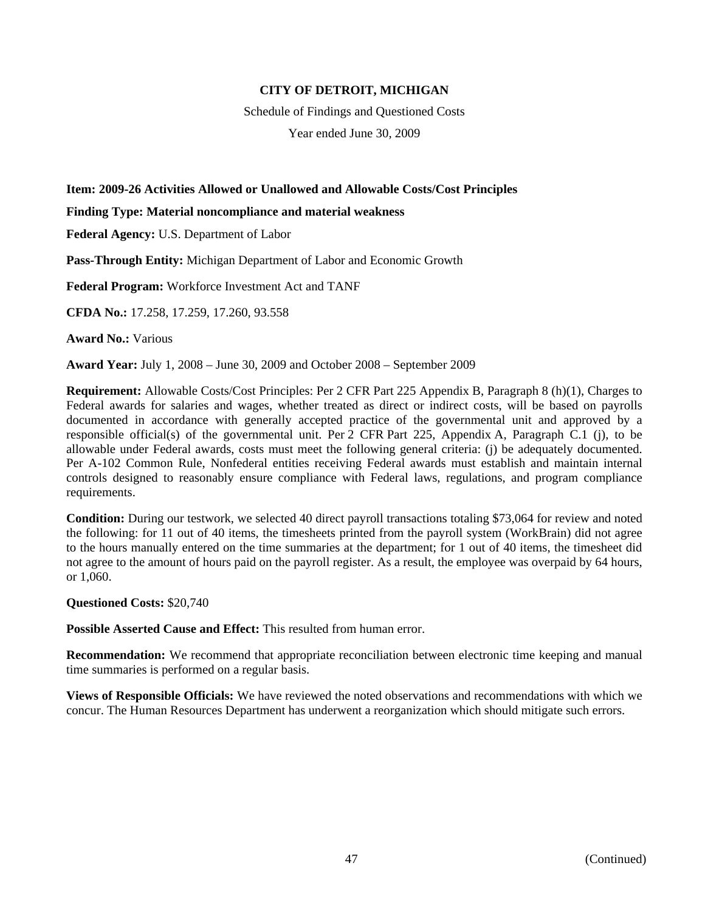**CITY OF DETROIT, MICHIGAN**

Schedule of Findings and Questioned Costs

Year ended June 30, 2009

**Item: 2009-26 Activities Allowed or Unallowed and Allowable Costs/Cost Principles**

**Finding Type: Material noncompliance and material weakness**

**Federal Agency:** U.S. Department of Labor

**Pass-Through Entity:** Michigan Department of Labor and Economic Growth

**Federal Program:** Workforce Investment Act and TANF

**CFDA No.:** 17.258, 17.259, 17.260, 93.558

**Award No.:** Various

**Award Year:** July 1, 2008 – June 30, 2009 and October 2008 – September 2009

**Requirement:** Allowable Costs/Cost Principles: Per 2 CFR Part 225 Appendix B, Paragraph 8 (h)(1), Charges to Federal awards for salaries and wages, whether treated as direct or indirect costs, will be based on payrolls documented in accordance with generally accepted practice of the governmental unit and approved by a responsible official(s) of the governmental unit. Per 2 CFR Part 225, Appendix A, Paragraph C.1 (j), to be allowable under Federal awards, costs must meet the following general criteria: (j) be adequately documented. Per A-102 Common Rule, Nonfederal entities receiving Federal awards must establish and maintain internal controls designed to reasonably ensure compliance with Federal laws, regulations, and program compliance requirements.

**Condition:** During our testwork, we selected 40 direct payroll transactions totaling $73,064 for review and noted the following: for 11 out of 40 items, the timesheets printed from the payroll system (WorkBrain) did not agree to the hours manually entered on the time summaries at the department; for 1 out of 40 items, the timesheet did not agree to the amount of hours paid on the payroll register. As a result, the employee was overpaid by 64 hours, or 1,060.

**Questioned Costs:** $20,740

**Possible Asserted Cause and Effect:** This resulted from human error.

**Recommendation:** We recommend that appropriate reconciliation between electronic time keeping and manual time summaries is performed on a regular basis.

**Views of Responsible Officials:** We have reviewed the noted observations and recommendations with which we concur. The Human Resources Department has underwent a reorganization which should mitigate such errors.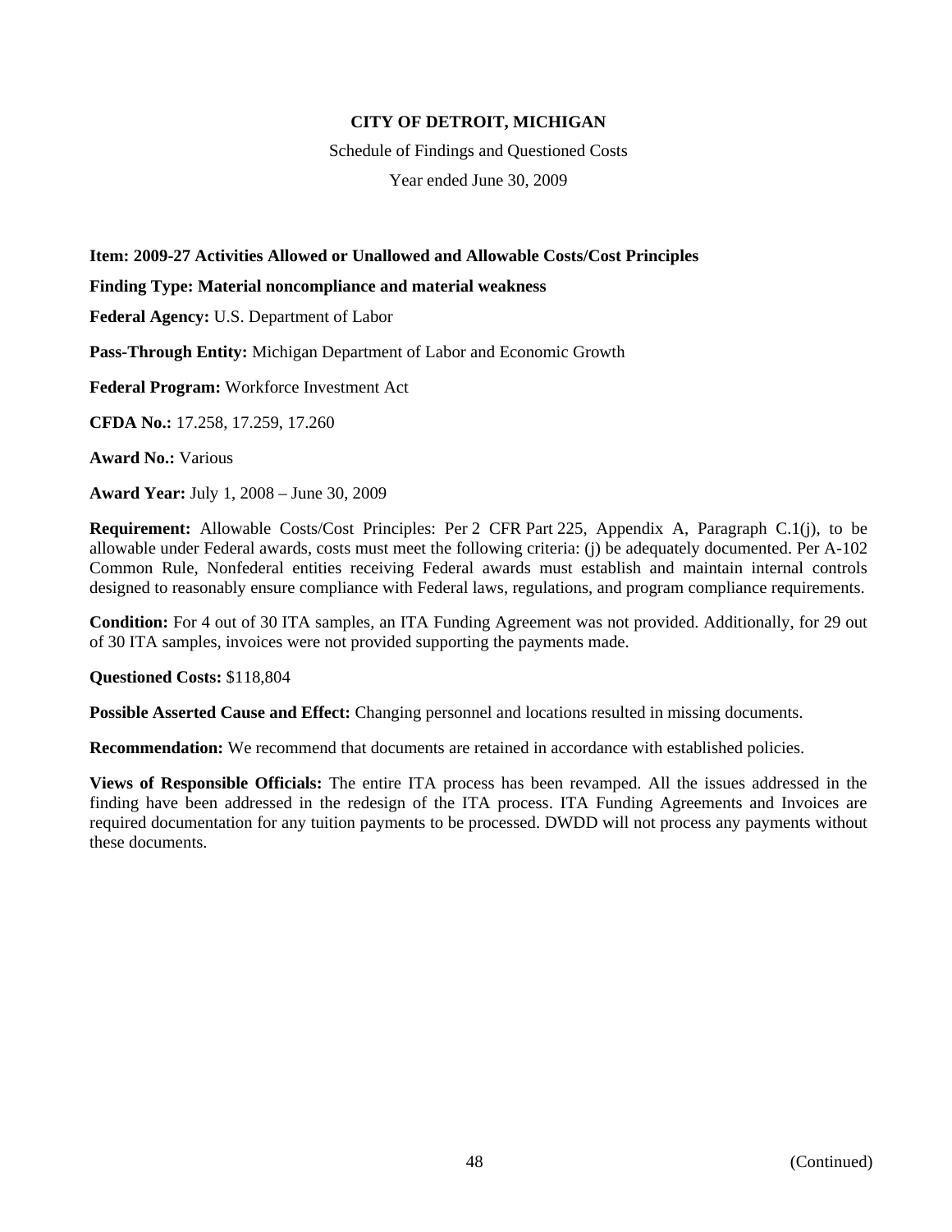**CITY OF DETROIT, MICHIGAN**

Schedule of Findings and Questioned Costs

Year ended June 30, 2009

**Item: 2009-27 Activities Allowed or Unallowed and Allowable Costs/Cost Principles**

**Finding Type: Material noncompliance and material weakness**

**Federal Agency:** U.S. Department of Labor

**Pass-Through Entity:** Michigan Department of Labor and Economic Growth

**Federal Program:** Workforce Investment Act

**CFDA No.:** 17.258, 17.259, 17.260

**Award No.:** Various

**Award Year:** July 1, 2008 – June 30, 2009

**Requirement:** Allowable Costs/Cost Principles: Per 2 CFR Part 225, Appendix A, Paragraph C.1(j), to be allowable under Federal awards, costs must meet the following criteria: (j) be adequately documented. Per A-102 Common Rule, Nonfederal entities receiving Federal awards must establish and maintain internal controls designed to reasonably ensure compliance with Federal laws, regulations, and program compliance requirements.

**Condition:** For 4 out of 30 ITA samples, an ITA Funding Agreement was not provided. Additionally, for 29 out of 30 ITA samples, invoices were not provided supporting the payments made.

**Questioned Costs:** $118,804

**Possible Asserted Cause and Effect:** Changing personnel and locations resulted in missing documents.

**Recommendation:** We recommend that documents are retained in accordance with established policies.

**Views of Responsible Officials:** The entire ITA process has been revamped. All the issues addressed in the finding have been addressed in the redesign of the ITA process. ITA Funding Agreements and Invoices are required documentation for any tuition payments to be processed. DWDD will not process any payments without these documents.

(Continued)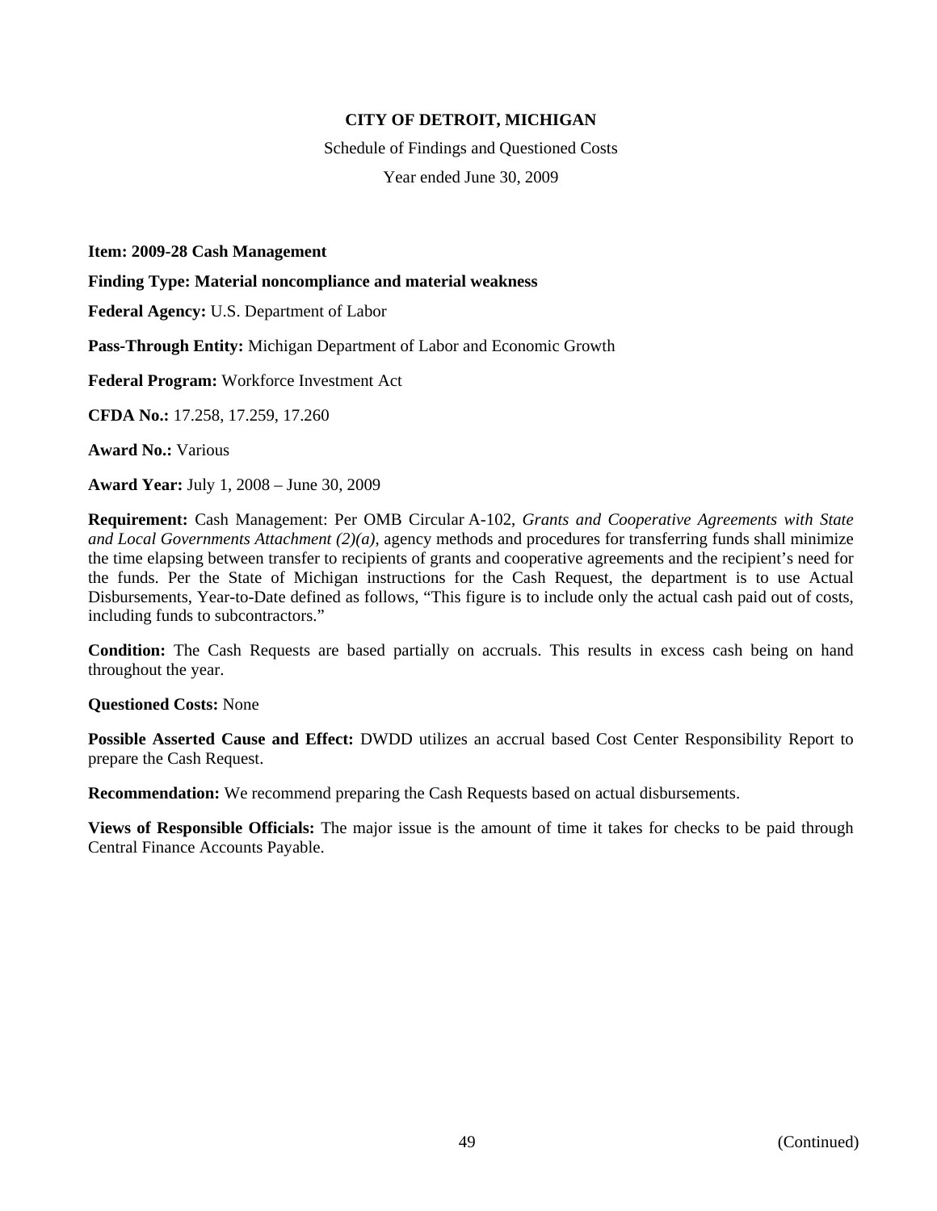**CITY OF DETROIT, MICHIGAN**

Schedule of Findings and Questioned Costs

Year ended June 30, 2009

**Item: 2009-28 Cash Management**

**Finding Type: Material noncompliance and material weakness**

**Federal Agency:** U.S. Department of Labor

**Pass-Through Entity:** Michigan Department of Labor and Economic Growth

**Federal Program:** Workforce Investment Act

**CFDA No.:** 17.258, 17.259, 17.260

**Award No.:** Various

**Award Year:** July 1, 2008 – June 30, 2009

**Requirement:** Cash Management: Per OMB Circular A-102, *Grants and Cooperative Agreements with State and Local Governments Attachment (2)(a)*, agency methods and procedures for transferring funds shall minimize the time elapsing between transfer to recipients of grants and cooperative agreements and the recipient's need for the funds. Per the State of Michigan instructions for the Cash Request, the department is to use Actual Disbursements, Year-to-Date defined as follows, "This figure is to include only the actual cash paid out of costs, including funds to subcontractors."

**Condition:** The Cash Requests are based partially on accruals. This results in excess cash being on hand throughout the year.

**Questioned Costs:** None

**Possible Asserted Cause and Effect:** DWDD utilizes an accrual based Cost Center Responsibility Report to prepare the Cash Request.

**Recommendation:** We recommend preparing the Cash Requests based on actual disbursements.

**Views of Responsible Officials:** The major issue is the amount of time it takes for checks to be paid through Central Finance Accounts Payable.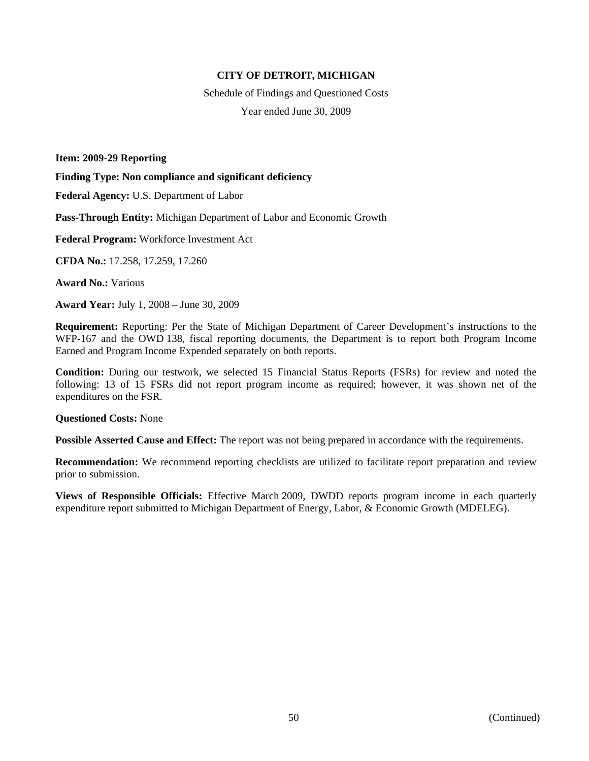**CITY OF DETROIT, MICHIGAN**

Schedule of Findings and Questioned Costs

Year ended June 30, 2009

**Item: 2009-29 Reporting**

**Finding Type: Non compliance and significant deficiency**

**Federal Agency:** U.S. Department of Labor

**Pass-Through Entity:** Michigan Department of Labor and Economic Growth

**Federal Program:** Workforce Investment Act

**CFDA No.:** 17.258, 17.259, 17.260

**Award No.:** Various

**Award Year:** July 1, 2008 – June 30, 2009

**Requirement:** Reporting: Per the State of Michigan Department of Career Development's instructions to the WFP-167 and the OWD 138, fiscal reporting documents, the Department is to report both Program Income Earned and Program Income Expended separately on both reports.

**Condition:** During our testwork, we selected 15 Financial Status Reports (FSRs) for review and noted the following: 13 of 15 FSRs did not report program income as required; however, it was shown net of the expenditures on the FSR.

**Questioned Costs:** None

**Possible Asserted Cause and Effect:** The report was not being prepared in accordance with the requirements.

**Recommendation:** We recommend reporting checklists are utilized to facilitate report preparation and review prior to submission.

**Views of Responsible Officials:** Effective March 2009, DWDD reports program income in each quarterly expenditure report submitted to Michigan Department of Energy, Labor, & Economic Growth (MDELEG).

(Continued)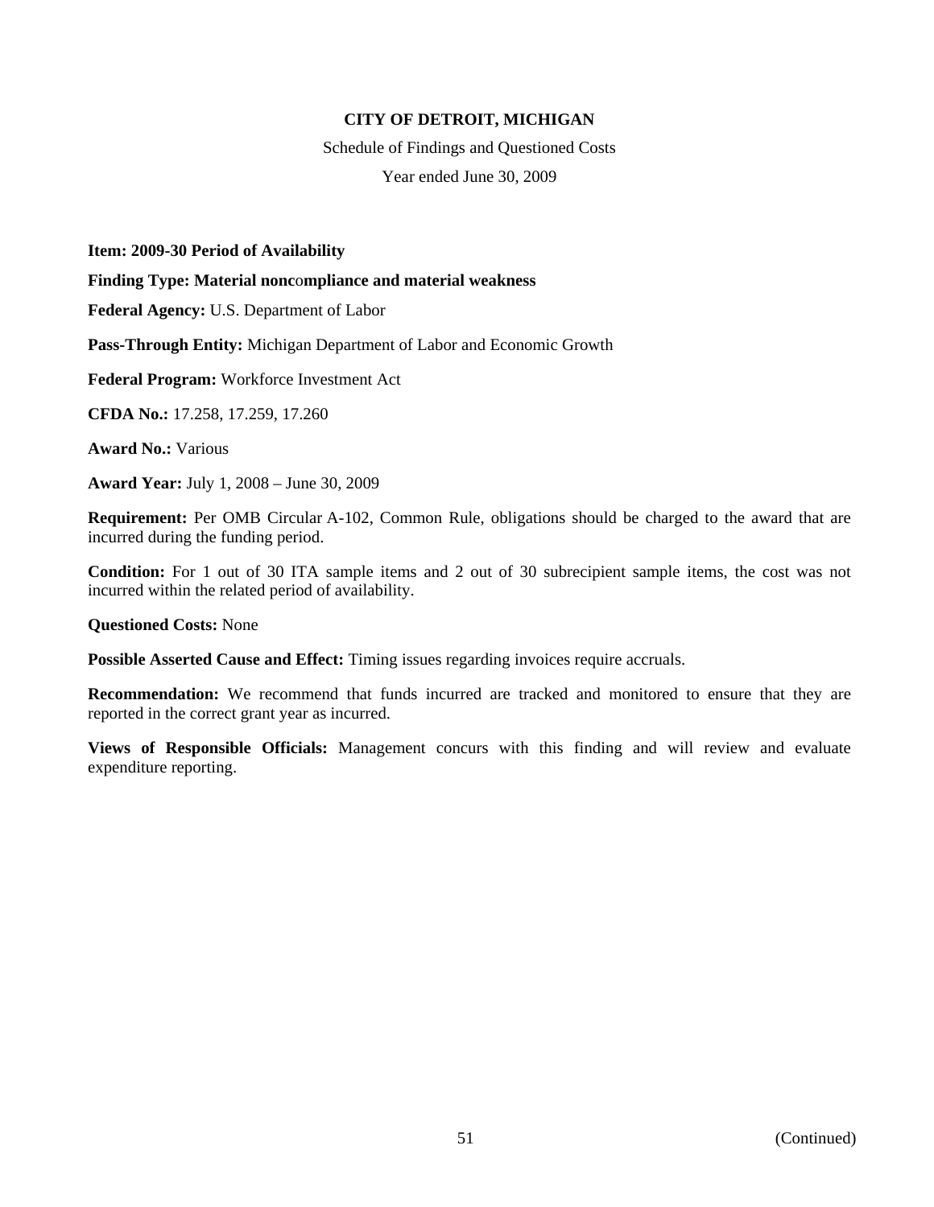**CITY OF DETROIT, MICHIGAN**

Schedule of Findings and Questioned Costs

Year ended June 30, 2009

**Item: 2009-30 Period of Availability**

**Finding Type: Material noncompliance and material weakness**

**Federal Agency:** U.S. Department of Labor

**Pass-Through Entity:** Michigan Department of Labor and Economic Growth

**Federal Program:** Workforce Investment Act

**CFDA No.:** 17.258, 17.259, 17.260

**Award No.:** Various

**Award Year:** July 1, 2008 – June 30, 2009

**Requirement:** Per OMB Circular A-102, Common Rule, obligations should be charged to the award that are incurred during the funding period.

**Condition:** For 1 out of 30 ITA sample items and 2 out of 30 subrecipient sample items, the cost was not incurred within the related period of availability.

**Questioned Costs:** None

**Possible Asserted Cause and Effect:** Timing issues regarding invoices require accruals.

**Recommendation:** We recommend that funds incurred are tracked and monitored to ensure that they are reported in the correct grant year as incurred.

**Views of Responsible Officials:** Management concurs with this finding and will review and evaluate expenditure reporting.

(Continued)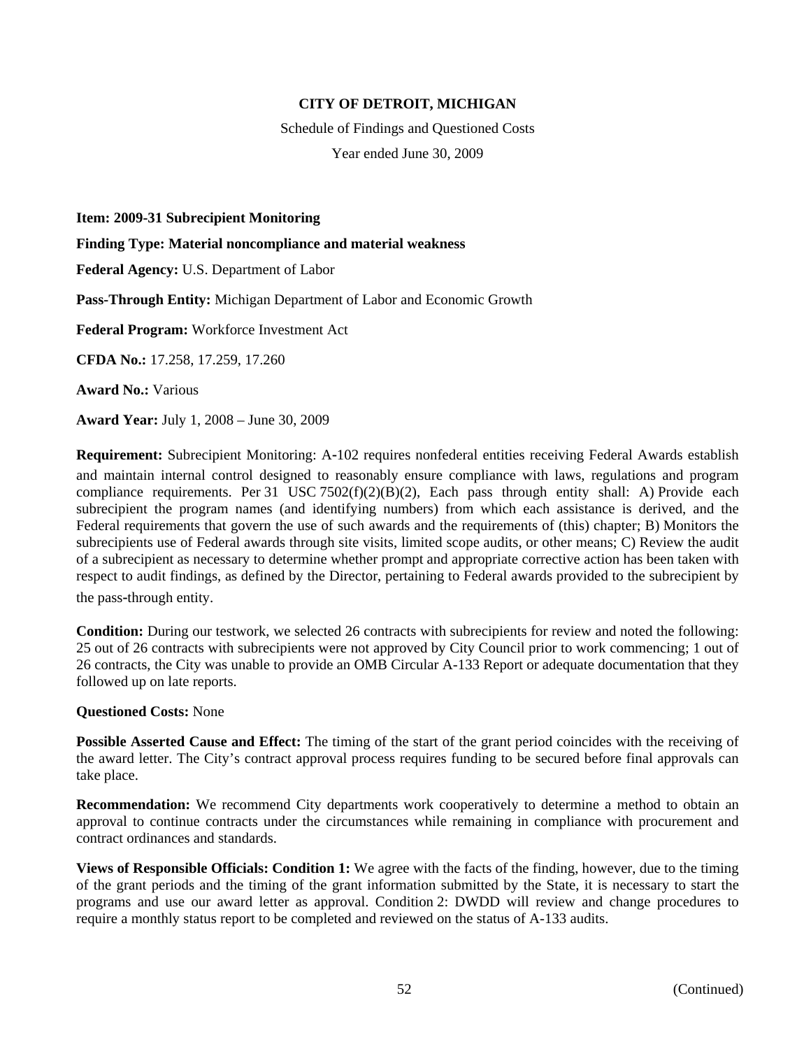**CITY OF DETROIT, MICHIGAN**

Schedule of Findings and Questioned Costs

Year ended June 30, 2009

**Item: 2009-31 Subrecipient Monitoring**

**Finding Type: Material noncompliance and material weakness**

**Federal Agency:** U.S. Department of Labor

**Pass-Through Entity:** Michigan Department of Labor and Economic Growth

**Federal Program:** Workforce Investment Act

**CFDA No.:** 17.258, 17.259, 17.260

**Award No.:** Various

**Award Year:** July 1, 2008 – June 30, 2009

**Requirement:** Subrecipient Monitoring: A-102 requires nonfederal entities receiving Federal Awards establish and maintain internal control designed to reasonably ensure compliance with laws, regulations and program compliance requirements. Per 31 USC 7502(f)(2)(B)(2), Each pass through entity shall: A) Provide each subrecipient the program names (and identifying numbers) from which each assistance is derived, and the Federal requirements that govern the use of such awards and the requirements of (this) chapter; B) Monitors the subrecipients use of Federal awards through site visits, limited scope audits, or other means; C) Review the audit of a subrecipient as necessary to determine whether prompt and appropriate corrective action has been taken with respect to audit findings, as defined by the Director, pertaining to Federal awards provided to the subrecipient by the pass-through entity.

**Condition:** During our testwork, we selected 26 contracts with subrecipients for review and noted the following: 25 out of 26 contracts with subrecipients were not approved by City Council prior to work commencing; 1 out of 26 contracts, the City was unable to provide an OMB Circular A-133 Report or adequate documentation that they followed up on late reports.

**Questioned Costs:** None

**Possible Asserted Cause and Effect:** The timing of the start of the grant period coincides with the receiving of the award letter. The City's contract approval process requires funding to be secured before final approvals can take place.

**Recommendation:** We recommend City departments work cooperatively to determine a method to obtain an approval to continue contracts under the circumstances while remaining in compliance with procurement and contract ordinances and standards.

**Views of Responsible Officials: Condition 1:** We agree with the facts of the finding, however, due to the timing of the grant periods and the timing of the grant information submitted by the State, it is necessary to start the programs and use our award letter as approval. Condition 2: DWDD will review and change procedures to require a monthly status report to be completed and reviewed on the status of A-133 audits.

(Continued)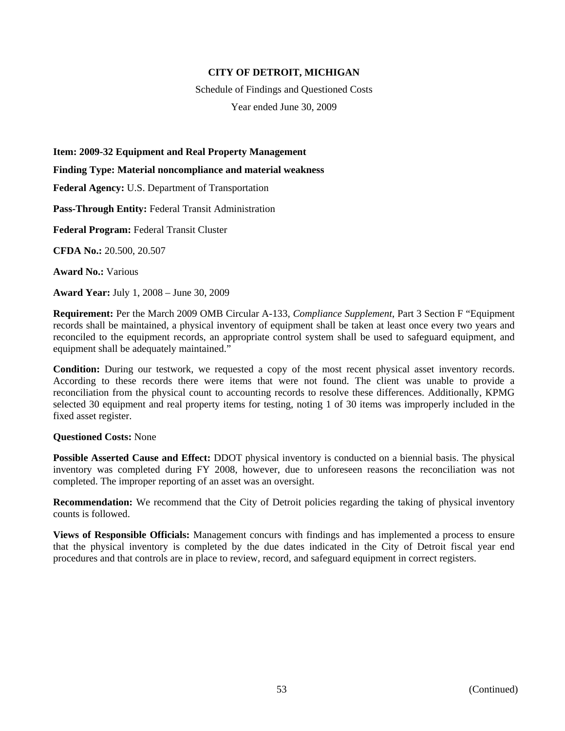**CITY OF DETROIT, MICHIGAN**

Schedule of Findings and Questioned Costs

Year ended June 30, 2009

**Item: 2009-32 Equipment and Real Property Management**

**Finding Type: Material noncompliance and material weakness**

**Federal Agency:** U.S. Department of Transportation

**Pass-Through Entity:** Federal Transit Administration

**Federal Program:** Federal Transit Cluster

**CFDA No.:** 20.500, 20.507

**Award No.:** Various

**Award Year:** July 1, 2008 – June 30, 2009

**Requirement:** Per the March 2009 OMB Circular A-133, *Compliance Supplement*, Part 3 Section F "Equipment records shall be maintained, a physical inventory of equipment shall be taken at least once every two years and reconciled to the equipment records, an appropriate control system shall be used to safeguard equipment, and equipment shall be adequately maintained."

**Condition:** During our testwork, we requested a copy of the most recent physical asset inventory records. According to these records there were items that were not found. The client was unable to provide a reconciliation from the physical count to accounting records to resolve these differences. Additionally, KPMG selected 30 equipment and real property items for testing, noting 1 of 30 items was improperly included in the fixed asset register.

**Questioned Costs:** None

**Possible Asserted Cause and Effect:** DDOT physical inventory is conducted on a biennial basis. The physical inventory was completed during FY 2008, however, due to unforeseen reasons the reconciliation was not completed. The improper reporting of an asset was an oversight.

**Recommendation:** We recommend that the City of Detroit policies regarding the taking of physical inventory counts is followed.

**Views of Responsible Officials:** Management concurs with findings and has implemented a process to ensure that the physical inventory is completed by the due dates indicated in the City of Detroit fiscal year end procedures and that controls are in place to review, record, and safeguard equipment in correct registers.

(Continued)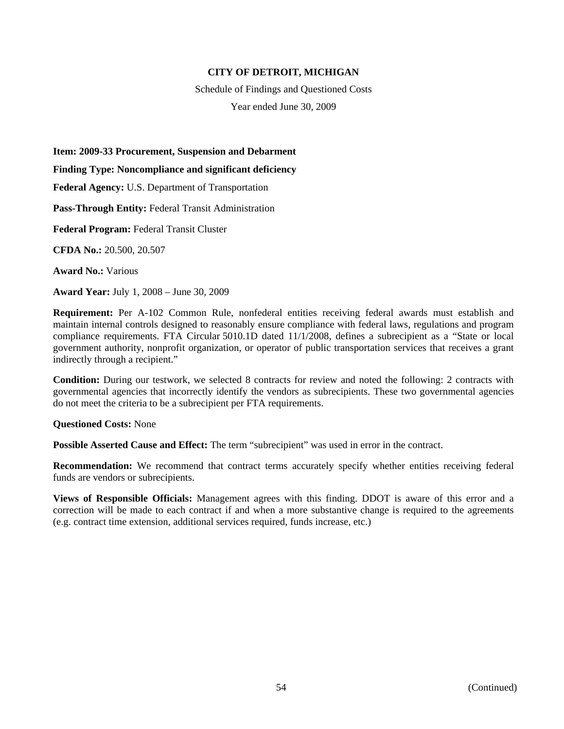**CITY OF DETROIT, MICHIGAN**

Schedule of Findings and Questioned Costs

Year ended June 30, 2009

**Item: 2009-33 Procurement, Suspension and Debarment**

**Finding Type: Noncompliance and significant deficiency**

**Federal Agency:** U.S. Department of Transportation

**Pass-Through Entity:** Federal Transit Administration

**Federal Program:** Federal Transit Cluster

**CFDA No.:** 20.500, 20.507

**Award No.:** Various

**Award Year:** July 1, 2008 – June 30, 2009

**Requirement:** Per A-102 Common Rule, nonfederal entities receiving federal awards must establish and maintain internal controls designed to reasonably ensure compliance with federal laws, regulations and program compliance requirements. FTA Circular 5010.1D dated 11/1/2008, defines a subrecipient as a "State or local government authority, nonprofit organization, or operator of public transportation services that receives a grant indirectly through a recipient."

**Condition:** During our testwork, we selected 8 contracts for review and noted the following: 2 contracts with governmental agencies that incorrectly identify the vendors as subrecipients. These two governmental agencies do not meet the criteria to be a subrecipient per FTA requirements.

**Questioned Costs:** None

**Possible Asserted Cause and Effect:** The term "subrecipient" was used in error in the contract.

**Recommendation:** We recommend that contract terms accurately specify whether entities receiving federal funds are vendors or subrecipients.

**Views of Responsible Officials:** Management agrees with this finding. DDOT is aware of this error and a correction will be made to each contract if and when a more substantive change is required to the agreements (e.g. contract time extension, additional services required, funds increase, etc.)

(Continued)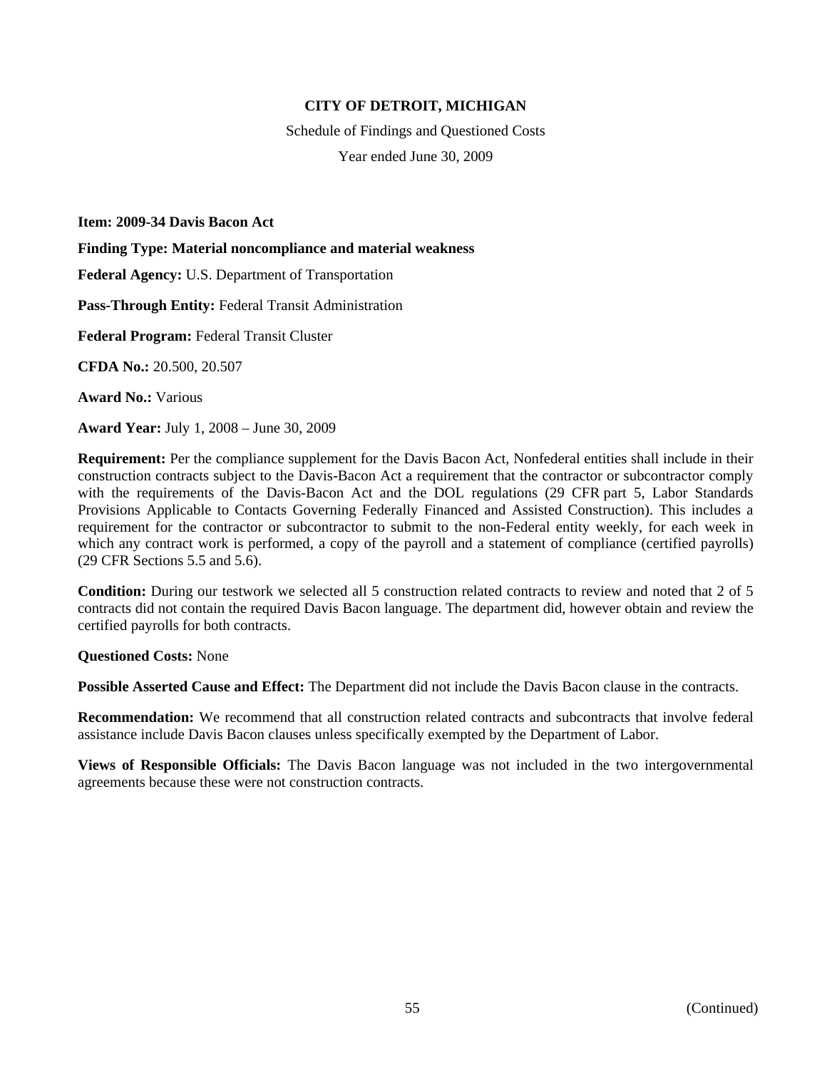**CITY OF DETROIT, MICHIGAN**

Schedule of Findings and Questioned Costs

Year ended June 30, 2009

**Item: 2009-34 Davis Bacon Act**

**Finding Type: Material noncompliance and material weakness**

**Federal Agency:** U.S. Department of Transportation

**Pass-Through Entity:** Federal Transit Administration

**Federal Program:** Federal Transit Cluster

**CFDA No.:** 20.500, 20.507

**Award No.:** Various

**Award Year:** July 1, 2008 – June 30, 2009

**Requirement:** Per the compliance supplement for the Davis Bacon Act, Nonfederal entities shall include in their construction contracts subject to the Davis-Bacon Act a requirement that the contractor or subcontractor comply with the requirements of the Davis-Bacon Act and the DOL regulations (29 CFR part 5, Labor Standards Provisions Applicable to Contacts Governing Federally Financed and Assisted Construction). This includes a requirement for the contractor or subcontractor to submit to the non-Federal entity weekly, for each week in which any contract work is performed, a copy of the payroll and a statement of compliance (certified payrolls) (29 CFR Sections 5.5 and 5.6).

**Condition:** During our testwork we selected all 5 construction related contracts to review and noted that 2 of 5 contracts did not contain the required Davis Bacon language. The department did, however obtain and review the certified payrolls for both contracts.

**Questioned Costs:** None

**Possible Asserted Cause and Effect:** The Department did not include the Davis Bacon clause in the contracts.

**Recommendation:** We recommend that all construction related contracts and subcontracts that involve federal assistance include Davis Bacon clauses unless specifically exempted by the Department of Labor.

**Views of Responsible Officials:** The Davis Bacon language was not included in the two intergovernmental agreements because these were not construction contracts.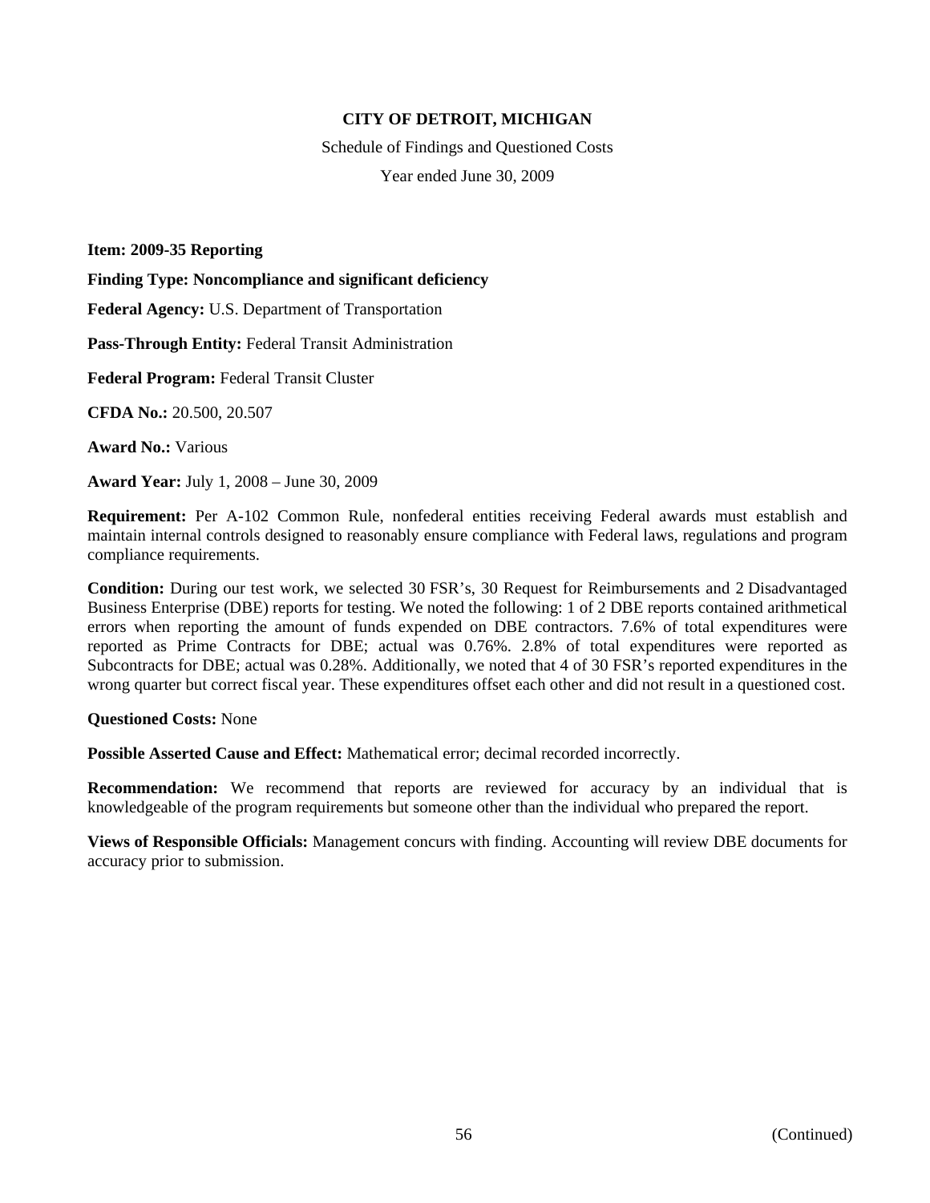**CITY OF DETROIT, MICHIGAN**

Schedule of Findings and Questioned Costs

Year ended June 30, 2009

**Item: 2009-35 Reporting**

**Finding Type: Noncompliance and significant deficiency**

**Federal Agency:** U.S. Department of Transportation

**Pass-Through Entity:** Federal Transit Administration

**Federal Program:** Federal Transit Cluster

**CFDA No.:** 20.500, 20.507

**Award No.:** Various

**Award Year:** July 1, 2008 – June 30, 2009

**Requirement:** Per A-102 Common Rule, nonfederal entities receiving Federal awards must establish and maintain internal controls designed to reasonably ensure compliance with Federal laws, regulations and program compliance requirements.

**Condition:** During our test work, we selected 30 FSR's, 30 Request for Reimbursements and 2 Disadvantaged Business Enterprise (DBE) reports for testing. We noted the following: 1 of 2 DBE reports contained arithmetical errors when reporting the amount of funds expended on DBE contractors. 7.6% of total expenditures were reported as Prime Contracts for DBE; actual was 0.76%. 2.8% of total expenditures were reported as Subcontracts for DBE; actual was 0.28%. Additionally, we noted that 4 of 30 FSR's reported expenditures in the wrong quarter but correct fiscal year. These expenditures offset each other and did not result in a questioned cost.

**Questioned Costs:** None

**Possible Asserted Cause and Effect:** Mathematical error; decimal recorded incorrectly.

**Recommendation:** We recommend that reports are reviewed for accuracy by an individual that is knowledgeable of the program requirements but someone other than the individual who prepared the report.

**Views of Responsible Officials:** Management concurs with finding. Accounting will review DBE documents for accuracy prior to submission.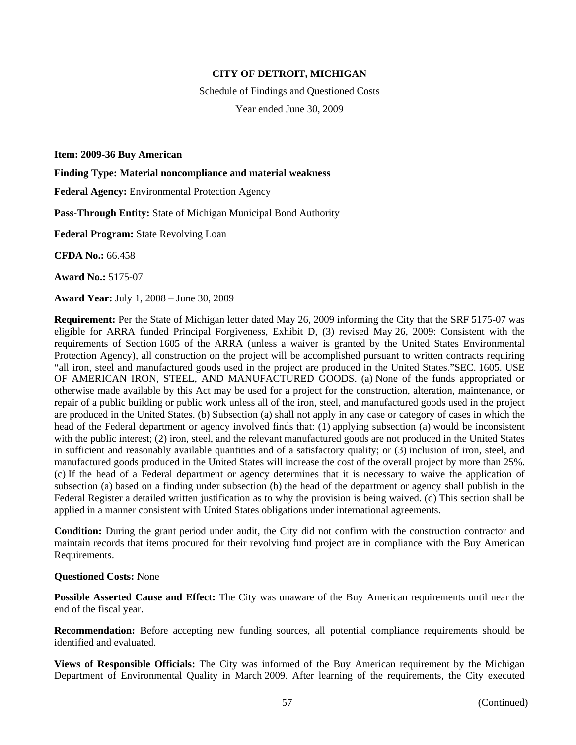**CITY OF DETROIT, MICHIGAN**

Schedule of Findings and Questioned Costs

Year ended June 30, 2009

**Item: 2009-36 Buy American**

**Finding Type: Material noncompliance and material weakness**

**Federal Agency:** Environmental Protection Agency

**Pass-Through Entity:** State of Michigan Municipal Bond Authority

**Federal Program:** State Revolving Loan

**CFDA No.:** 66.458

**Award No.:** 5175-07

**Award Year:** July 1, 2008 – June 30, 2009

**Requirement:** Per the State of Michigan letter dated May 26, 2009 informing the City that the SRF 5175-07 was eligible for ARRA funded Principal Forgiveness, Exhibit D, (3) revised May 26, 2009: Consistent with the requirements of Section 1605 of the ARRA (unless a waiver is granted by the United States Environmental Protection Agency), all construction on the project will be accomplished pursuant to written contracts requiring "all iron, steel and manufactured goods used in the project are produced in the United States."SEC. 1605. USE OF AMERICAN IRON, STEEL, AND MANUFACTURED GOODS. (a) None of the funds appropriated or otherwise made available by this Act may be used for a project for the construction, alteration, maintenance, or repair of a public building or public work unless all of the iron, steel, and manufactured goods used in the project are produced in the United States. (b) Subsection (a) shall not apply in any case or category of cases in which the head of the Federal department or agency involved finds that: (1) applying subsection (a) would be inconsistent with the public interest; (2) iron, steel, and the relevant manufactured goods are not produced in the United States in sufficient and reasonably available quantities and of a satisfactory quality; or (3) inclusion of iron, steel, and manufactured goods produced in the United States will increase the cost of the overall project by more than 25%. (c) If the head of a Federal department or agency determines that it is necessary to waive the application of subsection (a) based on a finding under subsection (b) the head of the department or agency shall publish in the Federal Register a detailed written justification as to why the provision is being waived. (d) This section shall be applied in a manner consistent with United States obligations under international agreements.

**Condition:** During the grant period under audit, the City did not confirm with the construction contractor and maintain records that items procured for their revolving fund project are in compliance with the Buy American Requirements.

**Questioned Costs:** None

**Possible Asserted Cause and Effect:** The City was unaware of the Buy American requirements until near the end of the fiscal year.

**Recommendation:** Before accepting new funding sources, all potential compliance requirements should be identified and evaluated.

**Views of Responsible Officials:** The City was informed of the Buy American requirement by the Michigan Department of Environmental Quality in March 2009. After learning of the requirements, the City executed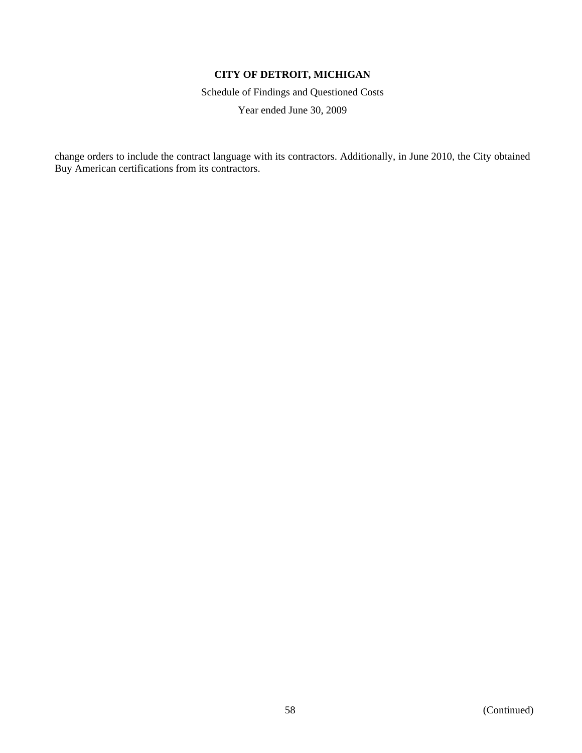change orders to include the contract language with its contractors. Additionally, in June 2010, the City obtained Buy American certifications from its contractors.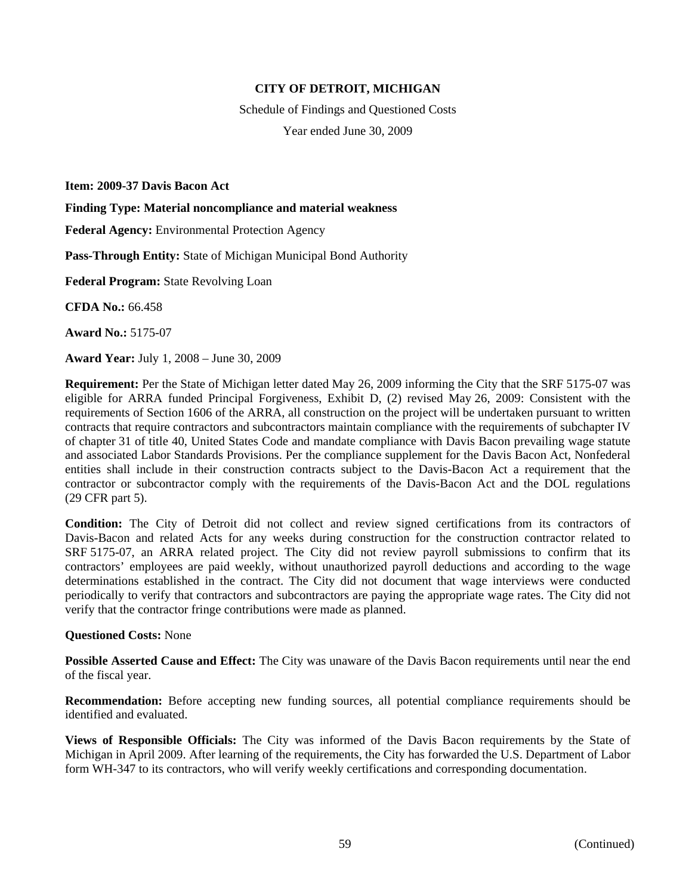**CITY OF DETROIT, MICHIGAN**

Schedule of Findings and Questioned Costs

Year ended June 30, 2009

**Item: 2009-37 Davis Bacon Act**

**Finding Type: Material noncompliance and material weakness**

**Federal Agency:** Environmental Protection Agency

**Pass-Through Entity:** State of Michigan Municipal Bond Authority

**Federal Program:** State Revolving Loan

**CFDA No.:** 66.458

**Award No.:** 5175-07

**Award Year:** July 1, 2008 – June 30, 2009

**Requirement:** Per the State of Michigan letter dated May 26, 2009 informing the City that the SRF 5175-07 was eligible for ARRA funded Principal Forgiveness, Exhibit D, (2) revised May 26, 2009: Consistent with the requirements of Section 1606 of the ARRA, all construction on the project will be undertaken pursuant to written contracts that require contractors and subcontractors maintain compliance with the requirements of subchapter IV of chapter 31 of title 40, United States Code and mandate compliance with Davis Bacon prevailing wage statute and associated Labor Standards Provisions. Per the compliance supplement for the Davis Bacon Act, Nonfederal entities shall include in their construction contracts subject to the Davis-Bacon Act a requirement that the contractor or subcontractor comply with the requirements of the Davis-Bacon Act and the DOL regulations (29 CFR part 5).

**Condition:** The City of Detroit did not collect and review signed certifications from its contractors of Davis-Bacon and related Acts for any weeks during construction for the construction contractor related to SRF 5175-07, an ARRA related project. The City did not review payroll submissions to confirm that its contractors' employees are paid weekly, without unauthorized payroll deductions and according to the wage determinations established in the contract. The City did not document that wage interviews were conducted periodically to verify that contractors and subcontractors are paying the appropriate wage rates. The City did not verify that the contractor fringe contributions were made as planned.

**Questioned Costs:** None

**Possible Asserted Cause and Effect:** The City was unaware of the Davis Bacon requirements until near the end of the fiscal year.

**Recommendation:** Before accepting new funding sources, all potential compliance requirements should be identified and evaluated.

**Views of Responsible Officials:** The City was informed of the Davis Bacon requirements by the State of Michigan in April 2009. After learning of the requirements, the City has forwarded the U.S. Department of Labor form WH-347 to its contractors, who will verify weekly certifications and corresponding documentation.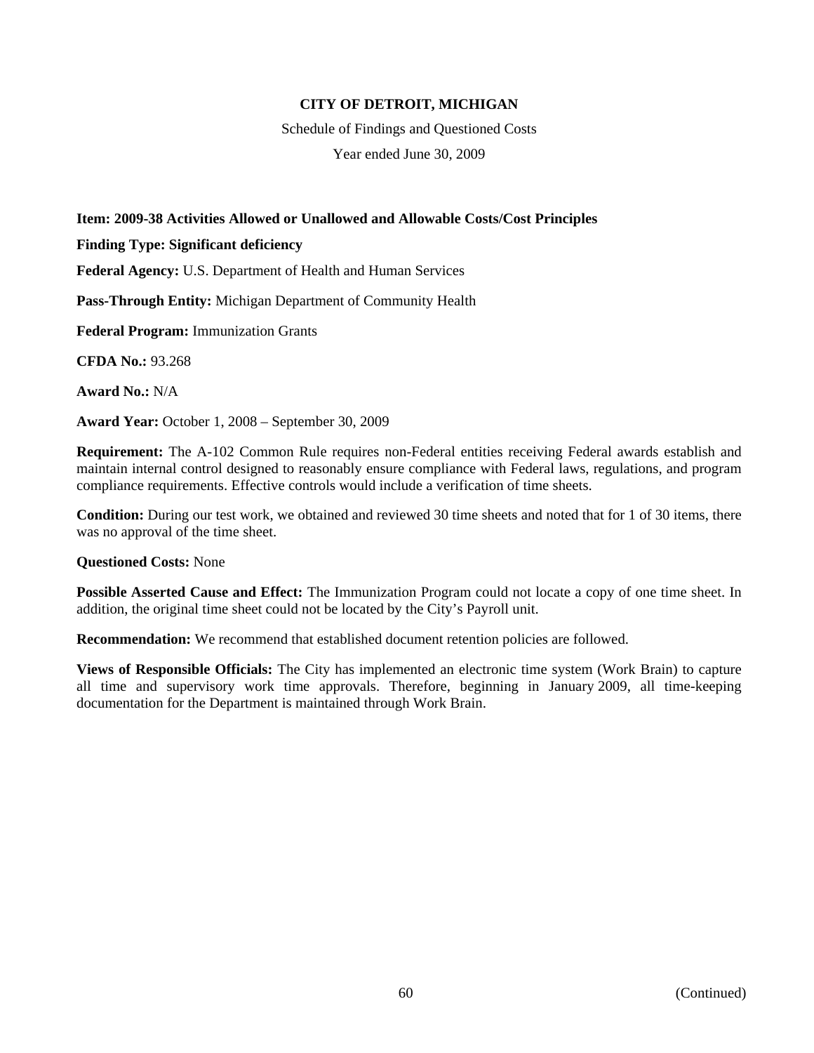**CITY OF DETROIT, MICHIGAN**

Schedule of Findings and Questioned Costs

Year ended June 30, 2009

**Item: 2009-38 Activities Allowed or Unallowed and Allowable Costs/Cost Principles**

**Finding Type: Significant deficiency**

**Federal Agency:** U.S. Department of Health and Human Services

**Pass-Through Entity:** Michigan Department of Community Health

**Federal Program:** Immunization Grants

**CFDA No.:** 93.268

**Award No.:** N/A

**Award Year:** October 1, 2008 – September 30, 2009

**Requirement:** The A-102 Common Rule requires non-Federal entities receiving Federal awards establish and maintain internal control designed to reasonably ensure compliance with Federal laws, regulations, and program compliance requirements. Effective controls would include a verification of time sheets.

**Condition:** During our test work, we obtained and reviewed 30 time sheets and noted that for 1 of 30 items, there was no approval of the time sheet.

**Questioned Costs:** None

**Possible Asserted Cause and Effect:** The Immunization Program could not locate a copy of one time sheet. In addition, the original time sheet could not be located by the City's Payroll unit.

**Recommendation:** We recommend that established document retention policies are followed.

**Views of Responsible Officials:** The City has implemented an electronic time system (Work Brain) to capture all time and supervisory work time approvals. Therefore, beginning in January 2009, all time-keeping documentation for the Department is maintained through Work Brain.

(Continued)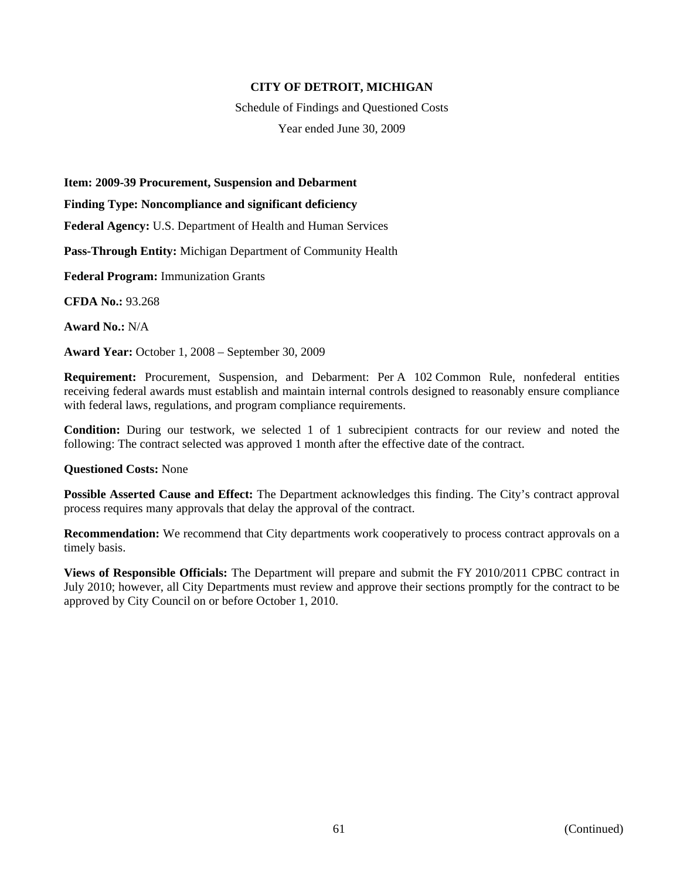**CITY OF DETROIT, MICHIGAN**

Schedule of Findings and Questioned Costs

Year ended June 30, 2009

**Item: 2009-39 Procurement, Suspension and Debarment**

**Finding Type: Noncompliance and significant deficiency**

**Federal Agency:** U.S. Department of Health and Human Services

**Pass-Through Entity:** Michigan Department of Community Health

**Federal Program:** Immunization Grants

**CFDA No.:** 93.268

**Award No.:** N/A

**Award Year:** October 1, 2008 – September 30, 2009

**Requirement:** Procurement, Suspension, and Debarment: Per A 102 Common Rule, nonfederal entities receiving federal awards must establish and maintain internal controls designed to reasonably ensure compliance with federal laws, regulations, and program compliance requirements.

**Condition:** During our testwork, we selected 1 of 1 subrecipient contracts for our review and noted the following: The contract selected was approved 1 month after the effective date of the contract.

**Questioned Costs:** None

**Possible Asserted Cause and Effect:** The Department acknowledges this finding. The City's contract approval process requires many approvals that delay the approval of the contract.

**Recommendation:** We recommend that City departments work cooperatively to process contract approvals on a timely basis.

**Views of Responsible Officials:** The Department will prepare and submit the FY 2010/2011 CPBC contract in July 2010; however, all City Departments must review and approve their sections promptly for the contract to be approved by City Council on or before October 1, 2010.

(Continued)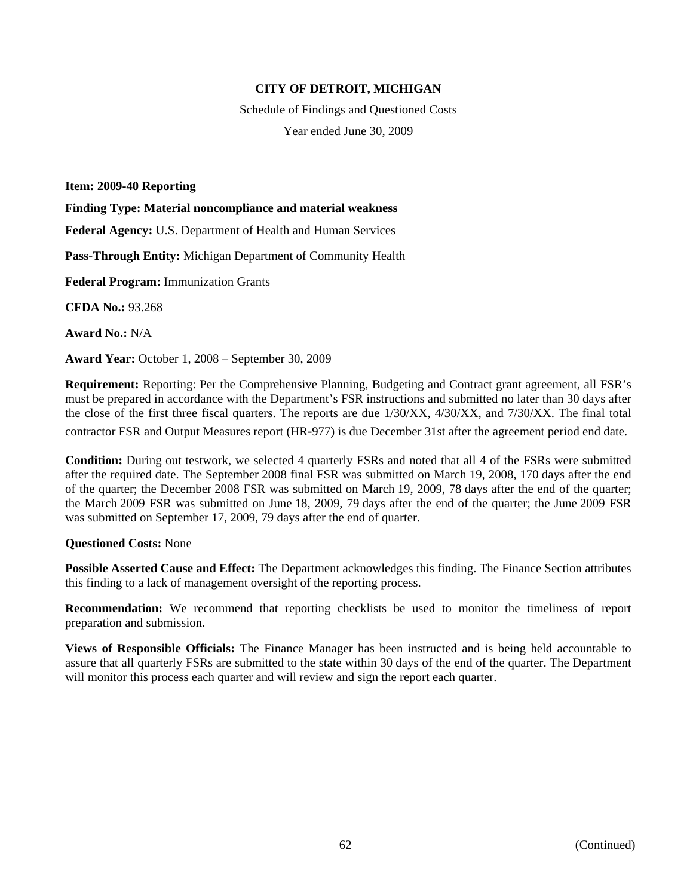**CITY OF DETROIT, MICHIGAN**

Schedule of Findings and Questioned Costs

Year ended June 30, 2009

**Item: 2009-40 Reporting**

**Finding Type: Material noncompliance and material weakness**

**Federal Agency:** U.S. Department of Health and Human Services

**Pass-Through Entity:** Michigan Department of Community Health

**Federal Program:** Immunization Grants

**CFDA No.:** 93.268

**Award No.:** N/A

**Award Year:** October 1, 2008 – September 30, 2009

**Requirement:** Reporting: Per the Comprehensive Planning, Budgeting and Contract grant agreement, all FSR's must be prepared in accordance with the Department's FSR instructions and submitted no later than 30 days after the close of the first three fiscal quarters. The reports are due 1/30/XX, 4/30/XX, and 7/30/XX. The final total contractor FSR and Output Measures report (HR-977) is due December 31st after the agreement period end date.

**Condition:** During out testwork, we selected 4 quarterly FSRs and noted that all 4 of the FSRs were submitted after the required date. The September 2008 final FSR was submitted on March 19, 2008, 170 days after the end of the quarter; the December 2008 FSR was submitted on March 19, 2009, 78 days after the end of the quarter; the March 2009 FSR was submitted on June 18, 2009, 79 days after the end of the quarter; the June 2009 FSR was submitted on September 17, 2009, 79 days after the end of quarter.

**Questioned Costs:** None

**Possible Asserted Cause and Effect:** The Department acknowledges this finding. The Finance Section attributes this finding to a lack of management oversight of the reporting process.

**Recommendation:** We recommend that reporting checklists be used to monitor the timeliness of report preparation and submission.

**Views of Responsible Officials:** The Finance Manager has been instructed and is being held accountable to assure that all quarterly FSRs are submitted to the state within 30 days of the end of the quarter. The Department will monitor this process each quarter and will review and sign the report each quarter.

(Continued)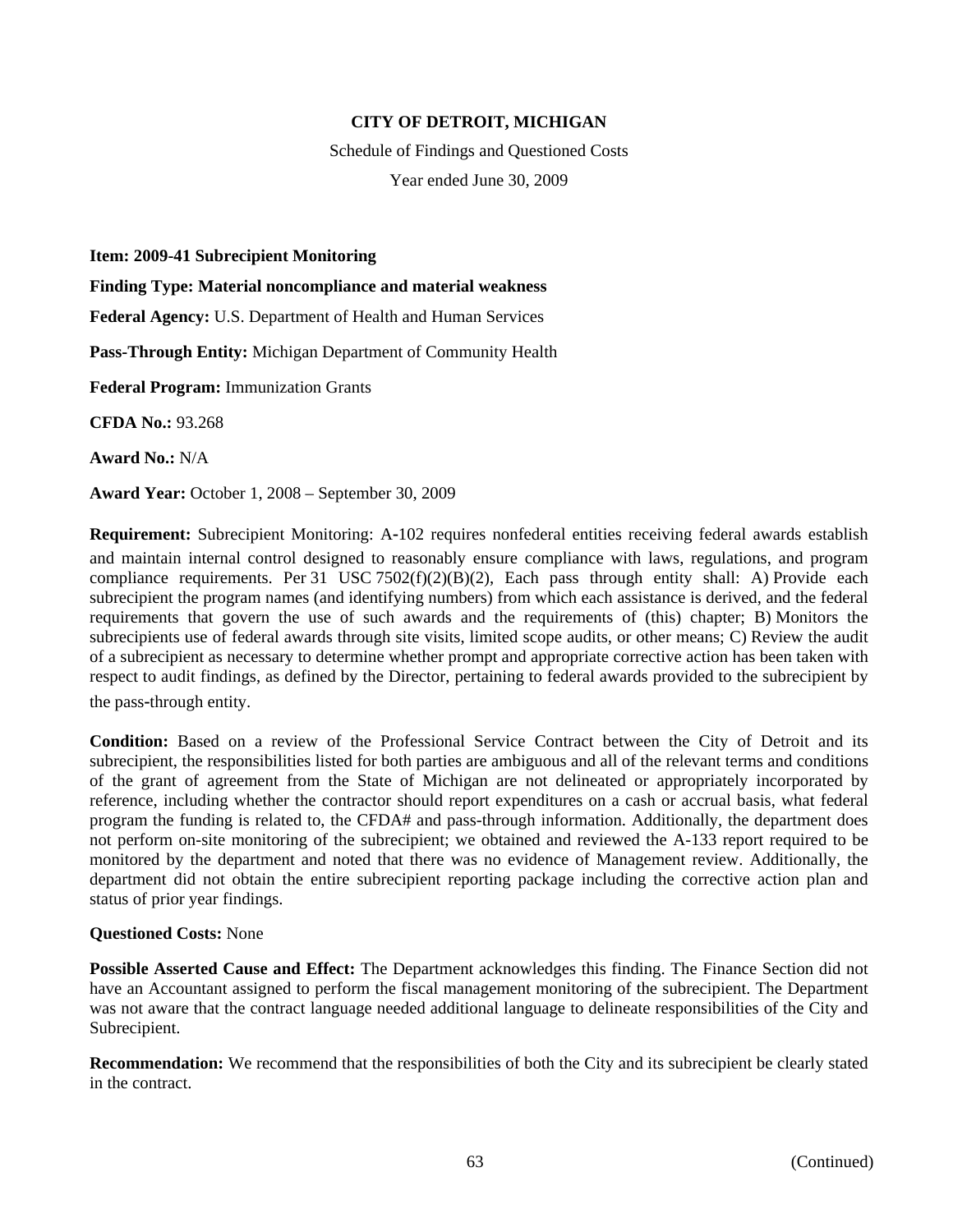**CITY OF DETROIT, MICHIGAN**

Schedule of Findings and Questioned Costs

Year ended June 30, 2009

**Item: 2009-41 Subrecipient Monitoring**

**Finding Type: Material noncompliance and material weakness**

**Federal Agency:** U.S. Department of Health and Human Services

**Pass-Through Entity:** Michigan Department of Community Health

**Federal Program:** Immunization Grants

**CFDA No.:** 93.268

**Award No.:** N/A

**Award Year:** October 1, 2008 – September 30, 2009

**Requirement:** Subrecipient Monitoring: A-102 requires nonfederal entities receiving federal awards establish and maintain internal control designed to reasonably ensure compliance with laws, regulations, and program compliance requirements. Per 31 USC 7502(f)(2)(B)(2), Each pass through entity shall: A) Provide each subrecipient the program names (and identifying numbers) from which each assistance is derived, and the federal requirements that govern the use of such awards and the requirements of (this) chapter; B) Monitors the subrecipients use of federal awards through site visits, limited scope audits, or other means; C) Review the audit of a subrecipient as necessary to determine whether prompt and appropriate corrective action has been taken with respect to audit findings, as defined by the Director, pertaining to federal awards provided to the subrecipient by the pass-through entity.

**Condition:** Based on a review of the Professional Service Contract between the City of Detroit and its subrecipient, the responsibilities listed for both parties are ambiguous and all of the relevant terms and conditions of the grant of agreement from the State of Michigan are not delineated or appropriately incorporated by reference, including whether the contractor should report expenditures on a cash or accrual basis, what federal program the funding is related to, the CFDA# and pass-through information. Additionally, the department does not perform on-site monitoring of the subrecipient; we obtained and reviewed the A-133 report required to be monitored by the department and noted that there was no evidence of Management review. Additionally, the department did not obtain the entire subrecipient reporting package including the corrective action plan and status of prior year findings.

**Questioned Costs:** None

**Possible Asserted Cause and Effect:** The Department acknowledges this finding. The Finance Section did not have an Accountant assigned to perform the fiscal management monitoring of the subrecipient. The Department was not aware that the contract language needed additional language to delineate responsibilities of the City and Subrecipient.

**Recommendation:** We recommend that the responsibilities of both the City and its subrecipient be clearly stated in the contract.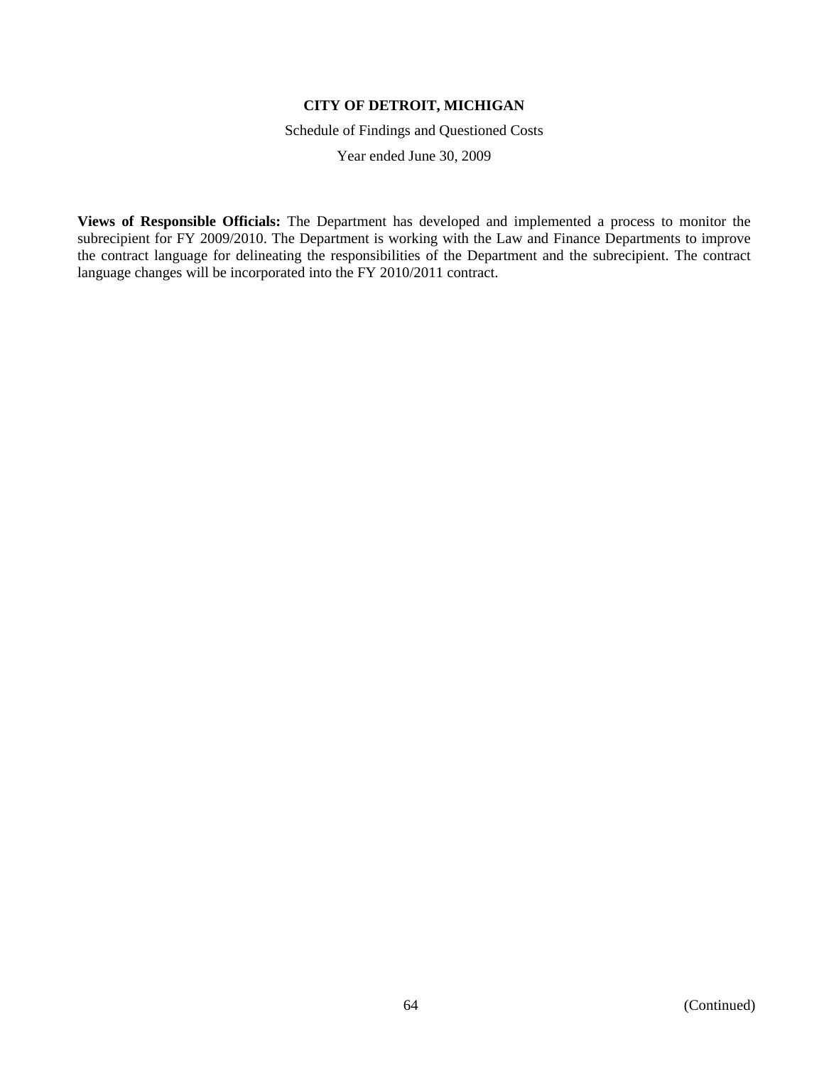**Views of Responsible Officials:** The Department has developed and implemented a process to monitor the subrecipient for FY 2009/2010. The Department is working with the Law and Finance Departments to improve the contract language for delineating the responsibilities of the Department and the subrecipient. The contract language changes will be incorporated into the FY 2010/2011 contract.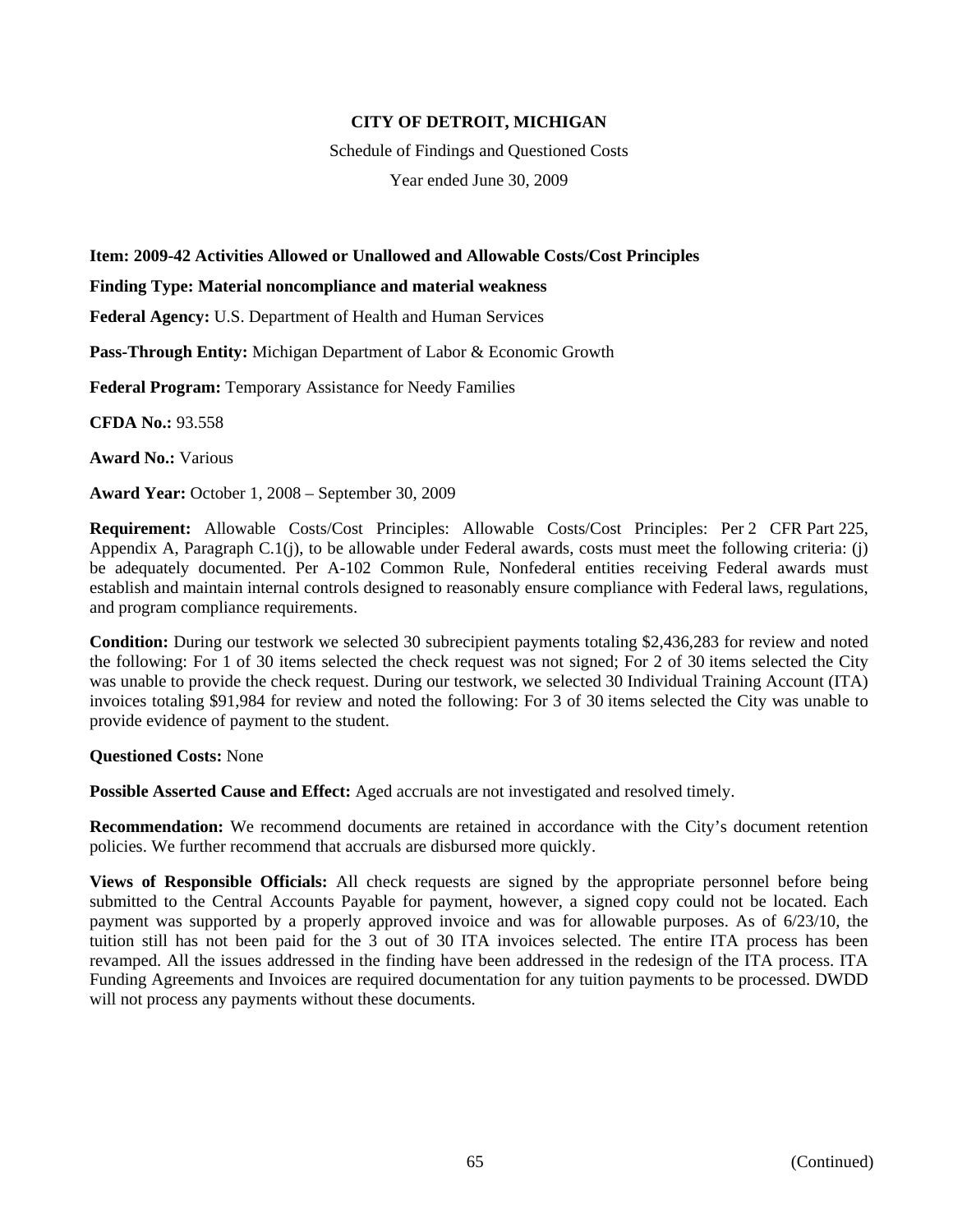**CITY OF DETROIT, MICHIGAN**

Schedule of Findings and Questioned Costs

Year ended June 30, 2009

**Item: 2009-42 Activities Allowed or Unallowed and Allowable Costs/Cost Principles**

**Finding Type: Material noncompliance and material weakness**

**Federal Agency:** U.S. Department of Health and Human Services

**Pass-Through Entity:** Michigan Department of Labor & Economic Growth

**Federal Program:** Temporary Assistance for Needy Families

**CFDA No.:** 93.558

**Award No.:** Various

**Award Year:** October 1, 2008 – September 30, 2009

**Requirement:** Allowable Costs/Cost Principles: Allowable Costs/Cost Principles: Per 2 CFR Part 225, Appendix A, Paragraph C.1(j), to be allowable under Federal awards, costs must meet the following criteria: (j) be adequately documented. Per A-102 Common Rule, Nonfederal entities receiving Federal awards must establish and maintain internal controls designed to reasonably ensure compliance with Federal laws, regulations, and program compliance requirements.

**Condition:** During our testwork we selected 30 subrecipient payments totaling $2,436,283 for review and noted the following: For 1 of 30 items selected the check request was not signed; For 2 of 30 items selected the City was unable to provide the check request. During our testwork, we selected 30 Individual Training Account (ITA) invoices totaling $91,984 for review and noted the following: For 3 of 30 items selected the City was unable to provide evidence of payment to the student.

**Questioned Costs:** None

**Possible Asserted Cause and Effect:** Aged accruals are not investigated and resolved timely.

**Recommendation:** We recommend documents are retained in accordance with the City's document retention policies. We further recommend that accruals are disbursed more quickly.

**Views of Responsible Officials:** All check requests are signed by the appropriate personnel before being submitted to the Central Accounts Payable for payment, however, a signed copy could not be located. Each payment was supported by a properly approved invoice and was for allowable purposes. As of 6/23/10, the tuition still has not been paid for the 3 out of 30 ITA invoices selected. The entire ITA process has been revamped. All the issues addressed in the finding have been addressed in the redesign of the ITA process. ITA Funding Agreements and Invoices are required documentation for any tuition payments to be processed. DWDD will not process any payments without these documents.

(Continued)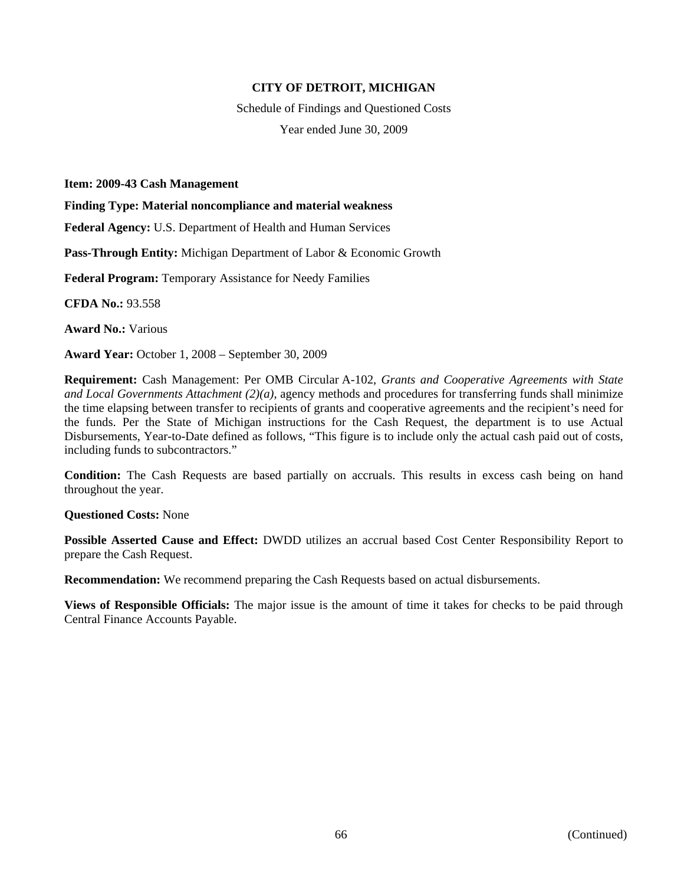**CITY OF DETROIT, MICHIGAN**

Schedule of Findings and Questioned Costs

Year ended June 30, 2009

**Item: 2009-43 Cash Management**

**Finding Type: Material noncompliance and material weakness**

**Federal Agency:** U.S. Department of Health and Human Services

**Pass-Through Entity:** Michigan Department of Labor & Economic Growth

**Federal Program:** Temporary Assistance for Needy Families

**CFDA No.:** 93.558

**Award No.:** Various

**Award Year:** October 1, 2008 – September 30, 2009

**Requirement:** Cash Management: Per OMB Circular A-102, *Grants and Cooperative Agreements with State and Local Governments Attachment (2)(a)*, agency methods and procedures for transferring funds shall minimize the time elapsing between transfer to recipients of grants and cooperative agreements and the recipient's need for the funds. Per the State of Michigan instructions for the Cash Request, the department is to use Actual Disbursements, Year-to-Date defined as follows, "This figure is to include only the actual cash paid out of costs, including funds to subcontractors."

**Condition:** The Cash Requests are based partially on accruals. This results in excess cash being on hand throughout the year.

**Questioned Costs:** None

**Possible Asserted Cause and Effect:** DWDD utilizes an accrual based Cost Center Responsibility Report to prepare the Cash Request.

**Recommendation:** We recommend preparing the Cash Requests based on actual disbursements.

**Views of Responsible Officials:** The major issue is the amount of time it takes for checks to be paid through Central Finance Accounts Payable.

(Continued)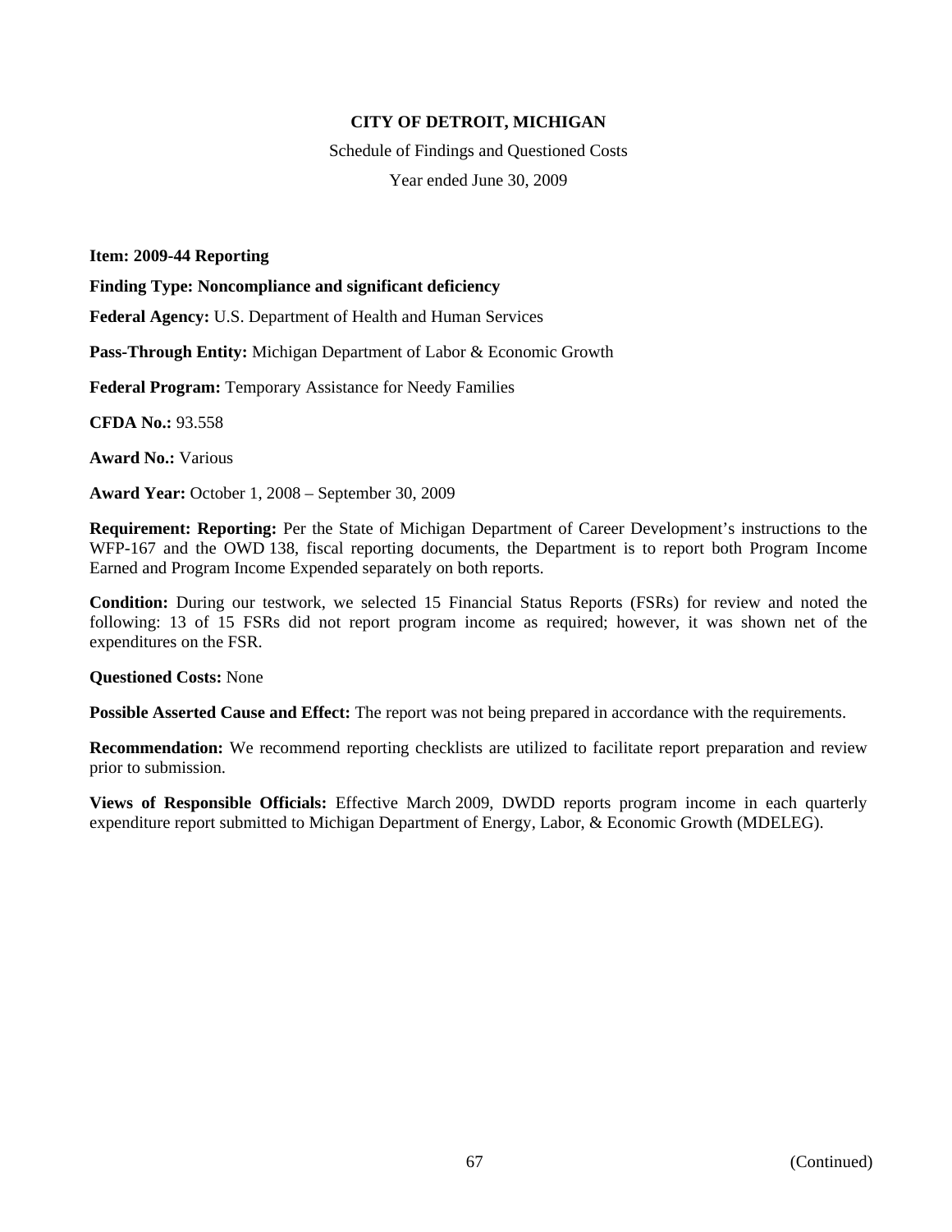**CITY OF DETROIT, MICHIGAN**

Schedule of Findings and Questioned Costs

Year ended June 30, 2009

**Item: 2009-44 Reporting**

**Finding Type: Noncompliance and significant deficiency**

**Federal Agency:** U.S. Department of Health and Human Services

**Pass-Through Entity:** Michigan Department of Labor & Economic Growth

**Federal Program:** Temporary Assistance for Needy Families

**CFDA No.:** 93.558

**Award No.:** Various

**Award Year:** October 1, 2008 – September 30, 2009

**Requirement: Reporting:** Per the State of Michigan Department of Career Development's instructions to the WFP-167 and the OWD 138, fiscal reporting documents, the Department is to report both Program Income Earned and Program Income Expended separately on both reports.

**Condition:** During our testwork, we selected 15 Financial Status Reports (FSRs) for review and noted the following: 13 of 15 FSRs did not report program income as required; however, it was shown net of the expenditures on the FSR.

**Questioned Costs:** None

**Possible Asserted Cause and Effect:** The report was not being prepared in accordance with the requirements.

**Recommendation:** We recommend reporting checklists are utilized to facilitate report preparation and review prior to submission.

**Views of Responsible Officials:** Effective March 2009, DWDD reports program income in each quarterly expenditure report submitted to Michigan Department of Energy, Labor, & Economic Growth (MDELEG).

(Continued)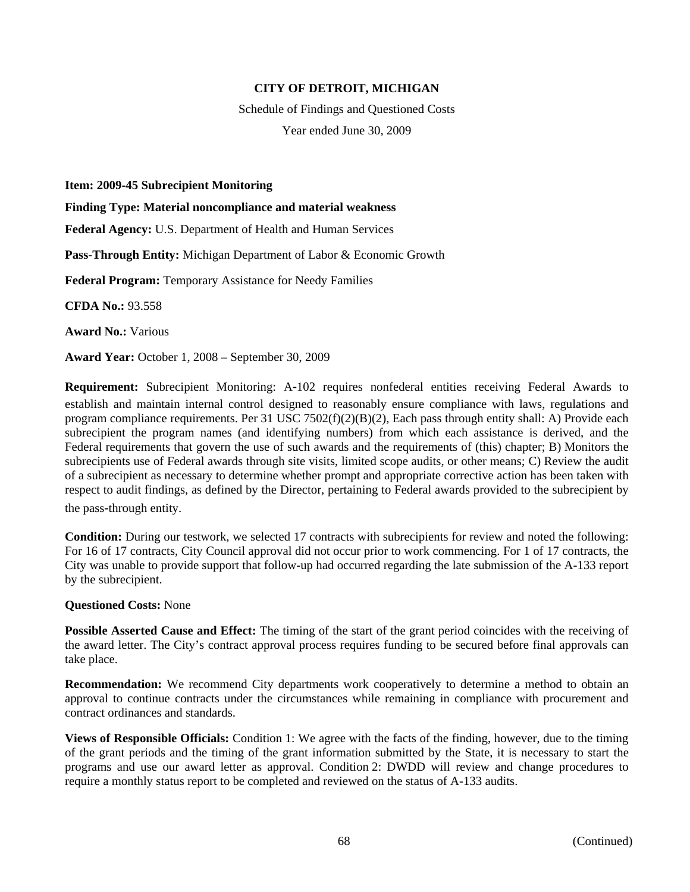**CITY OF DETROIT, MICHIGAN**

Schedule of Findings and Questioned Costs

Year ended June 30, 2009

**Item: 2009-45 Subrecipient Monitoring**

**Finding Type: Material noncompliance and material weakness**

**Federal Agency:** U.S. Department of Health and Human Services

**Pass-Through Entity:** Michigan Department of Labor & Economic Growth

**Federal Program:** Temporary Assistance for Needy Families

**CFDA No.:** 93.558

**Award No.:** Various

**Award Year:** October 1, 2008 – September 30, 2009

**Requirement:** Subrecipient Monitoring: A-102 requires nonfederal entities receiving Federal Awards to establish and maintain internal control designed to reasonably ensure compliance with laws, regulations and program compliance requirements. Per 31 USC 7502(f)(2)(B)(2), Each pass through entity shall: A) Provide each subrecipient the program names (and identifying numbers) from which each assistance is derived, and the Federal requirements that govern the use of such awards and the requirements of (this) chapter; B) Monitors the subrecipients use of Federal awards through site visits, limited scope audits, or other means; C) Review the audit of a subrecipient as necessary to determine whether prompt and appropriate corrective action has been taken with respect to audit findings, as defined by the Director, pertaining to Federal awards provided to the subrecipient by the pass-through entity.

**Condition:** During our testwork, we selected 17 contracts with subrecipients for review and noted the following: For 16 of 17 contracts, City Council approval did not occur prior to work commencing. For 1 of 17 contracts, the City was unable to provide support that follow-up had occurred regarding the late submission of the A-133 report by the subrecipient.

**Questioned Costs:** None

**Possible Asserted Cause and Effect:** The timing of the start of the grant period coincides with the receiving of the award letter. The City's contract approval process requires funding to be secured before final approvals can take place.

**Recommendation:** We recommend City departments work cooperatively to determine a method to obtain an approval to continue contracts under the circumstances while remaining in compliance with procurement and contract ordinances and standards.

**Views of Responsible Officials:** Condition 1: We agree with the facts of the finding, however, due to the timing of the grant periods and the timing of the grant information submitted by the State, it is necessary to start the programs and use our award letter as approval. Condition 2: DWDD will review and change procedures to require a monthly status report to be completed and reviewed on the status of A-133 audits.

(Continued)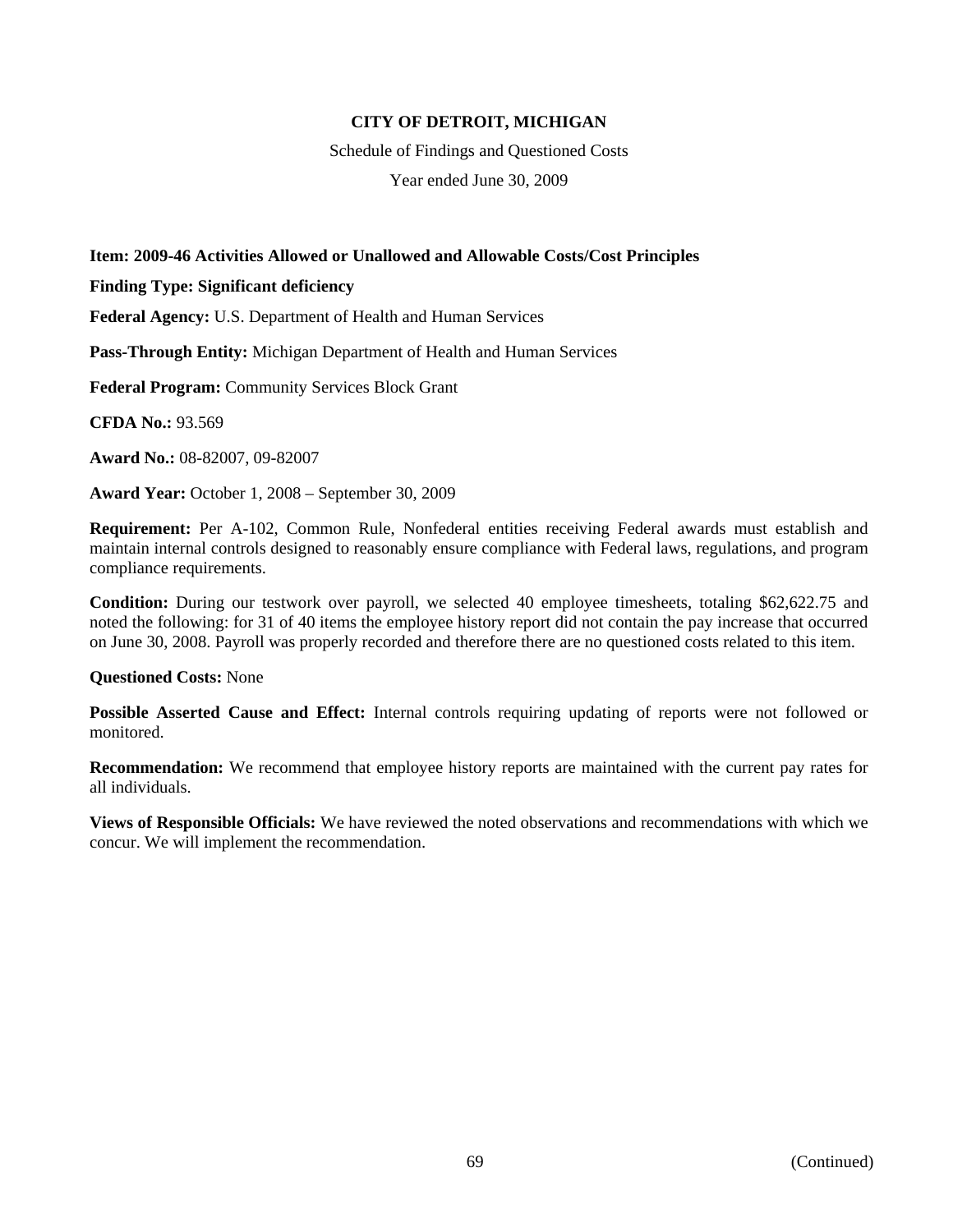**CITY OF DETROIT, MICHIGAN**

Schedule of Findings and Questioned Costs

Year ended June 30, 2009

**Item: 2009-46 Activities Allowed or Unallowed and Allowable Costs/Cost Principles**

**Finding Type: Significant deficiency**

**Federal Agency:** U.S. Department of Health and Human Services

**Pass-Through Entity:** Michigan Department of Health and Human Services

**Federal Program:** Community Services Block Grant

**CFDA No.:** 93.569

**Award No.:** 08-82007, 09-82007

**Award Year:** October 1, 2008 – September 30, 2009

**Requirement:** Per A-102, Common Rule, Nonfederal entities receiving Federal awards must establish and maintain internal controls designed to reasonably ensure compliance with Federal laws, regulations, and program compliance requirements.

**Condition:** During our testwork over payroll, we selected 40 employee timesheets, totaling $62,622.75 and noted the following: for 31 of 40 items the employee history report did not contain the pay increase that occurred on June 30, 2008. Payroll was properly recorded and therefore there are no questioned costs related to this item.

**Questioned Costs:** None

**Possible Asserted Cause and Effect:** Internal controls requiring updating of reports were not followed or monitored.

**Recommendation:** We recommend that employee history reports are maintained with the current pay rates for all individuals.

**Views of Responsible Officials:** We have reviewed the noted observations and recommendations with which we concur. We will implement the recommendation.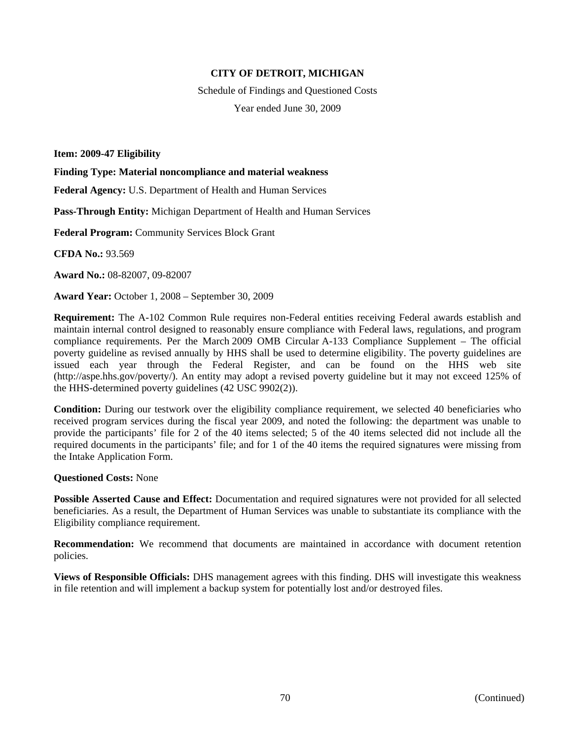**CITY OF DETROIT, MICHIGAN**

Schedule of Findings and Questioned Costs

Year ended June 30, 2009

**Item: 2009-47 Eligibility**

**Finding Type: Material noncompliance and material weakness**

**Federal Agency:** U.S. Department of Health and Human Services

**Pass-Through Entity:** Michigan Department of Health and Human Services

**Federal Program:** Community Services Block Grant

**CFDA No.:** 93.569

**Award No.:** 08-82007, 09-82007

**Award Year:** October 1, 2008 – September 30, 2009

**Requirement:** The A-102 Common Rule requires non-Federal entities receiving Federal awards establish and maintain internal control designed to reasonably ensure compliance with Federal laws, regulations, and program compliance requirements. Per the March 2009 OMB Circular A-133 Compliance Supplement – The official poverty guideline as revised annually by HHS shall be used to determine eligibility. The poverty guidelines are issued each year through the Federal Register, and can be found on the HHS web site (http://aspe.hhs.gov/poverty/). An entity may adopt a revised poverty guideline but it may not exceed 125% of the HHS-determined poverty guidelines (42 USC 9902(2)).

**Condition:** During our testwork over the eligibility compliance requirement, we selected 40 beneficiaries who received program services during the fiscal year 2009, and noted the following: the department was unable to provide the participants' file for 2 of the 40 items selected; 5 of the 40 items selected did not include all the required documents in the participants' file; and for 1 of the 40 items the required signatures were missing from the Intake Application Form.

**Questioned Costs:** None

**Possible Asserted Cause and Effect:** Documentation and required signatures were not provided for all selected beneficiaries. As a result, the Department of Human Services was unable to substantiate its compliance with the Eligibility compliance requirement.

**Recommendation:** We recommend that documents are maintained in accordance with document retention policies.

**Views of Responsible Officials:** DHS management agrees with this finding. DHS will investigate this weakness in file retention and will implement a backup system for potentially lost and/or destroyed files.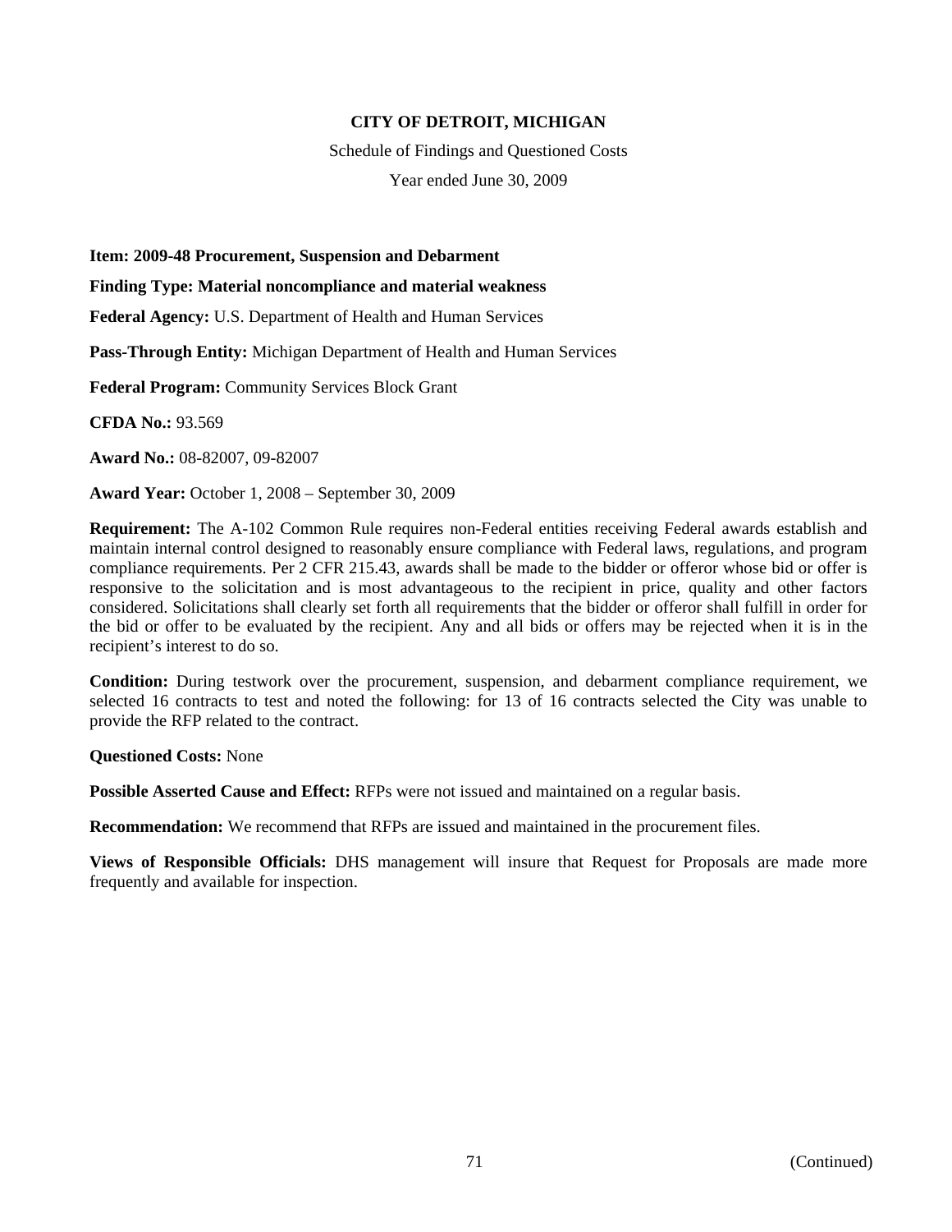**CITY OF DETROIT, MICHIGAN**

Schedule of Findings and Questioned Costs

Year ended June 30, 2009

**Item: 2009-48 Procurement, Suspension and Debarment**

**Finding Type: Material noncompliance and material weakness**

**Federal Agency:** U.S. Department of Health and Human Services

**Pass-Through Entity:** Michigan Department of Health and Human Services

**Federal Program:** Community Services Block Grant

**CFDA No.:** 93.569

**Award No.:** 08-82007, 09-82007

**Award Year:** October 1, 2008 – September 30, 2009

**Requirement:** The A-102 Common Rule requires non-Federal entities receiving Federal awards establish and maintain internal control designed to reasonably ensure compliance with Federal laws, regulations, and program compliance requirements. Per 2 CFR 215.43, awards shall be made to the bidder or offeror whose bid or offer is responsive to the solicitation and is most advantageous to the recipient in price, quality and other factors considered. Solicitations shall clearly set forth all requirements that the bidder or offeror shall fulfill in order for the bid or offer to be evaluated by the recipient. Any and all bids or offers may be rejected when it is in the recipient's interest to do so.

**Condition:** During testwork over the procurement, suspension, and debarment compliance requirement, we selected 16 contracts to test and noted the following: for 13 of 16 contracts selected the City was unable to provide the RFP related to the contract.

**Questioned Costs:** None

**Possible Asserted Cause and Effect:** RFPs were not issued and maintained on a regular basis.

**Recommendation:** We recommend that RFPs are issued and maintained in the procurement files.

**Views of Responsible Officials:** DHS management will insure that Request for Proposals are made more frequently and available for inspection.

(Continued)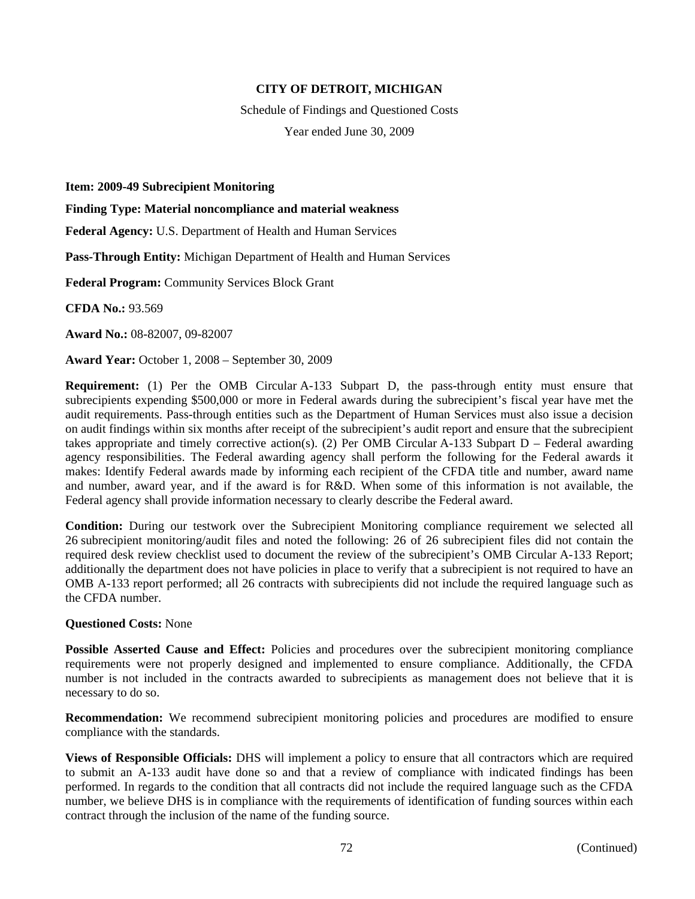**CITY OF DETROIT, MICHIGAN**

Schedule of Findings and Questioned Costs

Year ended June 30, 2009

**Item: 2009-49 Subrecipient Monitoring**

**Finding Type: Material noncompliance and material weakness**

**Federal Agency:** U.S. Department of Health and Human Services

**Pass-Through Entity:** Michigan Department of Health and Human Services

**Federal Program:** Community Services Block Grant

**CFDA No.:** 93.569

**Award No.:** 08-82007, 09-82007

**Award Year:** October 1, 2008 – September 30, 2009

**Requirement:** (1) Per the OMB Circular A-133 Subpart D, the pass-through entity must ensure that subrecipients expending $500,000 or more in Federal awards during the subrecipient's fiscal year have met the audit requirements. Pass-through entities such as the Department of Human Services must also issue a decision on audit findings within six months after receipt of the subrecipient's audit report and ensure that the subrecipient takes appropriate and timely corrective action(s). (2) Per OMB Circular A-133 Subpart D – Federal awarding agency responsibilities. The Federal awarding agency shall perform the following for the Federal awards it makes: Identify Federal awards made by informing each recipient of the CFDA title and number, award name and number, award year, and if the award is for R&D. When some of this information is not available, the Federal agency shall provide information necessary to clearly describe the Federal award.

**Condition:** During our testwork over the Subrecipient Monitoring compliance requirement we selected all 26 subrecipient monitoring/audit files and noted the following: 26 of 26 subrecipient files did not contain the required desk review checklist used to document the review of the subrecipient's OMB Circular A-133 Report; additionally the department does not have policies in place to verify that a subrecipient is not required to have an OMB A-133 report performed; all 26 contracts with subrecipients did not include the required language such as the CFDA number.

**Questioned Costs:** None

**Possible Asserted Cause and Effect:** Policies and procedures over the subrecipient monitoring compliance requirements were not properly designed and implemented to ensure compliance. Additionally, the CFDA number is not included in the contracts awarded to subrecipients as management does not believe that it is necessary to do so.

**Recommendation:** We recommend subrecipient monitoring policies and procedures are modified to ensure compliance with the standards.

**Views of Responsible Officials:** DHS will implement a policy to ensure that all contractors which are required to submit an A-133 audit have done so and that a review of compliance with indicated findings has been performed. In regards to the condition that all contracts did not include the required language such as the CFDA number, we believe DHS is in compliance with the requirements of identification of funding sources within each contract through the inclusion of the name of the funding source.

(Continued)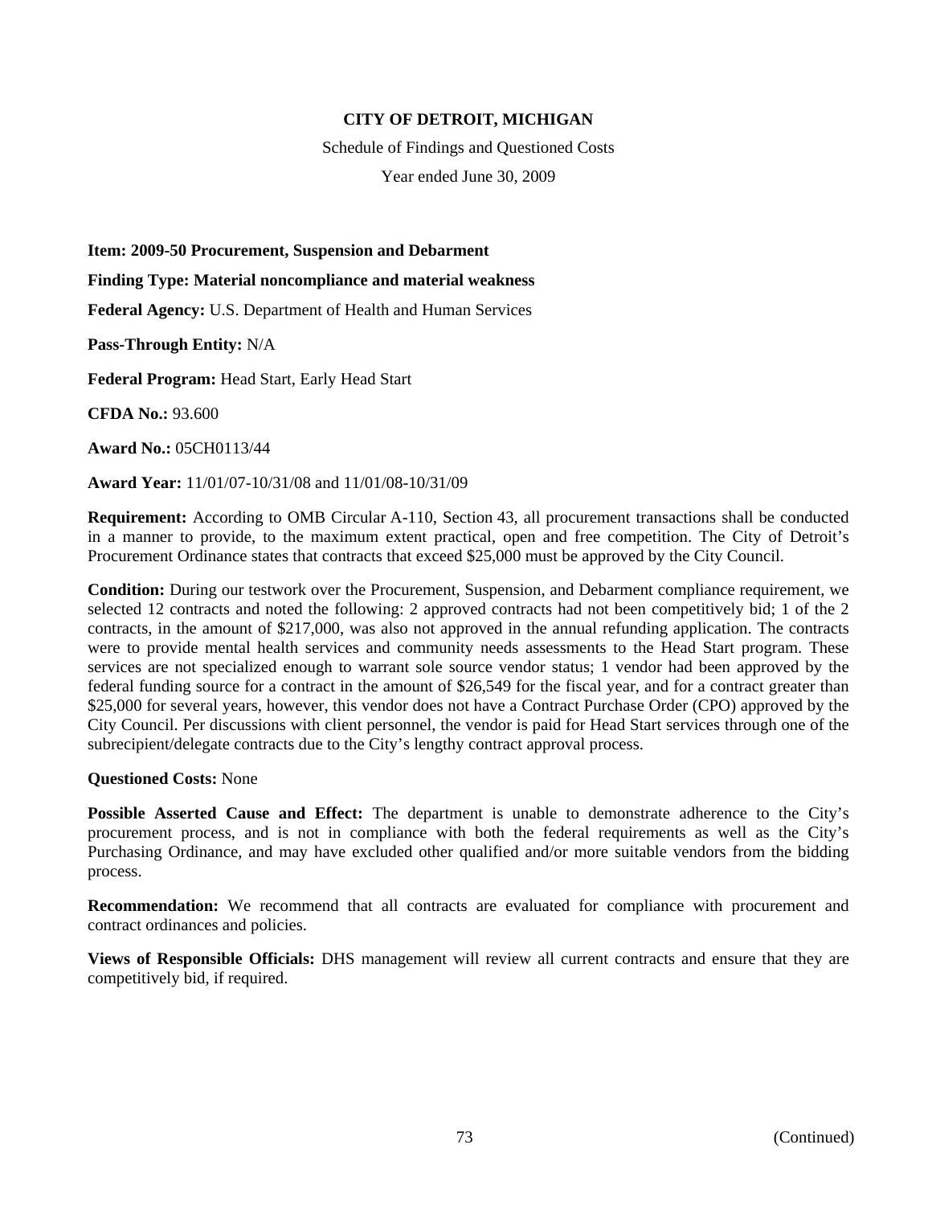**CITY OF DETROIT, MICHIGAN**

Schedule of Findings and Questioned Costs

Year ended June 30, 2009

**Item: 2009-50 Procurement, Suspension and Debarment**

**Finding Type: Material noncompliance and material weakness**

**Federal Agency:** U.S. Department of Health and Human Services

**Pass-Through Entity:** N/A

**Federal Program:** Head Start, Early Head Start

**CFDA No.:** 93.600

**Award No.:** 05CH0113/44

**Award Year:** 11/01/07-10/31/08 and 11/01/08-10/31/09

**Requirement:** According to OMB Circular A-110, Section 43, all procurement transactions shall be conducted in a manner to provide, to the maximum extent practical, open and free competition. The City of Detroit's Procurement Ordinance states that contracts that exceed $25,000 must be approved by the City Council.

**Condition:** During our testwork over the Procurement, Suspension, and Debarment compliance requirement, we selected 12 contracts and noted the following: 2 approved contracts had not been competitively bid; 1 of the 2 contracts, in the amount of $217,000, was also not approved in the annual refunding application. The contracts were to provide mental health services and community needs assessments to the Head Start program. These services are not specialized enough to warrant sole source vendor status; 1 vendor had been approved by the federal funding source for a contract in the amount of $26,549 for the fiscal year, and for a contract greater than $25,000 for several years, however, this vendor does not have a Contract Purchase Order (CPO) approved by the City Council. Per discussions with client personnel, the vendor is paid for Head Start services through one of the subrecipient/delegate contracts due to the City's lengthy contract approval process.

**Questioned Costs:** None

**Possible Asserted Cause and Effect:** The department is unable to demonstrate adherence to the City's procurement process, and is not in compliance with both the federal requirements as well as the City's Purchasing Ordinance, and may have excluded other qualified and/or more suitable vendors from the bidding process.

**Recommendation:** We recommend that all contracts are evaluated for compliance with procurement and contract ordinances and policies.

**Views of Responsible Officials:** DHS management will review all current contracts and ensure that they are competitively bid, if required.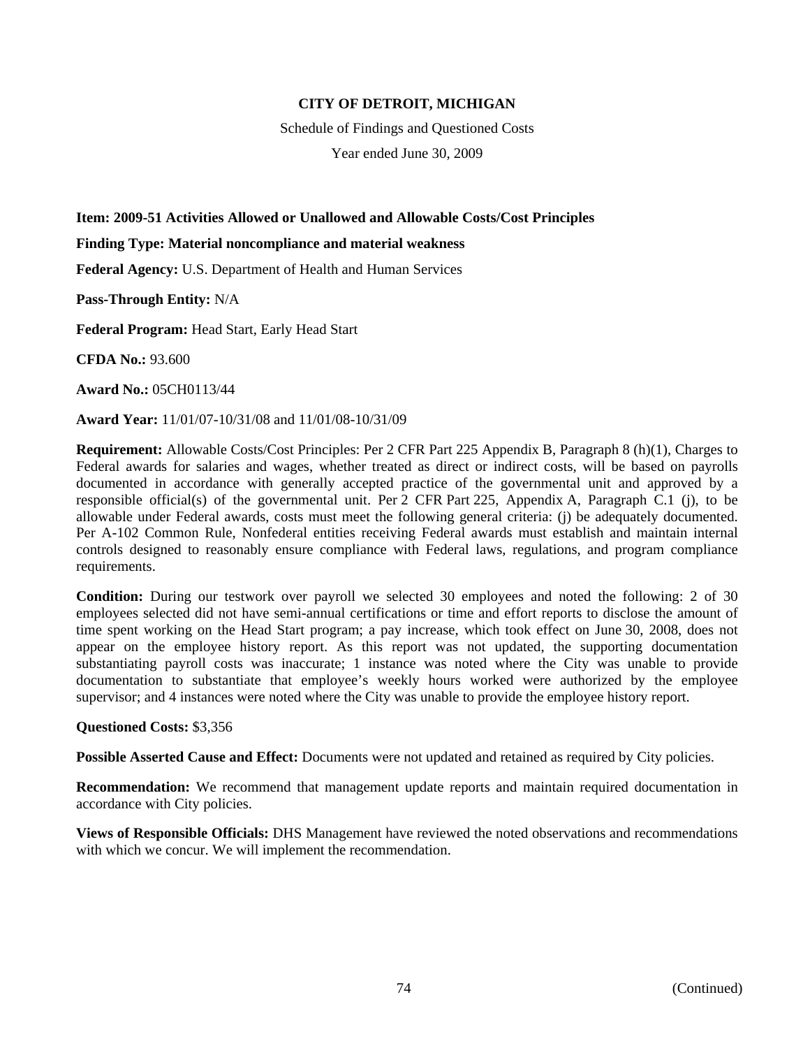**CITY OF DETROIT, MICHIGAN**

Schedule of Findings and Questioned Costs

Year ended June 30, 2009

**Item: 2009-51 Activities Allowed or Unallowed and Allowable Costs/Cost Principles**

**Finding Type: Material noncompliance and material weakness**

**Federal Agency:** U.S. Department of Health and Human Services

**Pass-Through Entity:** N/A

**Federal Program:** Head Start, Early Head Start

**CFDA No.:** 93.600

**Award No.:** 05CH0113/44

**Award Year:** 11/01/07-10/31/08 and 11/01/08-10/31/09

**Requirement:** Allowable Costs/Cost Principles: Per 2 CFR Part 225 Appendix B, Paragraph 8 (h)(1), Charges to Federal awards for salaries and wages, whether treated as direct or indirect costs, will be based on payrolls documented in accordance with generally accepted practice of the governmental unit and approved by a responsible official(s) of the governmental unit. Per 2 CFR Part 225, Appendix A, Paragraph C.1 (j), to be allowable under Federal awards, costs must meet the following general criteria: (j) be adequately documented. Per A-102 Common Rule, Nonfederal entities receiving Federal awards must establish and maintain internal controls designed to reasonably ensure compliance with Federal laws, regulations, and program compliance requirements.

**Condition:** During our testwork over payroll we selected 30 employees and noted the following: 2 of 30 employees selected did not have semi-annual certifications or time and effort reports to disclose the amount of time spent working on the Head Start program; a pay increase, which took effect on June 30, 2008, does not appear on the employee history report. As this report was not updated, the supporting documentation substantiating payroll costs was inaccurate; 1 instance was noted where the City was unable to provide documentation to substantiate that employee's weekly hours worked were authorized by the employee supervisor; and 4 instances were noted where the City was unable to provide the employee history report.

**Questioned Costs:** $3,356

**Possible Asserted Cause and Effect:** Documents were not updated and retained as required by City policies.

**Recommendation:** We recommend that management update reports and maintain required documentation in accordance with City policies.

**Views of Responsible Officials:** DHS Management have reviewed the noted observations and recommendations with which we concur. We will implement the recommendation.

(Continued)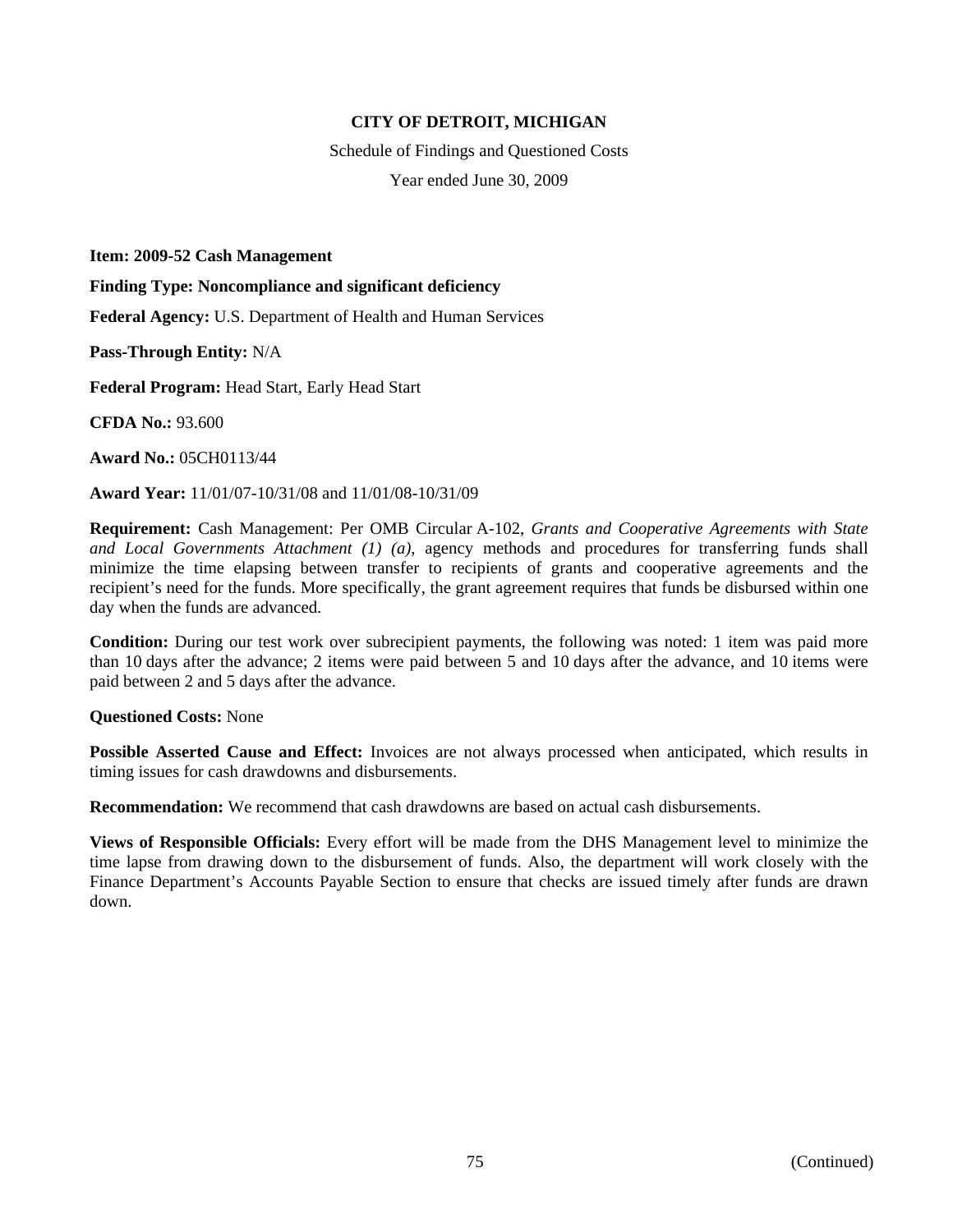**CITY OF DETROIT, MICHIGAN**

Schedule of Findings and Questioned Costs

Year ended June 30, 2009

**Item: 2009-52 Cash Management**

**Finding Type: Noncompliance and significant deficiency**

**Federal Agency:** U.S. Department of Health and Human Services

**Pass-Through Entity:** N/A

**Federal Program:** Head Start, Early Head Start

**CFDA No.:** 93.600

**Award No.:** 05CH0113/44

**Award Year:** 11/01/07-10/31/08 and 11/01/08-10/31/09

**Requirement:** Cash Management: Per OMB Circular A-102, *Grants and Cooperative Agreements with State and Local Governments Attachment (1) (a)*, agency methods and procedures for transferring funds shall minimize the time elapsing between transfer to recipients of grants and cooperative agreements and the recipient's need for the funds. More specifically, the grant agreement requires that funds be disbursed within one day when the funds are advanced.

**Condition:** During our test work over subrecipient payments, the following was noted: 1 item was paid more than 10 days after the advance; 2 items were paid between 5 and 10 days after the advance, and 10 items were paid between 2 and 5 days after the advance.

**Questioned Costs:** None

**Possible Asserted Cause and Effect:** Invoices are not always processed when anticipated, which results in timing issues for cash drawdowns and disbursements.

**Recommendation:** We recommend that cash drawdowns are based on actual cash disbursements.

**Views of Responsible Officials:** Every effort will be made from the DHS Management level to minimize the time lapse from drawing down to the disbursement of funds. Also, the department will work closely with the Finance Department's Accounts Payable Section to ensure that checks are issued timely after funds are drawn down.

(Continued)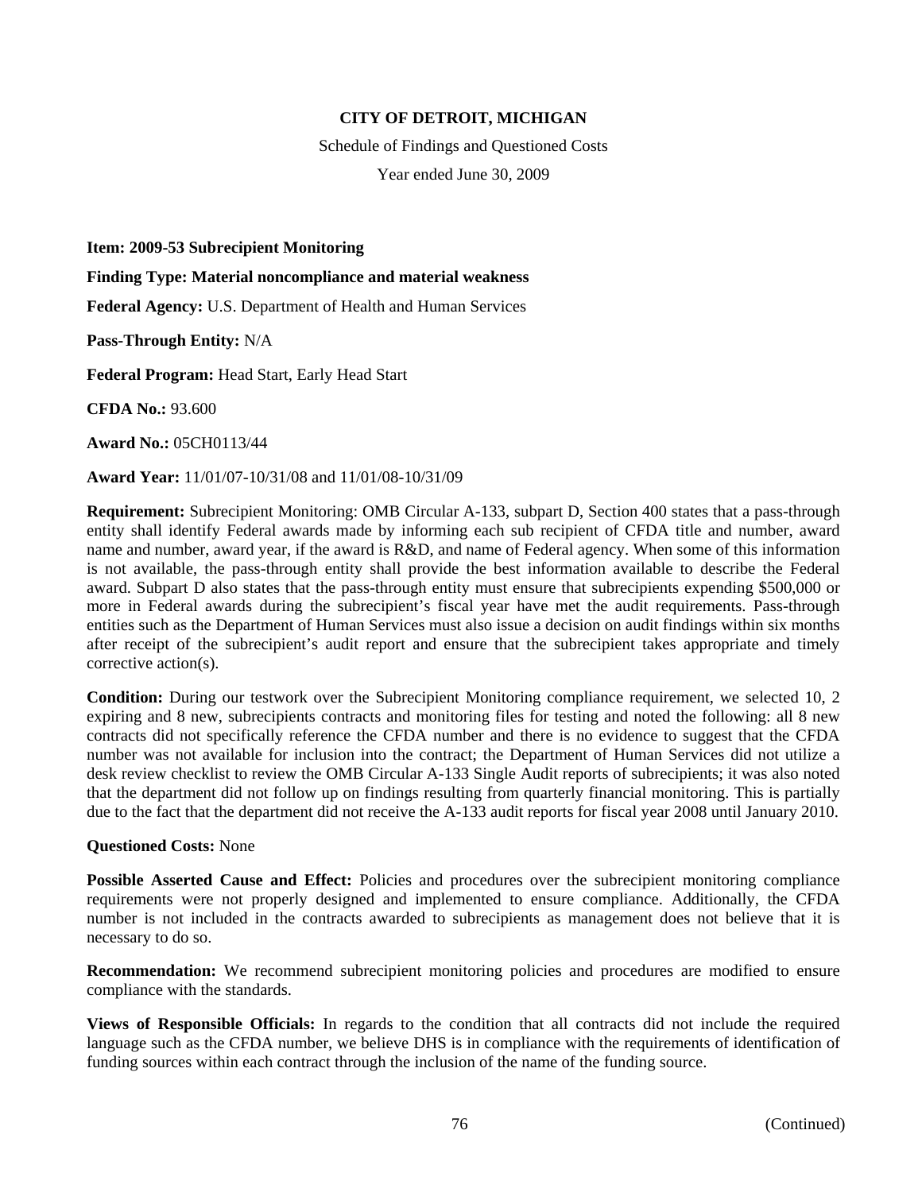**CITY OF DETROIT, MICHIGAN**

Schedule of Findings and Questioned Costs

Year ended June 30, 2009

**Item: 2009-53 Subrecipient Monitoring**

**Finding Type: Material noncompliance and material weakness**

**Federal Agency:** U.S. Department of Health and Human Services

**Pass-Through Entity:** N/A

**Federal Program:** Head Start, Early Head Start

**CFDA No.:** 93.600

**Award No.:** 05CH0113/44

**Award Year:** 11/01/07-10/31/08 and 11/01/08-10/31/09

**Requirement:** Subrecipient Monitoring: OMB Circular A-133, subpart D, Section 400 states that a pass-through entity shall identify Federal awards made by informing each sub recipient of CFDA title and number, award name and number, award year, if the award is R&D, and name of Federal agency. When some of this information is not available, the pass-through entity shall provide the best information available to describe the Federal award. Subpart D also states that the pass-through entity must ensure that subrecipients expending $500,000 or more in Federal awards during the subrecipient's fiscal year have met the audit requirements. Pass-through entities such as the Department of Human Services must also issue a decision on audit findings within six months after receipt of the subrecipient's audit report and ensure that the subrecipient takes appropriate and timely corrective action(s).

**Condition:** During our testwork over the Subrecipient Monitoring compliance requirement, we selected 10, 2 expiring and 8 new, subrecipients contracts and monitoring files for testing and noted the following: all 8 new contracts did not specifically reference the CFDA number and there is no evidence to suggest that the CFDA number was not available for inclusion into the contract; the Department of Human Services did not utilize a desk review checklist to review the OMB Circular A-133 Single Audit reports of subrecipients; it was also noted that the department did not follow up on findings resulting from quarterly financial monitoring. This is partially due to the fact that the department did not receive the A-133 audit reports for fiscal year 2008 until January 2010.

**Questioned Costs:** None

**Possible Asserted Cause and Effect:** Policies and procedures over the subrecipient monitoring compliance requirements were not properly designed and implemented to ensure compliance. Additionally, the CFDA number is not included in the contracts awarded to subrecipients as management does not believe that it is necessary to do so.

**Recommendation:** We recommend subrecipient monitoring policies and procedures are modified to ensure compliance with the standards.

**Views of Responsible Officials:** In regards to the condition that all contracts did not include the required language such as the CFDA number, we believe DHS is in compliance with the requirements of identification of funding sources within each contract through the inclusion of the name of the funding source.

(Continued)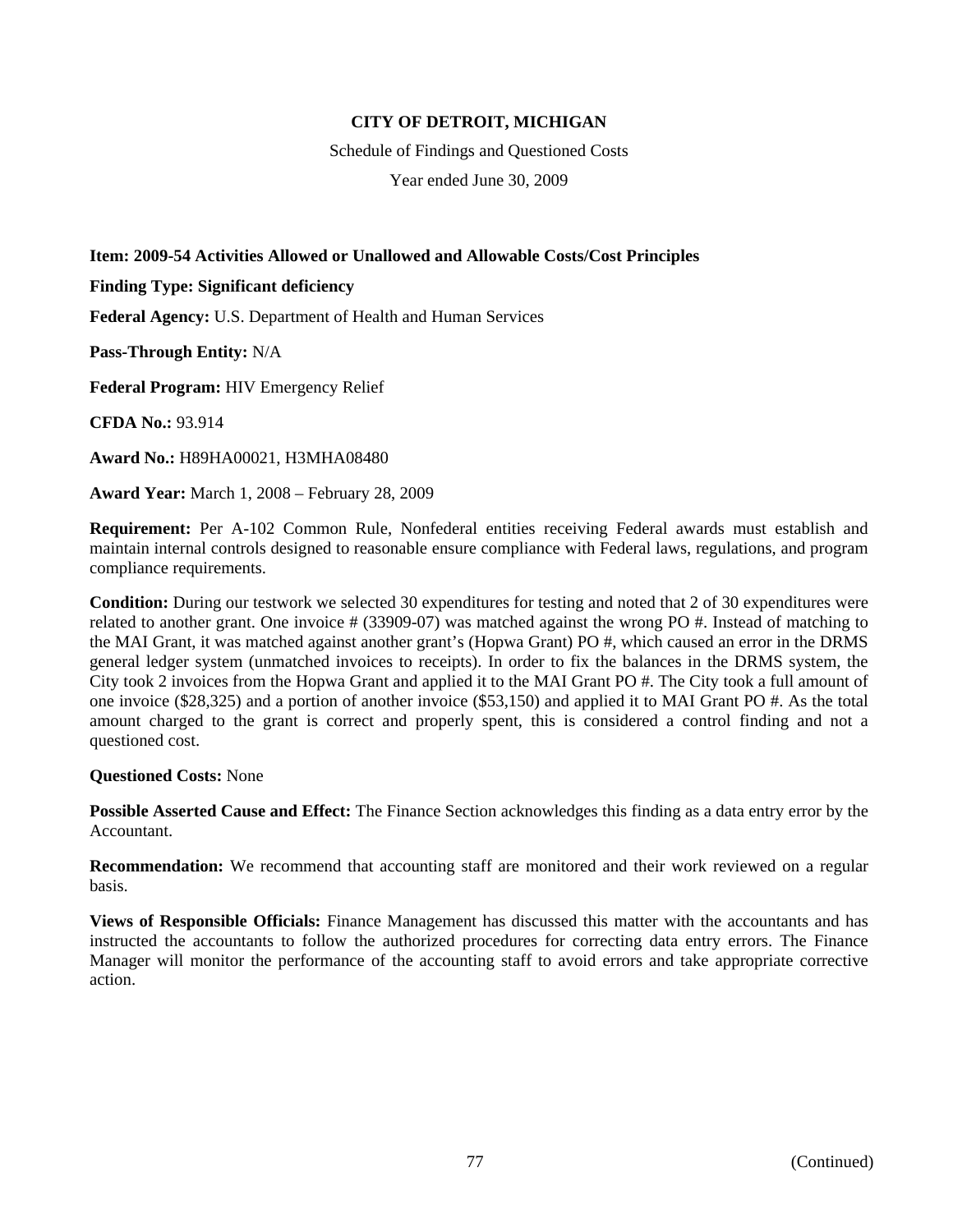**CITY OF DETROIT, MICHIGAN**

Schedule of Findings and Questioned Costs

Year ended June 30, 2009

**Item: 2009-54 Activities Allowed or Unallowed and Allowable Costs/Cost Principles**

**Finding Type: Significant deficiency**

**Federal Agency:** U.S. Department of Health and Human Services

**Pass-Through Entity:** N/A

**Federal Program:** HIV Emergency Relief

**CFDA No.:** 93.914

**Award No.:** H89HA00021, H3MHA08480

**Award Year:** March 1, 2008 – February 28, 2009

**Requirement:** Per A-102 Common Rule, Nonfederal entities receiving Federal awards must establish and maintain internal controls designed to reasonable ensure compliance with Federal laws, regulations, and program compliance requirements.

**Condition:** During our testwork we selected 30 expenditures for testing and noted that 2 of 30 expenditures were related to another grant. One invoice # (33909-07) was matched against the wrong PO #. Instead of matching to the MAI Grant, it was matched against another grant's (Hopwa Grant) PO #, which caused an error in the DRMS general ledger system (unmatched invoices to receipts). In order to fix the balances in the DRMS system, the City took 2 invoices from the Hopwa Grant and applied it to the MAI Grant PO #. The City took a full amount of one invoice ($28,325) and a portion of another invoice ($53,150) and applied it to MAI Grant PO #. As the total amount charged to the grant is correct and properly spent, this is considered a control finding and not a questioned cost.

**Questioned Costs:** None

**Possible Asserted Cause and Effect:** The Finance Section acknowledges this finding as a data entry error by the Accountant.

**Recommendation:** We recommend that accounting staff are monitored and their work reviewed on a regular basis.

**Views of Responsible Officials:** Finance Management has discussed this matter with the accountants and has instructed the accountants to follow the authorized procedures for correcting data entry errors. The Finance Manager will monitor the performance of the accounting staff to avoid errors and take appropriate corrective action.

(Continued)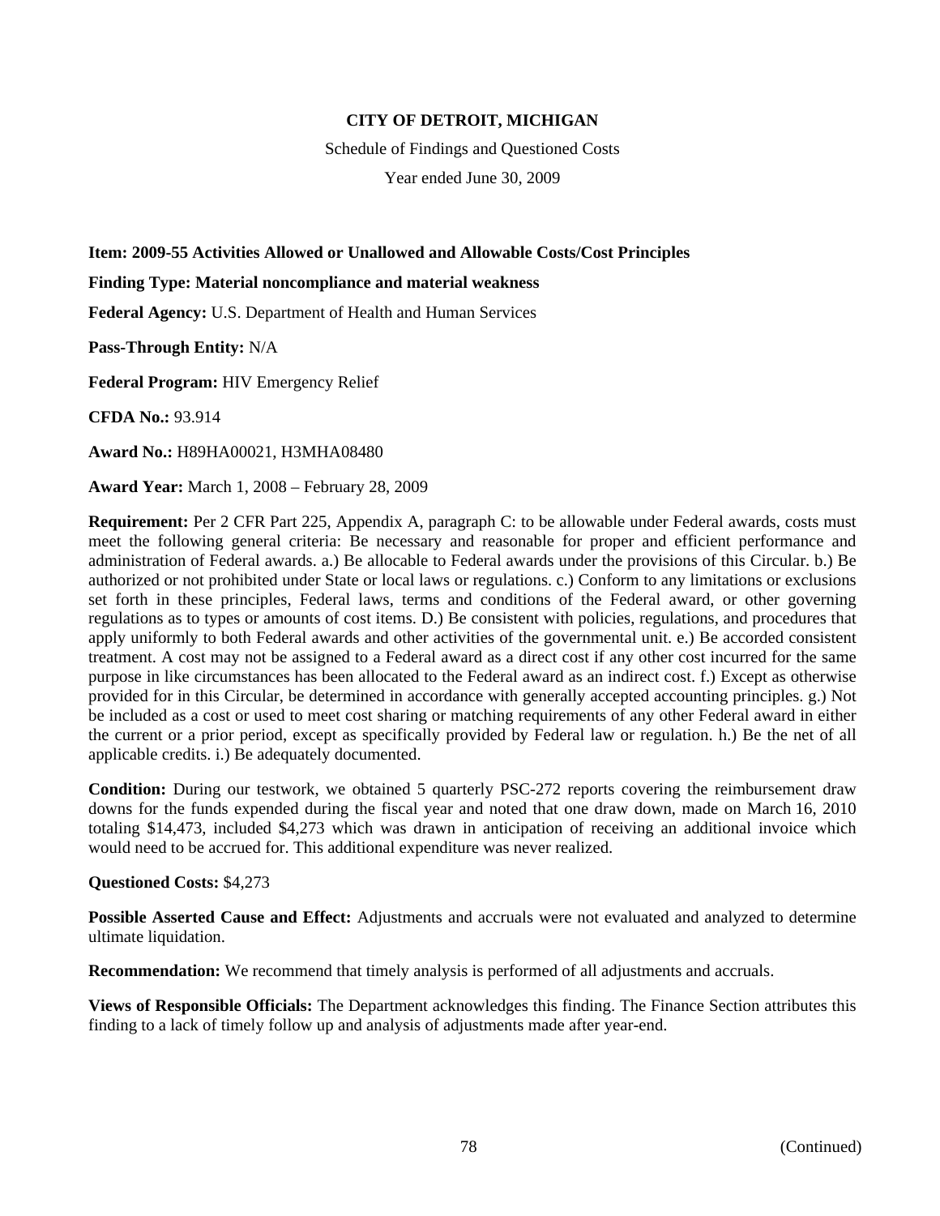**CITY OF DETROIT, MICHIGAN**

Schedule of Findings and Questioned Costs

Year ended June 30, 2009

**Item: 2009-55 Activities Allowed or Unallowed and Allowable Costs/Cost Principles**

**Finding Type: Material noncompliance and material weakness**

**Federal Agency:** U.S. Department of Health and Human Services

**Pass-Through Entity:** N/A

**Federal Program:** HIV Emergency Relief

**CFDA No.:** 93.914

**Award No.:** H89HA00021, H3MHA08480

**Award Year:** March 1, 2008 – February 28, 2009

**Requirement:** Per 2 CFR Part 225, Appendix A, paragraph C: to be allowable under Federal awards, costs must meet the following general criteria: Be necessary and reasonable for proper and efficient performance and administration of Federal awards. a.) Be allocable to Federal awards under the provisions of this Circular. b.) Be authorized or not prohibited under State or local laws or regulations. c.) Conform to any limitations or exclusions set forth in these principles, Federal laws, terms and conditions of the Federal award, or other governing regulations as to types or amounts of cost items. D.) Be consistent with policies, regulations, and procedures that apply uniformly to both Federal awards and other activities of the governmental unit. e.) Be accorded consistent treatment. A cost may not be assigned to a Federal award as a direct cost if any other cost incurred for the same purpose in like circumstances has been allocated to the Federal award as an indirect cost. f.) Except as otherwise provided for in this Circular, be determined in accordance with generally accepted accounting principles. g.) Not be included as a cost or used to meet cost sharing or matching requirements of any other Federal award in either the current or a prior period, except as specifically provided by Federal law or regulation. h.) Be the net of all applicable credits. i.) Be adequately documented.

**Condition:** During our testwork, we obtained 5 quarterly PSC-272 reports covering the reimbursement draw downs for the funds expended during the fiscal year and noted that one draw down, made on March 16, 2010 totaling $14,473, included $4,273 which was drawn in anticipation of receiving an additional invoice which would need to be accrued for. This additional expenditure was never realized.

**Questioned Costs:** $4,273

**Possible Asserted Cause and Effect:** Adjustments and accruals were not evaluated and analyzed to determine ultimate liquidation.

**Recommendation:** We recommend that timely analysis is performed of all adjustments and accruals.

**Views of Responsible Officials:** The Department acknowledges this finding. The Finance Section attributes this finding to a lack of timely follow up and analysis of adjustments made after year-end.

(Continued)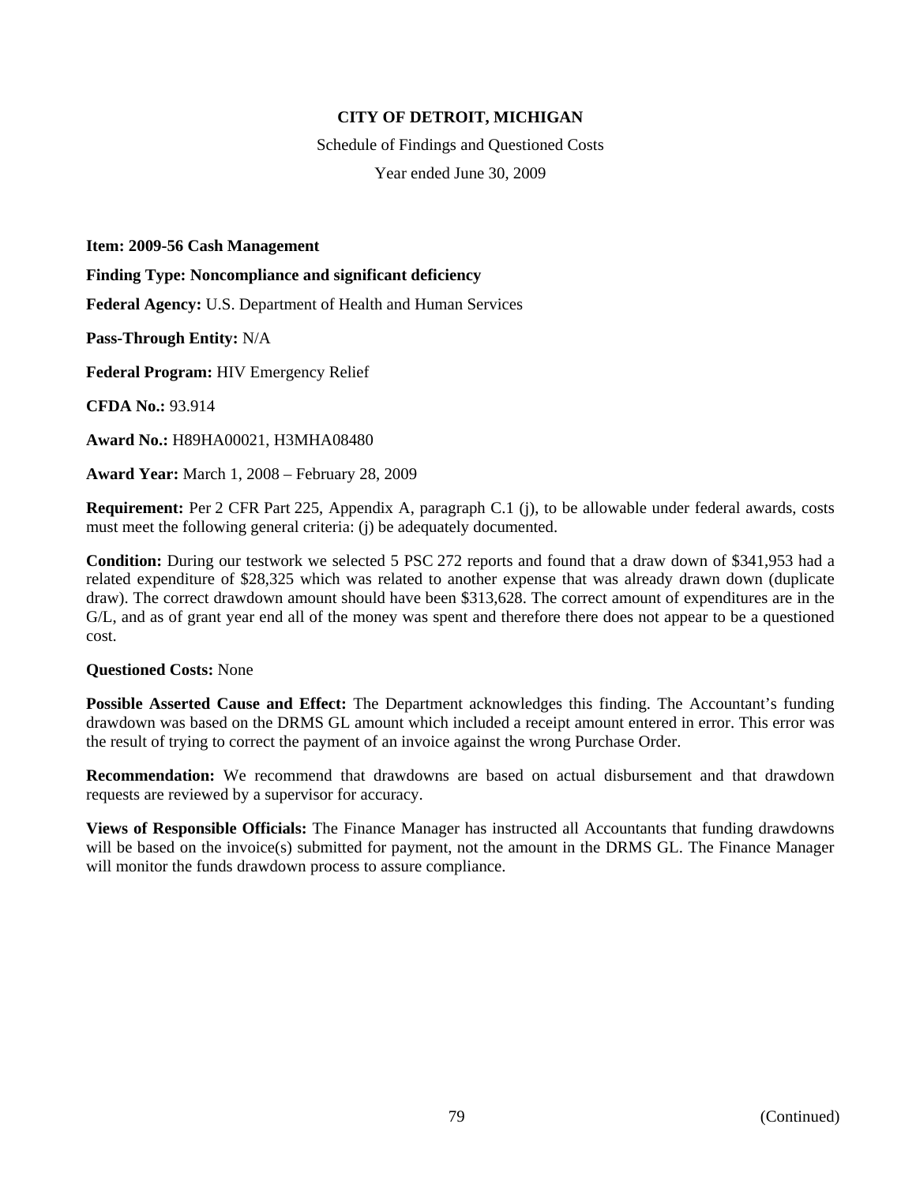**CITY OF DETROIT, MICHIGAN**

Schedule of Findings and Questioned Costs

Year ended June 30, 2009

**Item: 2009-56 Cash Management**

**Finding Type: Noncompliance and significant deficiency**

**Federal Agency:** U.S. Department of Health and Human Services

**Pass-Through Entity:** N/A

**Federal Program:** HIV Emergency Relief

**CFDA No.:** 93.914

**Award No.:** H89HA00021, H3MHA08480

**Award Year:** March 1, 2008 – February 28, 2009

**Requirement:** Per 2 CFR Part 225, Appendix A, paragraph C.1 (j), to be allowable under federal awards, costs must meet the following general criteria: (j) be adequately documented.

**Condition:** During our testwork we selected 5 PSC 272 reports and found that a draw down of $341,953 had a related expenditure of $28,325 which was related to another expense that was already drawn down (duplicate draw). The correct drawdown amount should have been $313,628. The correct amount of expenditures are in the G/L, and as of grant year end all of the money was spent and therefore there does not appear to be a questioned cost.

**Questioned Costs:** None

**Possible Asserted Cause and Effect:** The Department acknowledges this finding. The Accountant's funding drawdown was based on the DRMS GL amount which included a receipt amount entered in error. This error was the result of trying to correct the payment of an invoice against the wrong Purchase Order.

**Recommendation:** We recommend that drawdowns are based on actual disbursement and that drawdown requests are reviewed by a supervisor for accuracy.

**Views of Responsible Officials:** The Finance Manager has instructed all Accountants that funding drawdowns will be based on the invoice(s) submitted for payment, not the amount in the DRMS GL. The Finance Manager will monitor the funds drawdown process to assure compliance.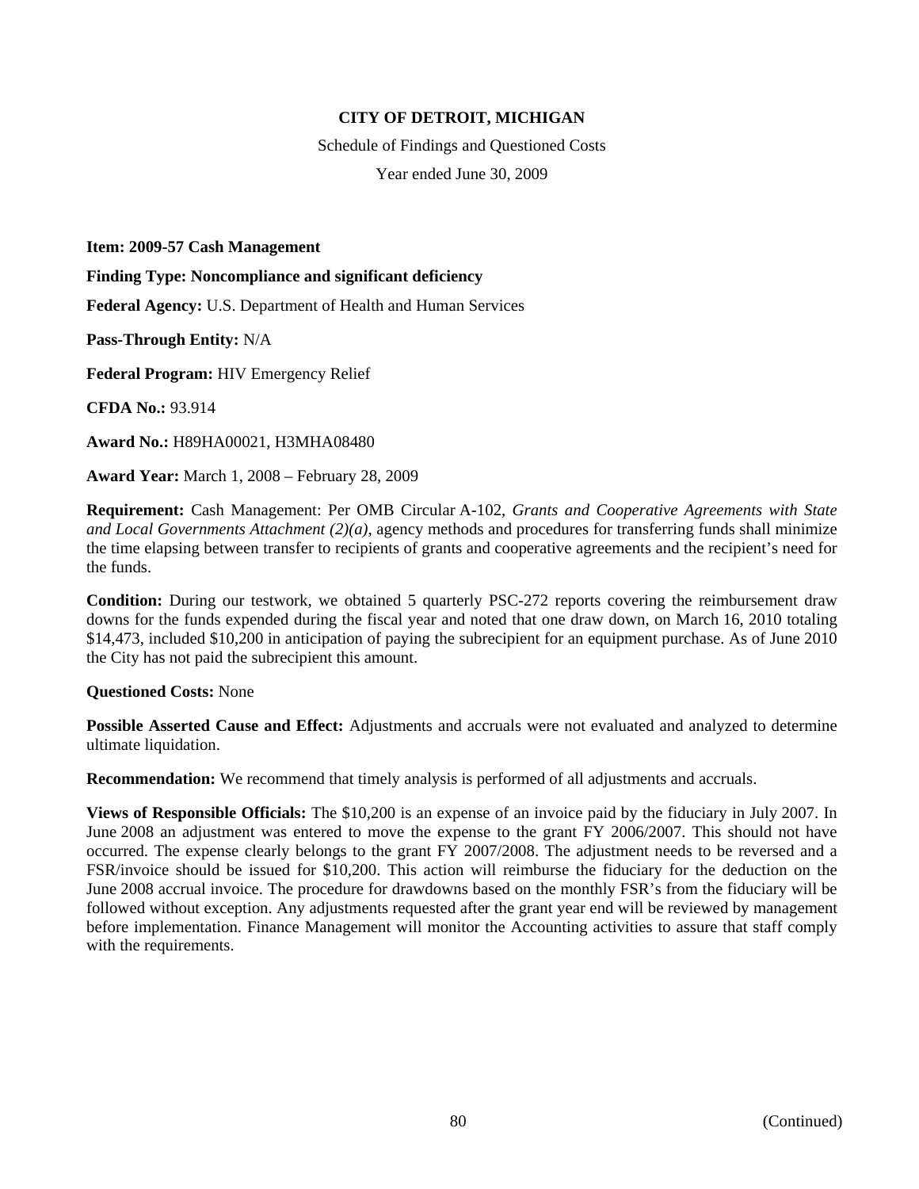**CITY OF DETROIT, MICHIGAN**

Schedule of Findings and Questioned Costs

Year ended June 30, 2009

**Item: 2009-57 Cash Management**

**Finding Type: Noncompliance and significant deficiency**

**Federal Agency:** U.S. Department of Health and Human Services

**Pass-Through Entity:** N/A

**Federal Program:** HIV Emergency Relief

**CFDA No.:** 93.914

**Award No.:** H89HA00021, H3MHA08480

**Award Year:** March 1, 2008 – February 28, 2009

**Requirement:** Cash Management: Per OMB Circular A-102, *Grants and Cooperative Agreements with State and Local Governments Attachment (2)(a)*, agency methods and procedures for transferring funds shall minimize the time elapsing between transfer to recipients of grants and cooperative agreements and the recipient's need for the funds.

**Condition:** During our testwork, we obtained 5 quarterly PSC-272 reports covering the reimbursement draw downs for the funds expended during the fiscal year and noted that one draw down, on March 16, 2010 totaling $14,473, included $10,200 in anticipation of paying the subrecipient for an equipment purchase. As of June 2010 the City has not paid the subrecipient this amount.

**Questioned Costs:** None

**Possible Asserted Cause and Effect:** Adjustments and accruals were not evaluated and analyzed to determine ultimate liquidation.

**Recommendation:** We recommend that timely analysis is performed of all adjustments and accruals.

**Views of Responsible Officials:** The $10,200 is an expense of an invoice paid by the fiduciary in July 2007. In June 2008 an adjustment was entered to move the expense to the grant FY 2006/2007. This should not have occurred. The expense clearly belongs to the grant FY 2007/2008. The adjustment needs to be reversed and a FSR/invoice should be issued for $10,200. This action will reimburse the fiduciary for the deduction on the June 2008 accrual invoice. The procedure for drawdowns based on the monthly FSR's from the fiduciary will be followed without exception. Any adjustments requested after the grant year end will be reviewed by management before implementation. Finance Management will monitor the Accounting activities to assure that staff comply with the requirements.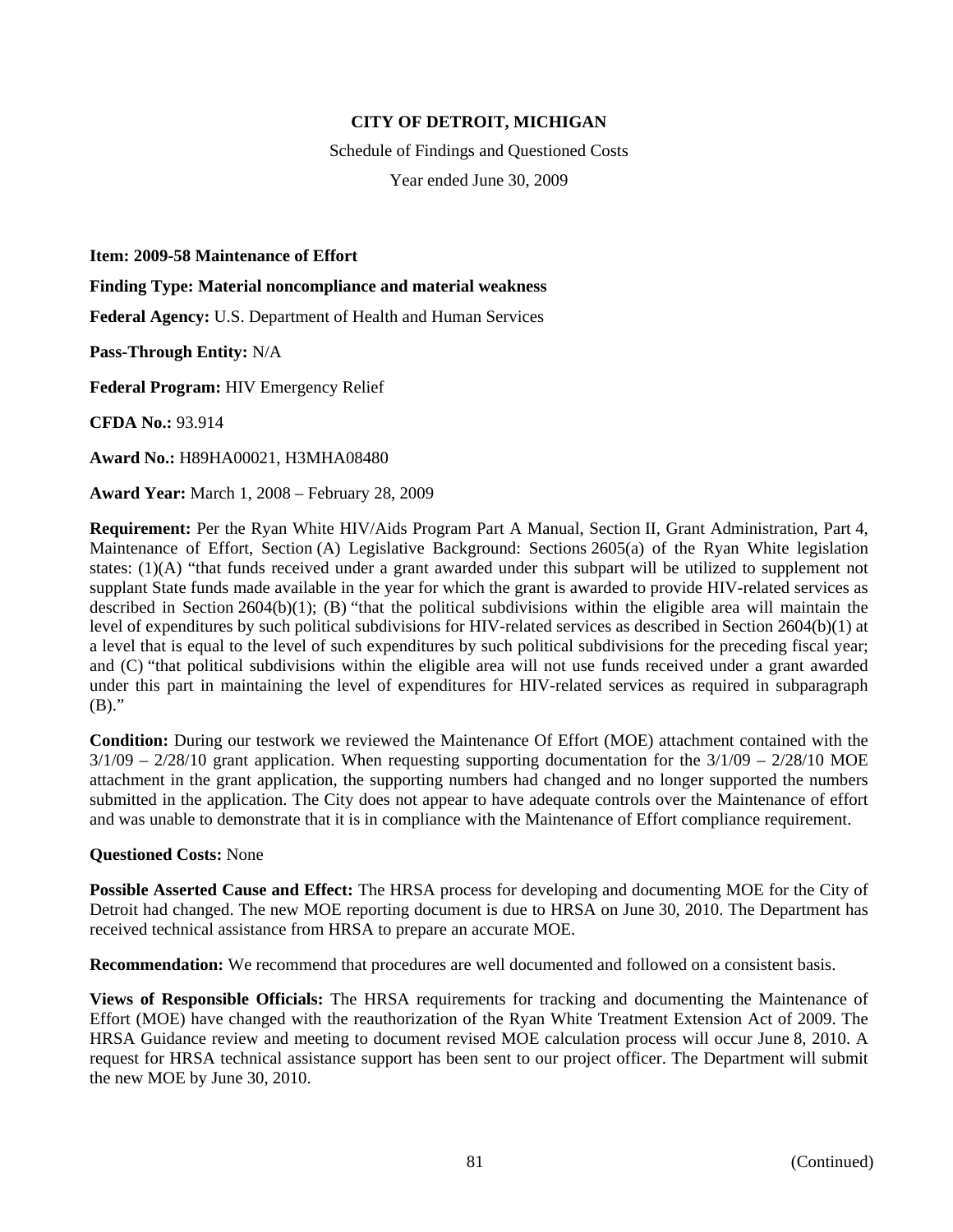**CITY OF DETROIT, MICHIGAN**

Schedule of Findings and Questioned Costs

Year ended June 30, 2009

**Item: 2009-58 Maintenance of Effort**

**Finding Type: Material noncompliance and material weakness**

**Federal Agency:** U.S. Department of Health and Human Services

**Pass-Through Entity:** N/A

**Federal Program:** HIV Emergency Relief

**CFDA No.:** 93.914

**Award No.:** H89HA00021, H3MHA08480

**Award Year:** March 1, 2008 – February 28, 2009

**Requirement:** Per the Ryan White HIV/Aids Program Part A Manual, Section II, Grant Administration, Part 4, Maintenance of Effort, Section (A) Legislative Background: Sections 2605(a) of the Ryan White legislation states: (1)(A) "that funds received under a grant awarded under this subpart will be utilized to supplement not supplant State funds made available in the year for which the grant is awarded to provide HIV-related services as described in Section 2604(b)(1); (B) "that the political subdivisions within the eligible area will maintain the level of expenditures by such political subdivisions for HIV-related services as described in Section 2604(b)(1) at a level that is equal to the level of such expenditures by such political subdivisions for the preceding fiscal year; and (C) "that political subdivisions within the eligible area will not use funds received under a grant awarded under this part in maintaining the level of expenditures for HIV-related services as required in subparagraph (B)."

**Condition:** During our testwork we reviewed the Maintenance Of Effort (MOE) attachment contained with the 3/1/09 – 2/28/10 grant application. When requesting supporting documentation for the 3/1/09 – 2/28/10 MOE attachment in the grant application, the supporting numbers had changed and no longer supported the numbers submitted in the application. The City does not appear to have adequate controls over the Maintenance of effort and was unable to demonstrate that it is in compliance with the Maintenance of Effort compliance requirement.

**Questioned Costs:** None

**Possible Asserted Cause and Effect:** The HRSA process for developing and documenting MOE for the City of Detroit had changed. The new MOE reporting document is due to HRSA on June 30, 2010. The Department has received technical assistance from HRSA to prepare an accurate MOE.

**Recommendation:** We recommend that procedures are well documented and followed on a consistent basis.

**Views of Responsible Officials:** The HRSA requirements for tracking and documenting the Maintenance of Effort (MOE) have changed with the reauthorization of the Ryan White Treatment Extension Act of 2009. The HRSA Guidance review and meeting to document revised MOE calculation process will occur June 8, 2010. A request for HRSA technical assistance support has been sent to our project officer. The Department will submit the new MOE by June 30, 2010.

(Continued)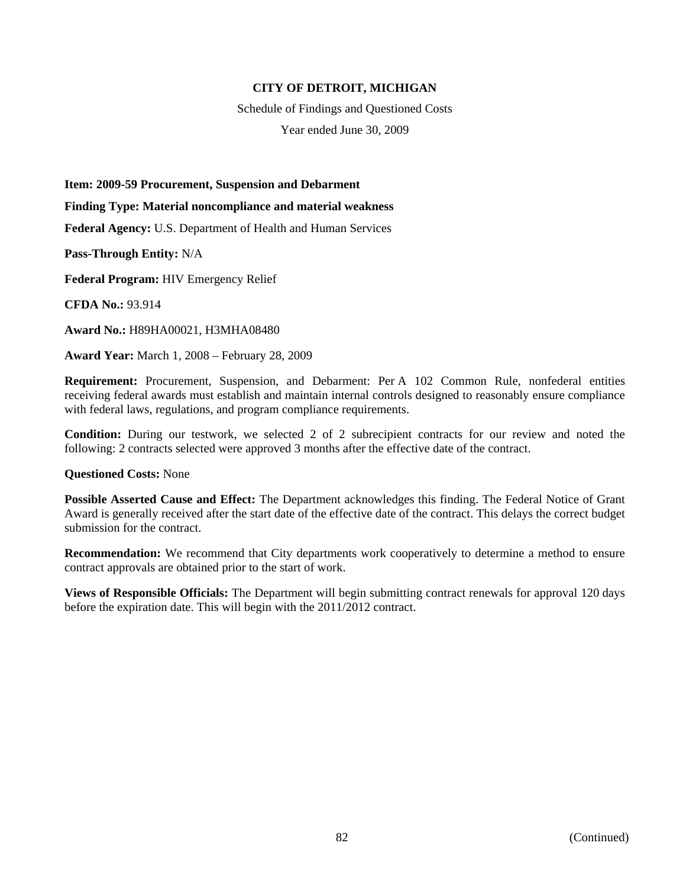**CITY OF DETROIT, MICHIGAN**

Schedule of Findings and Questioned Costs

Year ended June 30, 2009

**Item: 2009-59 Procurement, Suspension and Debarment**

**Finding Type: Material noncompliance and material weakness**

**Federal Agency:** U.S. Department of Health and Human Services

**Pass-Through Entity:** N/A

**Federal Program:** HIV Emergency Relief

**CFDA No.:** 93.914

**Award No.:** H89HA00021, H3MHA08480

**Award Year:** March 1, 2008 – February 28, 2009

**Requirement:** Procurement, Suspension, and Debarment: Per A 102 Common Rule, nonfederal entities receiving federal awards must establish and maintain internal controls designed to reasonably ensure compliance with federal laws, regulations, and program compliance requirements.

**Condition:** During our testwork, we selected 2 of 2 subrecipient contracts for our review and noted the following: 2 contracts selected were approved 3 months after the effective date of the contract.

**Questioned Costs:** None

**Possible Asserted Cause and Effect:** The Department acknowledges this finding. The Federal Notice of Grant Award is generally received after the start date of the effective date of the contract. This delays the correct budget submission for the contract.

**Recommendation:** We recommend that City departments work cooperatively to determine a method to ensure contract approvals are obtained prior to the start of work.

**Views of Responsible Officials:** The Department will begin submitting contract renewals for approval 120 days before the expiration date. This will begin with the 2011/2012 contract.

(Continued)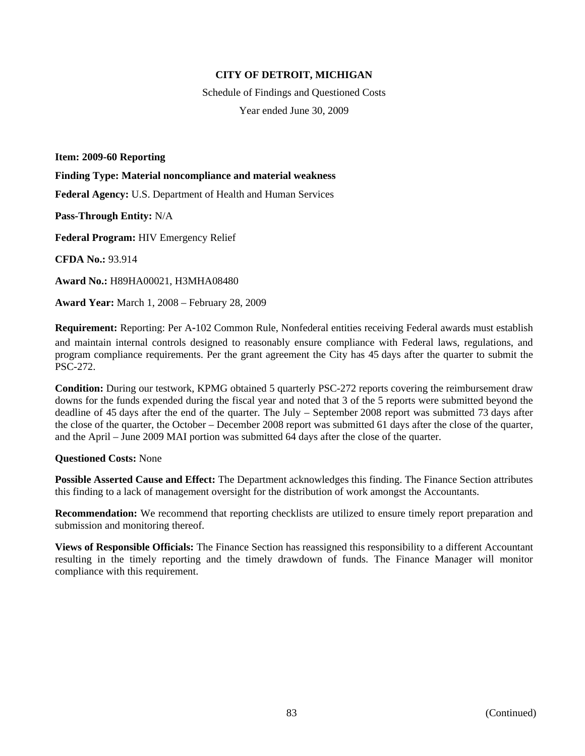**CITY OF DETROIT, MICHIGAN**

Schedule of Findings and Questioned Costs

Year ended June 30, 2009

**Item: 2009-60 Reporting**

**Finding Type: Material noncompliance and material weakness**

**Federal Agency:** U.S. Department of Health and Human Services

**Pass-Through Entity:** N/A

**Federal Program:** HIV Emergency Relief

**CFDA No.:** 93.914

**Award No.:** H89HA00021, H3MHA08480

**Award Year:** March 1, 2008 – February 28, 2009

**Requirement:** Reporting: Per A-102 Common Rule, Nonfederal entities receiving Federal awards must establish and maintain internal controls designed to reasonably ensure compliance with Federal laws, regulations, and program compliance requirements. Per the grant agreement the City has 45 days after the quarter to submit the PSC-272.

**Condition:** During our testwork, KPMG obtained 5 quarterly PSC-272 reports covering the reimbursement draw downs for the funds expended during the fiscal year and noted that 3 of the 5 reports were submitted beyond the deadline of 45 days after the end of the quarter. The July – September 2008 report was submitted 73 days after the close of the quarter, the October – December 2008 report was submitted 61 days after the close of the quarter, and the April – June 2009 MAI portion was submitted 64 days after the close of the quarter.

**Questioned Costs:** None

**Possible Asserted Cause and Effect:** The Department acknowledges this finding. The Finance Section attributes this finding to a lack of management oversight for the distribution of work amongst the Accountants.

**Recommendation:** We recommend that reporting checklists are utilized to ensure timely report preparation and submission and monitoring thereof.

**Views of Responsible Officials:** The Finance Section has reassigned this responsibility to a different Accountant resulting in the timely reporting and the timely drawdown of funds. The Finance Manager will monitor compliance with this requirement.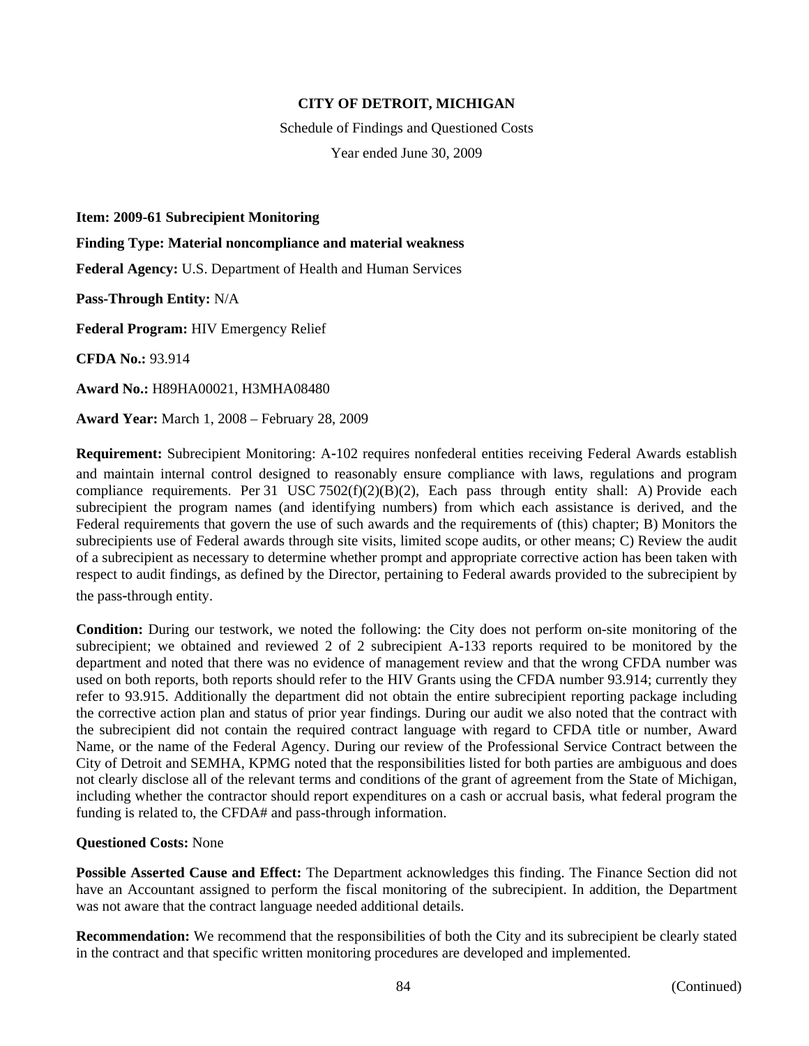# CITY OF DETROIT, MICHIGAN

Schedule of Findings and Questioned Costs

Year ended June 30, 2009

**Item: 2009-61 Subrecipient Monitoring**

**Finding Type: Material noncompliance and material weakness**

**Federal Agency:** U.S. Department of Health and Human Services

**Pass-Through Entity:** N/A

**Federal Program:** HIV Emergency Relief

**CFDA No.:** 93.914

**Award No.:** H89HA00021, H3MHA08480

**Award Year:** March 1, 2008 – February 28, 2009

**Requirement:** Subrecipient Monitoring: A-102 requires nonfederal entities receiving Federal Awards establish and maintain internal control designed to reasonably ensure compliance with laws, regulations and program compliance requirements. Per 31 USC 7502(f)(2)(B)(2), Each pass through entity shall: A) Provide each subrecipient the program names (and identifying numbers) from which each assistance is derived, and the Federal requirements that govern the use of such awards and the requirements of (this) chapter; B) Monitors the subrecipients use of Federal awards through site visits, limited scope audits, or other means; C) Review the audit of a subrecipient as necessary to determine whether prompt and appropriate corrective action has been taken with respect to audit findings, as defined by the Director, pertaining to Federal awards provided to the subrecipient by the pass-through entity.

**Condition:** During our testwork, we noted the following: the City does not perform on-site monitoring of the subrecipient; we obtained and reviewed 2 of 2 subrecipient A-133 reports required to be monitored by the department and noted that there was no evidence of management review and that the wrong CFDA number was used on both reports, both reports should refer to the HIV Grants using the CFDA number 93.914; currently they refer to 93.915. Additionally the department did not obtain the entire subrecipient reporting package including the corrective action plan and status of prior year findings. During our audit we also noted that the contract with the subrecipient did not contain the required contract language with regard to CFDA title or number, Award Name, or the name of the Federal Agency. During our review of the Professional Service Contract between the City of Detroit and SEMHA, KPMG noted that the responsibilities listed for both parties are ambiguous and does not clearly disclose all of the relevant terms and conditions of the grant of agreement from the State of Michigan, including whether the contractor should report expenditures on a cash or accrual basis, what federal program the funding is related to, the CFDA# and pass-through information.

**Questioned Costs:** None

**Possible Asserted Cause and Effect:** The Department acknowledges this finding. The Finance Section did not have an Accountant assigned to perform the fiscal monitoring of the subrecipient. In addition, the Department was not aware that the contract language needed additional details.

**Recommendation:** We recommend that the responsibilities of both the City and its subrecipient be clearly stated in the contract and that specific written monitoring procedures are developed and implemented.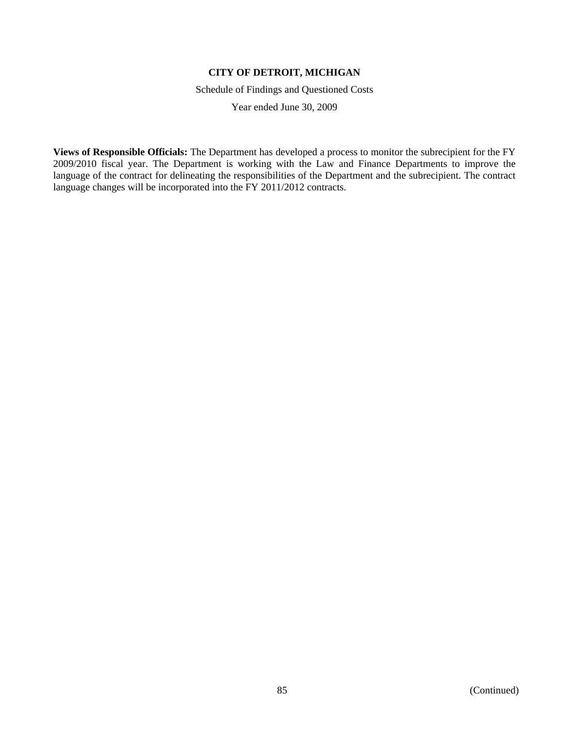**Views of Responsible Officials:** The Department has developed a process to monitor the subrecipient for the FY 2009/2010 fiscal year. The Department is working with the Law and Finance Departments to improve the language of the contract for delineating the responsibilities of the Department and the subrecipient. The contract language changes will be incorporated into the FY 2011/2012 contracts.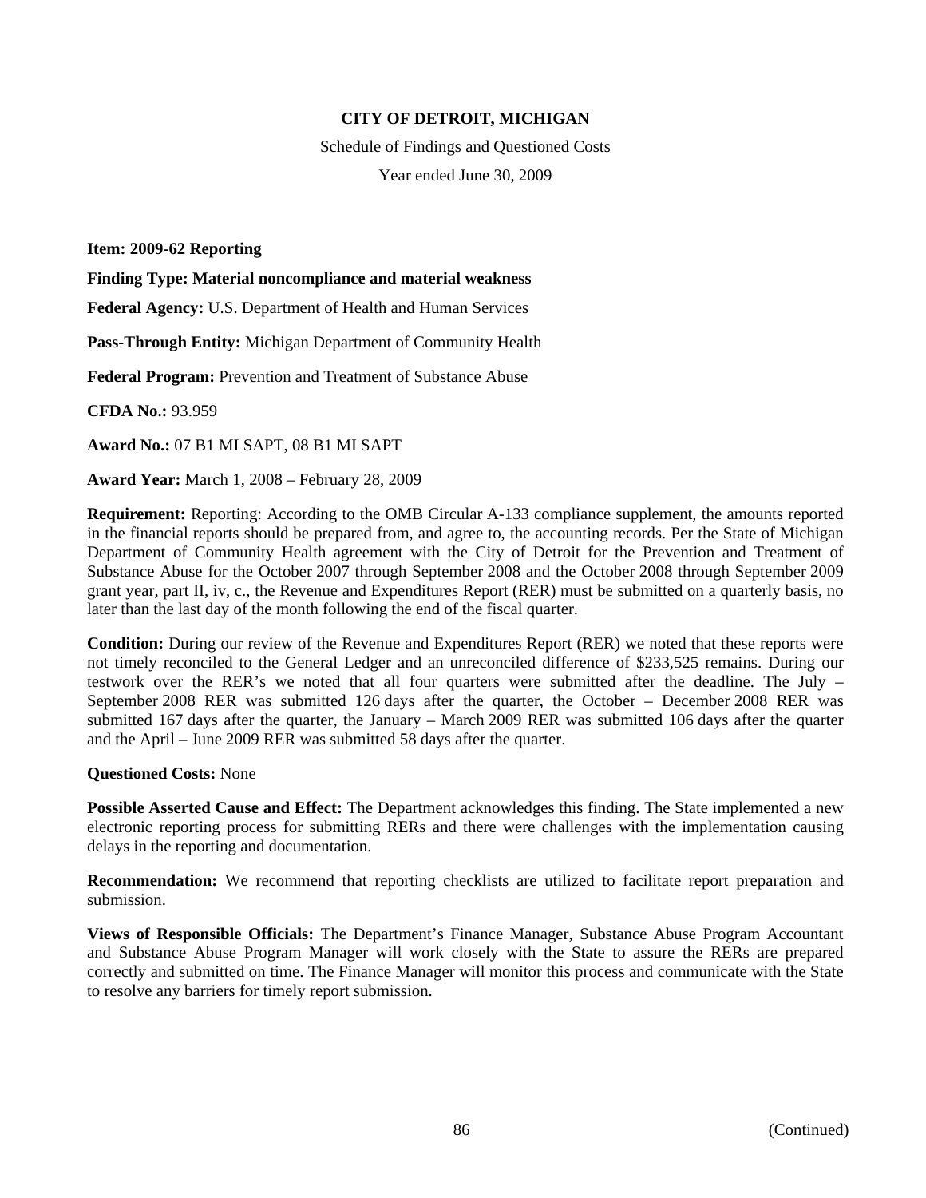**CITY OF DETROIT, MICHIGAN**

Schedule of Findings and Questioned Costs

Year ended June 30, 2009

**Item: 2009-62 Reporting**

**Finding Type: Material noncompliance and material weakness**

**Federal Agency:** U.S. Department of Health and Human Services

**Pass-Through Entity:** Michigan Department of Community Health

**Federal Program:** Prevention and Treatment of Substance Abuse

**CFDA No.:** 93.959

**Award No.:** 07 B1 MI SAPT, 08 B1 MI SAPT

**Award Year:** March 1, 2008 – February 28, 2009

**Requirement:** Reporting: According to the OMB Circular A-133 compliance supplement, the amounts reported in the financial reports should be prepared from, and agree to, the accounting records. Per the State of Michigan Department of Community Health agreement with the City of Detroit for the Prevention and Treatment of Substance Abuse for the October 2007 through September 2008 and the October 2008 through September 2009 grant year, part II, iv, c., the Revenue and Expenditures Report (RER) must be submitted on a quarterly basis, no later than the last day of the month following the end of the fiscal quarter.

**Condition:** During our review of the Revenue and Expenditures Report (RER) we noted that these reports were not timely reconciled to the General Ledger and an unreconciled difference of $233,525 remains. During our testwork over the RER's we noted that all four quarters were submitted after the deadline. The July – September 2008 RER was submitted 126 days after the quarter, the October – December 2008 RER was submitted 167 days after the quarter, the January – March 2009 RER was submitted 106 days after the quarter and the April – June 2009 RER was submitted 58 days after the quarter.

**Questioned Costs:** None

**Possible Asserted Cause and Effect:** The Department acknowledges this finding. The State implemented a new electronic reporting process for submitting RERs and there were challenges with the implementation causing delays in the reporting and documentation.

**Recommendation:** We recommend that reporting checklists are utilized to facilitate report preparation and submission.

**Views of Responsible Officials:** The Department's Finance Manager, Substance Abuse Program Accountant and Substance Abuse Program Manager will work closely with the State to assure the RERs are prepared correctly and submitted on time. The Finance Manager will monitor this process and communicate with the State to resolve any barriers for timely report submission.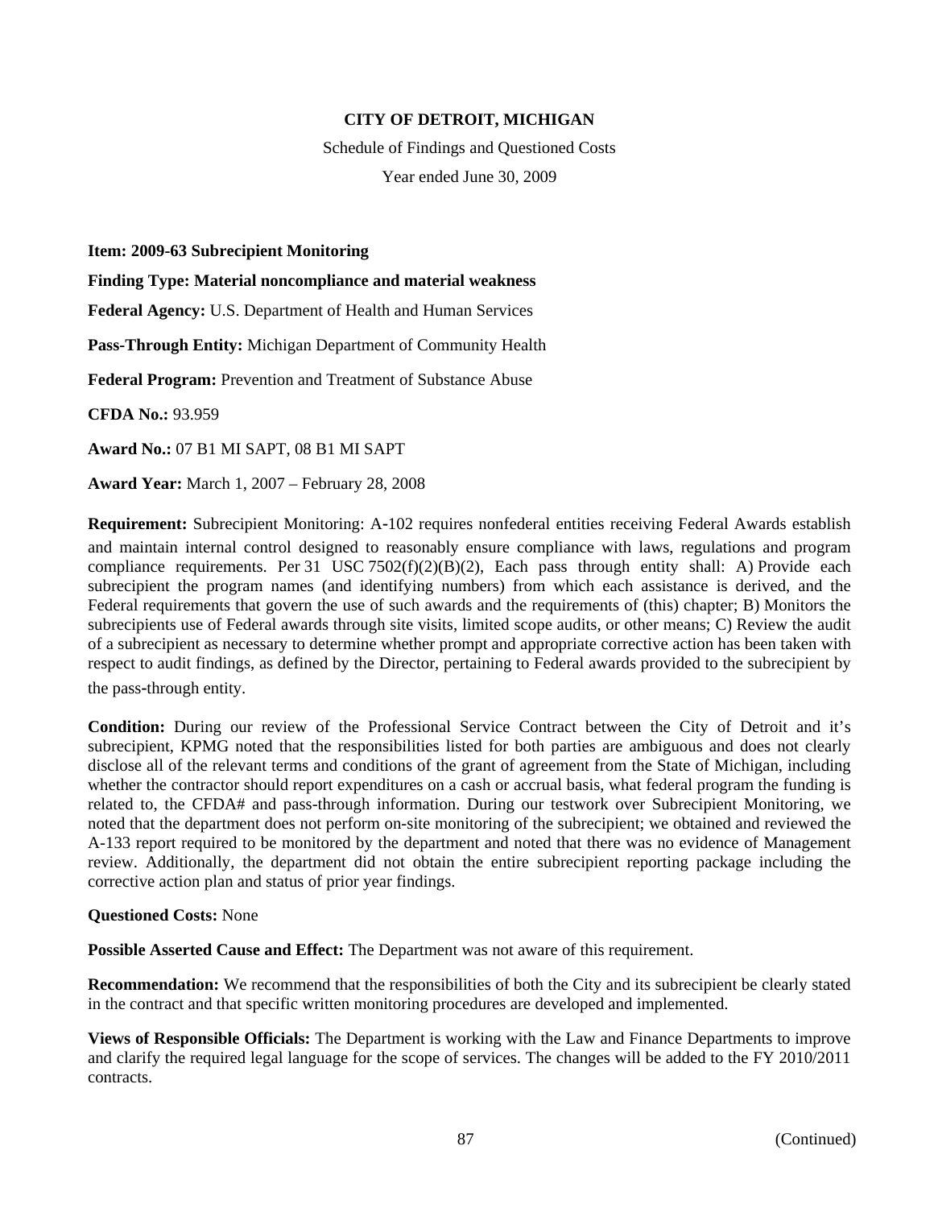**CITY OF DETROIT, MICHIGAN**

Schedule of Findings and Questioned Costs

Year ended June 30, 2009

**Item: 2009-63 Subrecipient Monitoring**

**Finding Type: Material noncompliance and material weakness**

**Federal Agency:** U.S. Department of Health and Human Services

**Pass-Through Entity:** Michigan Department of Community Health

**Federal Program:** Prevention and Treatment of Substance Abuse

**CFDA No.:** 93.959

**Award No.:** 07 B1 MI SAPT, 08 B1 MI SAPT

**Award Year:** March 1, 2007 – February 28, 2008

**Requirement:** Subrecipient Monitoring: A-102 requires nonfederal entities receiving Federal Awards establish and maintain internal control designed to reasonably ensure compliance with laws, regulations and program compliance requirements. Per 31 USC 7502(f)(2)(B)(2), Each pass through entity shall: A) Provide each subrecipient the program names (and identifying numbers) from which each assistance is derived, and the Federal requirements that govern the use of such awards and the requirements of (this) chapter; B) Monitors the subrecipients use of Federal awards through site visits, limited scope audits, or other means; C) Review the audit of a subrecipient as necessary to determine whether prompt and appropriate corrective action has been taken with respect to audit findings, as defined by the Director, pertaining to Federal awards provided to the subrecipient by the pass-through entity.

**Condition:** During our review of the Professional Service Contract between the City of Detroit and it's subrecipient, KPMG noted that the responsibilities listed for both parties are ambiguous and does not clearly disclose all of the relevant terms and conditions of the grant of agreement from the State of Michigan, including whether the contractor should report expenditures on a cash or accrual basis, what federal program the funding is related to, the CFDA# and pass-through information. During our testwork over Subrecipient Monitoring, we noted that the department does not perform on-site monitoring of the subrecipient; we obtained and reviewed the A-133 report required to be monitored by the department and noted that there was no evidence of Management review. Additionally, the department did not obtain the entire subrecipient reporting package including the corrective action plan and status of prior year findings.

**Questioned Costs:** None

**Possible Asserted Cause and Effect:** The Department was not aware of this requirement.

**Recommendation:** We recommend that the responsibilities of both the City and its subrecipient be clearly stated in the contract and that specific written monitoring procedures are developed and implemented.

**Views of Responsible Officials:** The Department is working with the Law and Finance Departments to improve and clarify the required legal language for the scope of services. The changes will be added to the FY 2010/2011 contracts.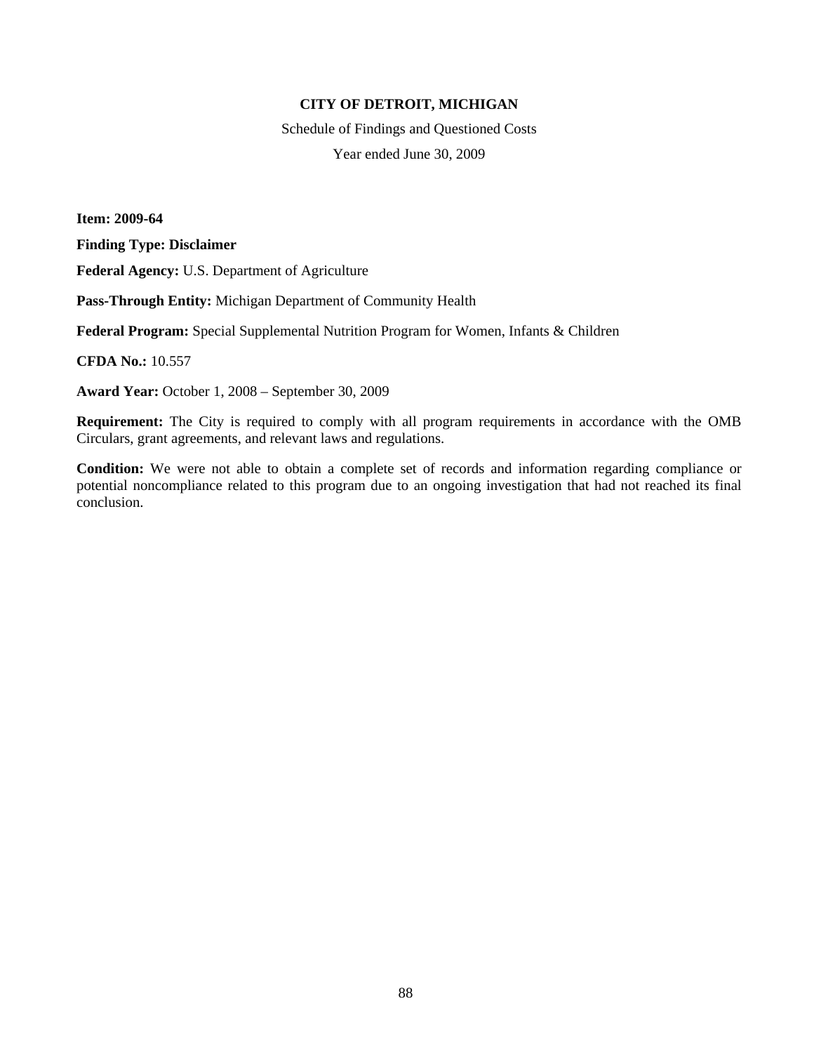**CITY OF DETROIT, MICHIGAN**

Schedule of Findings and Questioned Costs

Year ended June 30, 2009

**Item: 2009-64**

**Finding Type: Disclaimer**

**Federal Agency:** U.S. Department of Agriculture

**Pass-Through Entity:** Michigan Department of Community Health

**Federal Program:** Special Supplemental Nutrition Program for Women, Infants & Children

**CFDA No.:** 10.557

**Award Year:** October 1, 2008 – September 30, 2009

**Requirement:** The City is required to comply with all program requirements in accordance with the OMB Circulars, grant agreements, and relevant laws and regulations.

**Condition:** We were not able to obtain a complete set of records and information regarding compliance or potential noncompliance related to this program due to an ongoing investigation that had not reached its final conclusion.